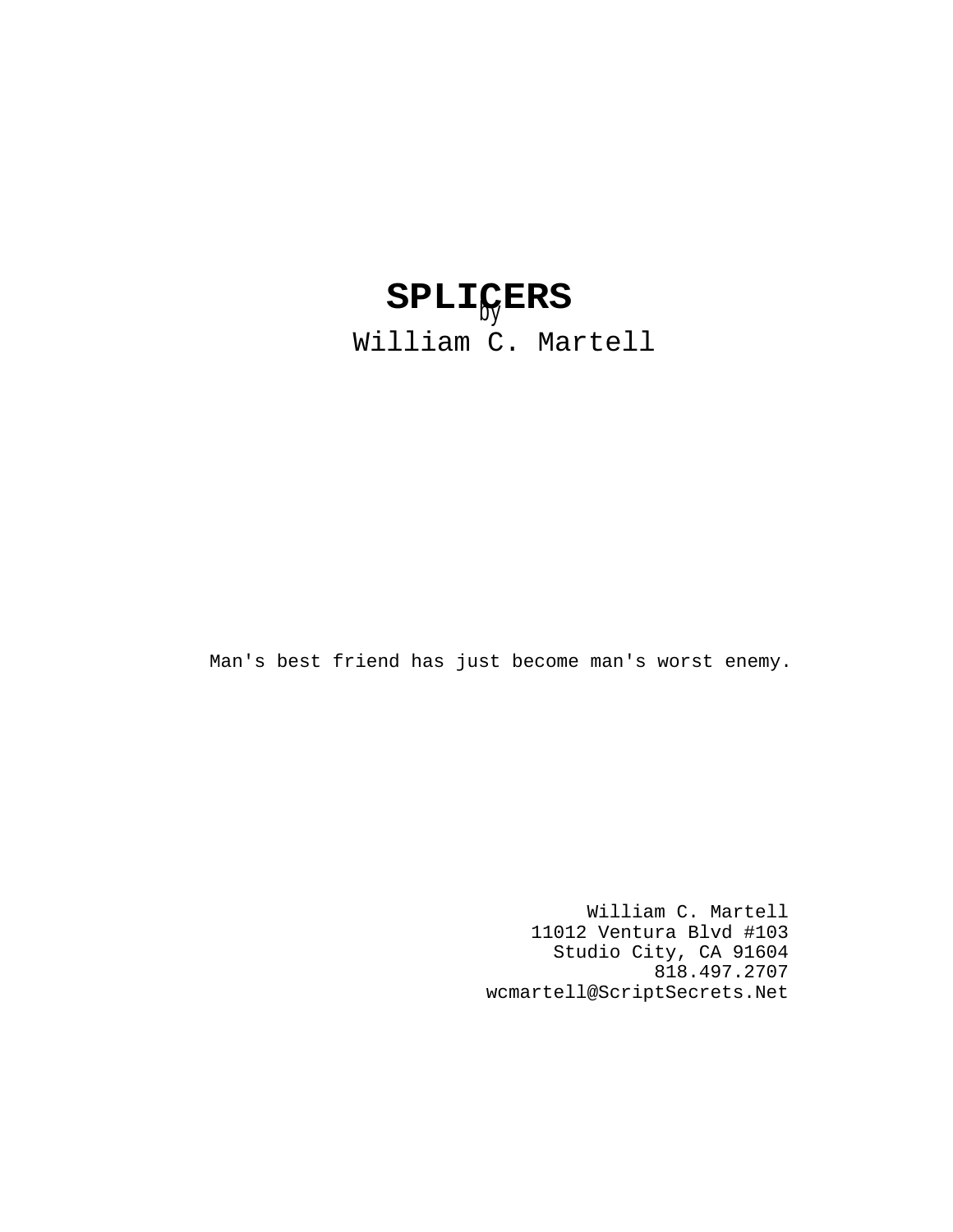# SPLICERS

by

William C. Martell

Man's best friend has just become man's worst enemy.

William C. Martell
11012 Ventura Blvd #103
Studio City, CA 91604
818.497.2707
wcmartell@ScriptSecrets.Net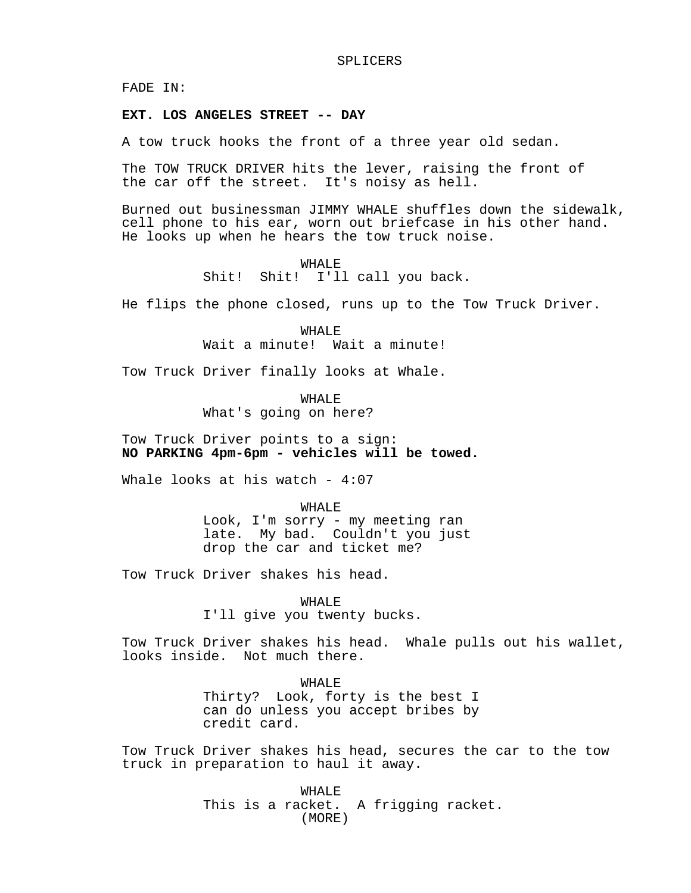SPLICERS

FADE IN:

**EXT. LOS ANGELES STREET -- DAY**

A tow truck hooks the front of a three year old sedan.

The TOW TRUCK DRIVER hits the lever, raising the front of the car off the street. It's noisy as hell.

Burned out businessman JIMMY WHALE shuffles down the sidewalk, cell phone to his ear, worn out briefcase in his other hand. He looks up when he hears the tow truck noise.

WHALE
Shit! Shit! I'll call you back.

He flips the phone closed, runs up to the Tow Truck Driver.

WHALE
Wait a minute! Wait a minute!

Tow Truck Driver finally looks at Whale.

WHALE
What's going on here?

Tow Truck Driver points to a sign:
**NO PARKING 4pm-6pm - vehicles will be towed.**

Whale looks at his watch - 4:07

WHALE
Look, I'm sorry - my meeting ran late. My bad. Couldn't you just drop the car and ticket me?

Tow Truck Driver shakes his head.

WHALE
I'll give you twenty bucks.

Tow Truck Driver shakes his head. Whale pulls out his wallet, looks inside. Not much there.

WHALE
Thirty? Look, forty is the best I can do unless you accept bribes by credit card.

Tow Truck Driver shakes his head, secures the car to the tow truck in preparation to haul it away.

WHALE
This is a racket. A frigging racket.
(MORE)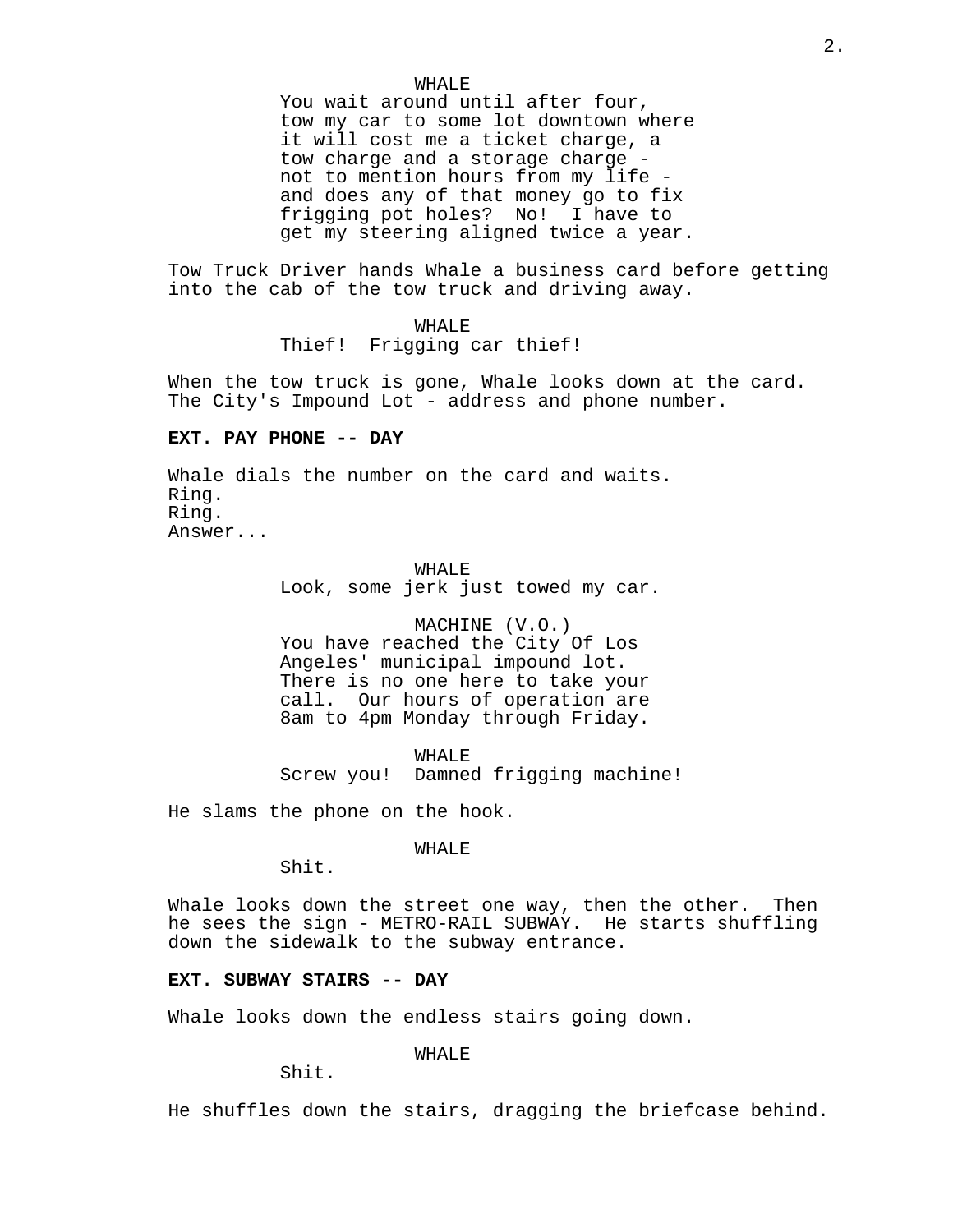WHALE

You wait around until after four, tow my car to some lot downtown where it will cost me a ticket charge, a tow charge and a storage charge - not to mention hours from my life - and does any of that money go to fix frigging pot holes? No! I have to get my steering aligned twice a year.

Tow Truck Driver hands Whale a business card before getting into the cab of the tow truck and driving away.

WHALE

Thief! Frigging car thief!

When the tow truck is gone, Whale looks down at the card. The City's Impound Lot - address and phone number.

**EXT. PAY PHONE -- DAY**

Whale dials the number on the card and waits.
Ring.
Ring.
Answer...

WHALE

Look, some jerk just towed my car.

MACHINE (V.O.)

You have reached the City Of Los Angeles' municipal impound lot. There is no one here to take your call. Our hours of operation are 8am to 4pm Monday through Friday.

WHALE

Screw you! Damned frigging machine!

He slams the phone on the hook.

WHALE

Shit.

Whale looks down the street one way, then the other. Then he sees the sign - METRO-RAIL SUBWAY. He starts shuffling down the sidewalk to the subway entrance.

**EXT. SUBWAY STAIRS -- DAY**

Whale looks down the endless stairs going down.

WHALE

Shit.

He shuffles down the stairs, dragging the briefcase behind.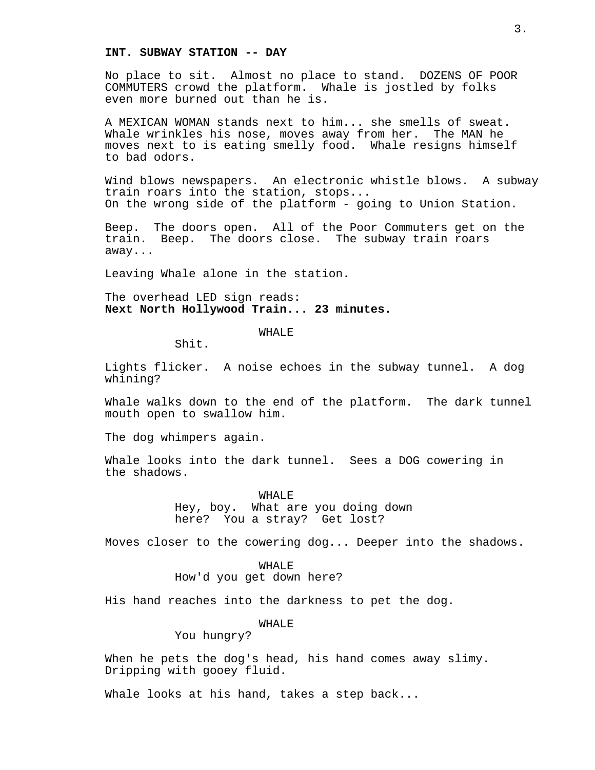**INT. SUBWAY STATION -- DAY**

No place to sit. Almost no place to stand. DOZENS OF POOR COMMUTERS crowd the platform. Whale is jostled by folks even more burned out than he is.

A MEXICAN WOMAN stands next to him... she smells of sweat. Whale wrinkles his nose, moves away from her. The MAN he moves next to is eating smelly food. Whale resigns himself to bad odors.

Wind blows newspapers. An electronic whistle blows. A subway train roars into the station, stops...
On the wrong side of the platform - going to Union Station.

Beep. The doors open. All of the Poor Commuters get on the train. Beep. The doors close. The subway train roars away...

Leaving Whale alone in the station.

The overhead LED sign reads:
**Next North Hollywood Train... 23 minutes.**

WHALE
Shit.

Lights flicker. A noise echoes in the subway tunnel. A dog whining?

Whale walks down to the end of the platform. The dark tunnel mouth open to swallow him.

The dog whimpers again.

Whale looks into the dark tunnel. Sees a DOG cowering in the shadows.

WHALE
Hey, boy. What are you doing down here? You a stray? Get lost?

Moves closer to the cowering dog... Deeper into the shadows.

WHALE
How'd you get down here?

His hand reaches into the darkness to pet the dog.

WHALE
You hungry?

When he pets the dog's head, his hand comes away slimy. Dripping with gooey fluid.

Whale looks at his hand, takes a step back...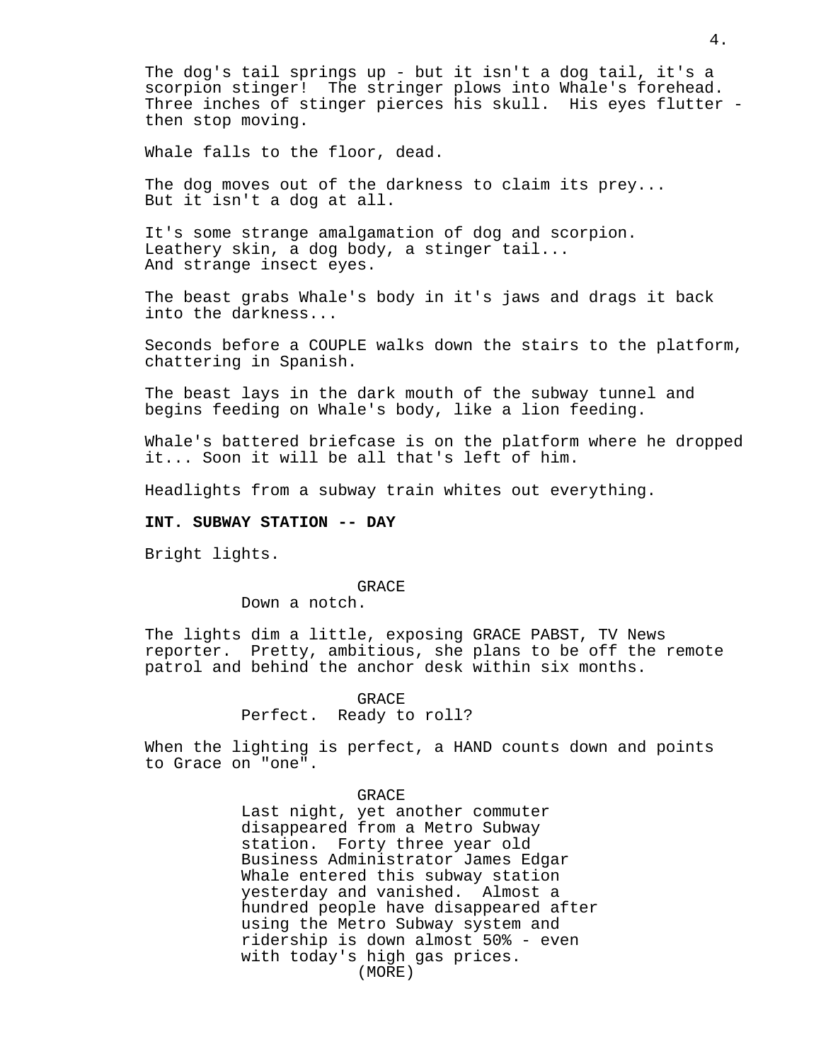The dog's tail springs up - but it isn't a dog tail, it's a scorpion stinger! The stringer plows into Whale's forehead. Three inches of stinger pierces his skull. His eyes flutter - then stop moving.

Whale falls to the floor, dead.

The dog moves out of the darkness to claim its prey...
But it isn't a dog at all.

It's some strange amalgamation of dog and scorpion.
Leathery skin, a dog body, a stinger tail...
And strange insect eyes.

The beast grabs Whale's body in it's jaws and drags it back into the darkness...

Seconds before a COUPLE walks down the stairs to the platform, chattering in Spanish.

The beast lays in the dark mouth of the subway tunnel and begins feeding on Whale's body, like a lion feeding.

Whale's battered briefcase is on the platform where he dropped it... Soon it will be all that's left of him.

Headlights from a subway train whites out everything.

**INT. SUBWAY STATION -- DAY**

Bright lights.

GRACE
Down a notch.

The lights dim a little, exposing GRACE PABST, TV News reporter. Pretty, ambitious, she plans to be off the remote patrol and behind the anchor desk within six months.

GRACE
Perfect. Ready to roll?

When the lighting is perfect, a HAND counts down and points to Grace on "one".

GRACE
Last night, yet another commuter disappeared from a Metro Subway station. Forty three year old Business Administrator James Edgar Whale entered this subway station yesterday and vanished. Almost a hundred people have disappeared after using the Metro Subway system and ridership is down almost 50% - even with today's high gas prices.
(MORE)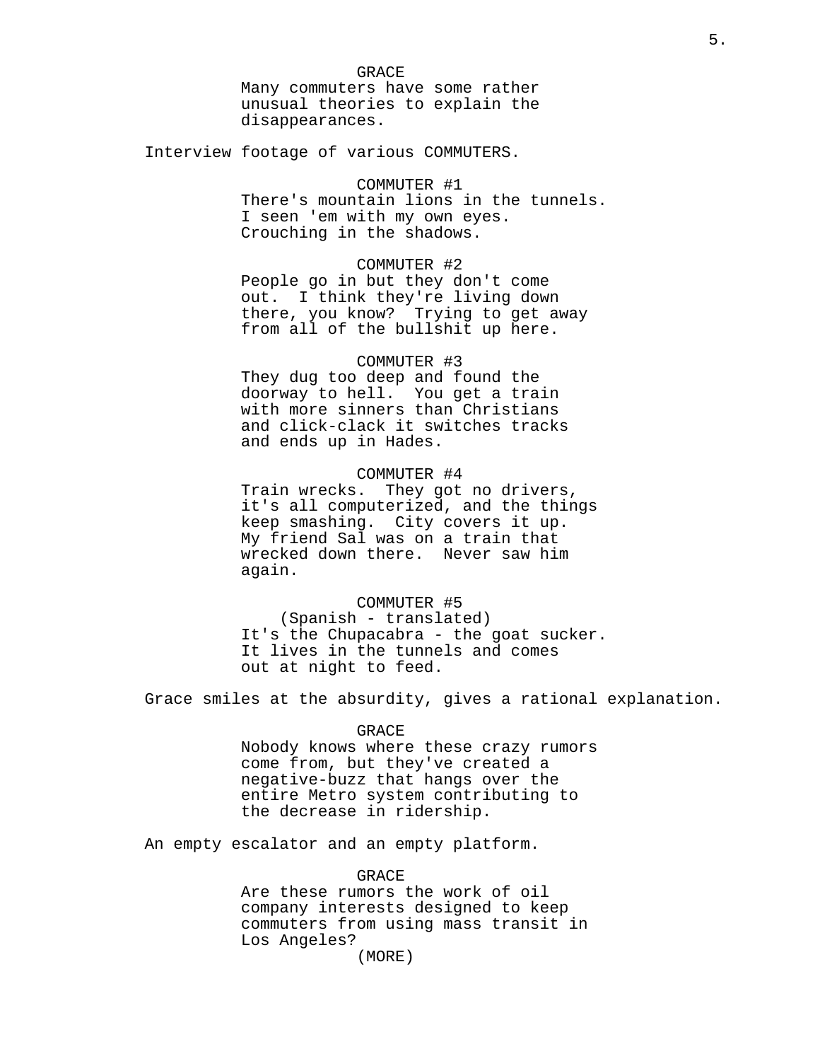GRACE
Many commuters have some rather unusual theories to explain the disappearances.

Interview footage of various COMMUTERS.

COMMUTER #1
There's mountain lions in the tunnels. I seen 'em with my own eyes. Crouching in the shadows.

COMMUTER #2
People go in but they don't come out. I think they're living down there, you know? Trying to get away from all of the bullshit up here.

COMMUTER #3
They dug too deep and found the doorway to hell. You get a train with more sinners than Christians and click-clack it switches tracks and ends up in Hades.

COMMUTER #4
Train wrecks. They got no drivers, it's all computerized, and the things keep smashing. City covers it up. My friend Sal was on a train that wrecked down there. Never saw him again.

COMMUTER #5
(Spanish - translated)
It's the Chupacabra - the goat sucker. It lives in the tunnels and comes out at night to feed.

Grace smiles at the absurdity, gives a rational explanation.

GRACE
Nobody knows where these crazy rumors come from, but they've created a negative-buzz that hangs over the entire Metro system contributing to the decrease in ridership.

An empty escalator and an empty platform.

GRACE
Are these rumors the work of oil company interests designed to keep commuters from using mass transit in Los Angeles?
(MORE)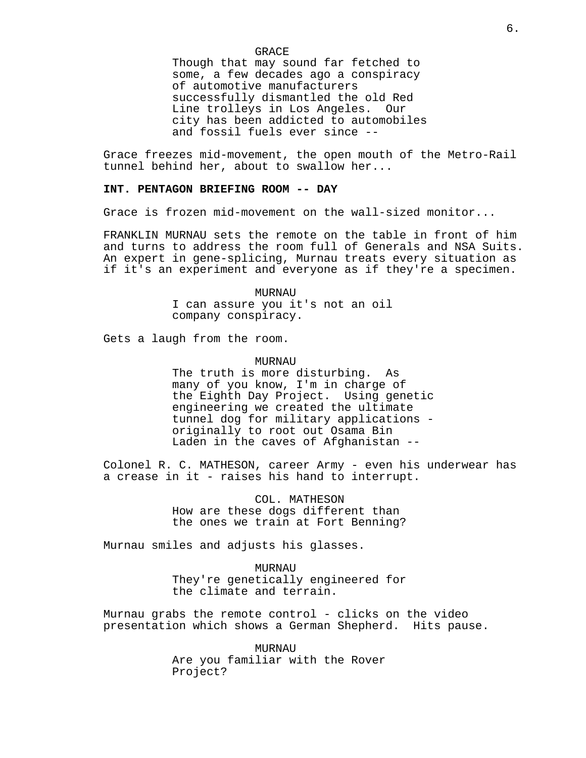GRACE

Though that may sound far fetched to some, a few decades ago a conspiracy of automotive manufacturers successfully dismantled the old Red Line trolleys in Los Angeles. Our city has been addicted to automobiles and fossil fuels ever since --

Grace freezes mid-movement, the open mouth of the Metro-Rail tunnel behind her, about to swallow her...

**INT. PENTAGON BRIEFING ROOM -- DAY**

Grace is frozen mid-movement on the wall-sized monitor...

FRANKLIN MURNAU sets the remote on the table in front of him and turns to address the room full of Generals and NSA Suits. An expert in gene-splicing, Murnau treats every situation as if it's an experiment and everyone as if they're a specimen.

MURNAU

I can assure you it's not an oil company conspiracy.

Gets a laugh from the room.

MURNAU

The truth is more disturbing. As many of you know, I'm in charge of the Eighth Day Project. Using genetic engineering we created the ultimate tunnel dog for military applications - originally to root out Osama Bin Laden in the caves of Afghanistan --

Colonel R. C. MATHESON, career Army - even his underwear has a crease in it - raises his hand to interrupt.

COL. MATHESON

How are these dogs different than the ones we train at Fort Benning?

Murnau smiles and adjusts his glasses.

MURNAU

They're genetically engineered for the climate and terrain.

Murnau grabs the remote control - clicks on the video presentation which shows a German Shepherd. Hits pause.

MURNAU

Are you familiar with the Rover Project?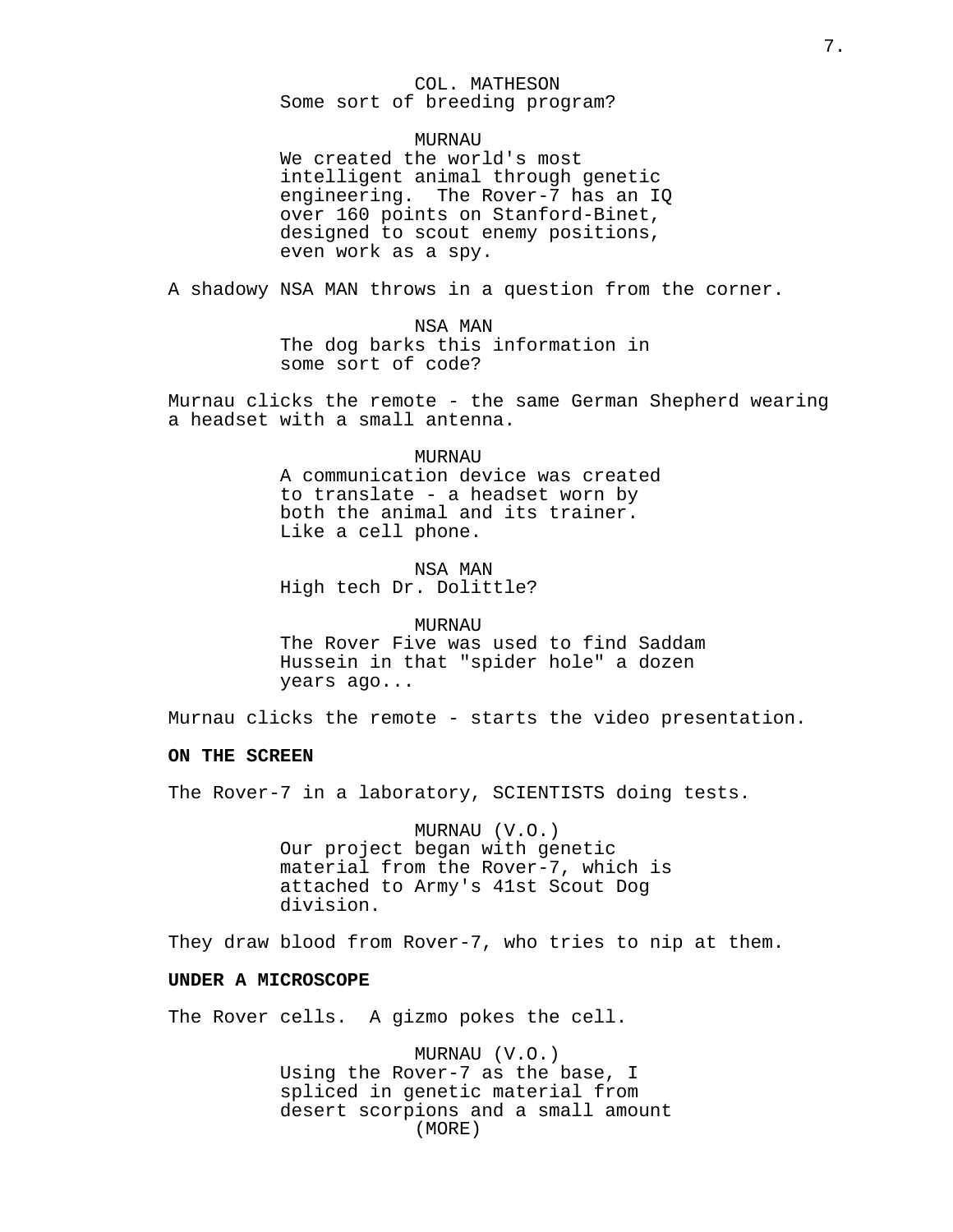COL. MATHESON
Some sort of breeding program?

MURNAU
We created the world's most intelligent animal through genetic engineering. The Rover-7 has an IQ over 160 points on Stanford-Binet, designed to scout enemy positions, even work as a spy.

A shadowy NSA MAN throws in a question from the corner.

NSA MAN
The dog barks this information in some sort of code?

Murnau clicks the remote - the same German Shepherd wearing a headset with a small antenna.

MURNAU
A communication device was created to translate - a headset worn by both the animal and its trainer. Like a cell phone.

NSA MAN
High tech Dr. Dolittle?

MURNAU
The Rover Five was used to find Saddam Hussein in that "spider hole" a dozen years ago...

Murnau clicks the remote - starts the video presentation.

**ON THE SCREEN**

The Rover-7 in a laboratory, SCIENTISTS doing tests.

MURNAU (V.O.)
Our project began with genetic material from the Rover-7, which is attached to Army's 41st Scout Dog division.

They draw blood from Rover-7, who tries to nip at them.

**UNDER A MICROSCOPE**

The Rover cells. A gizmo pokes the cell.

MURNAU (V.O.)
Using the Rover-7 as the base, I spliced in genetic material from desert scorpions and a small amount
(MORE)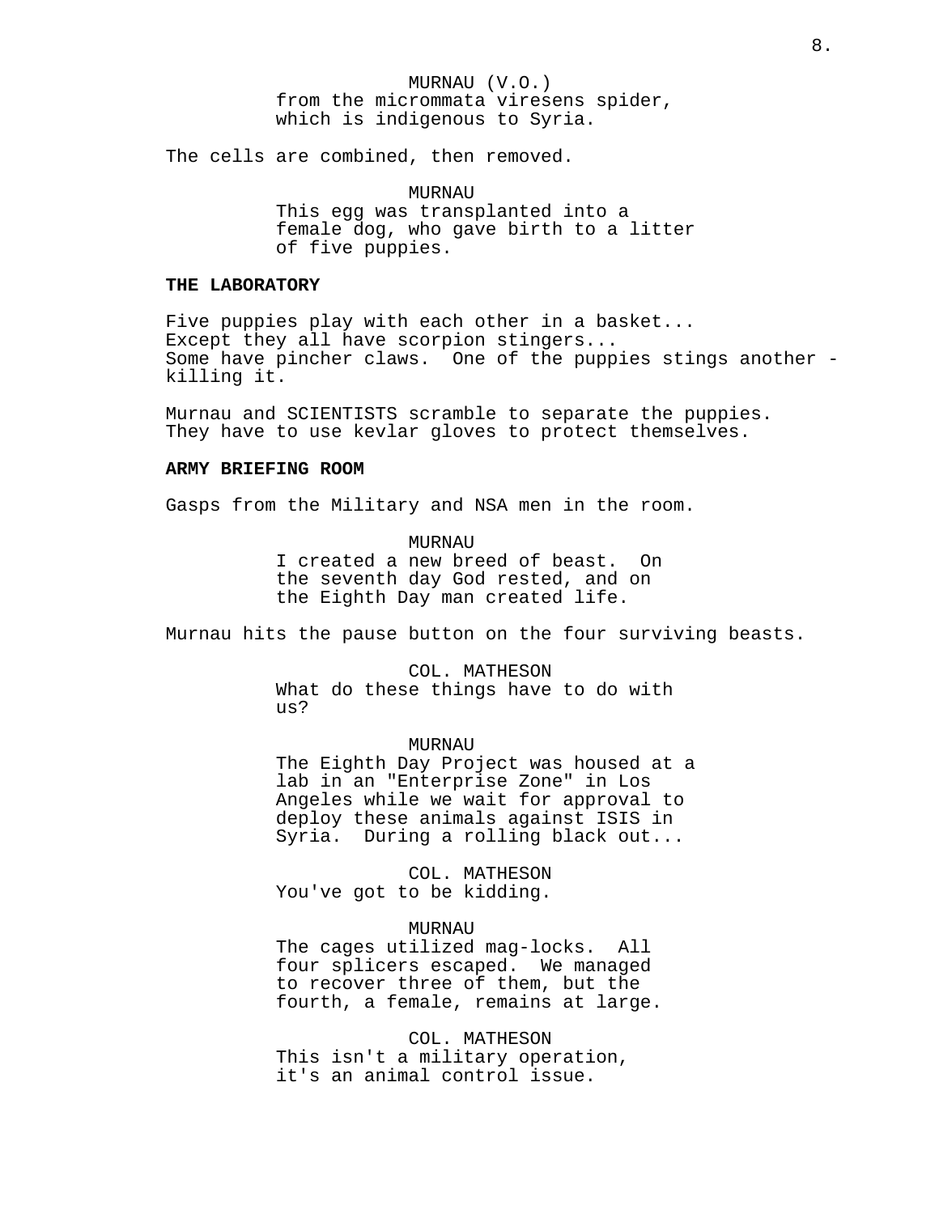MURNAU (V.O.)
from the micrommata viresens spider, which is indigenous to Syria.

The cells are combined, then removed.

MURNAU
This egg was transplanted into a female dog, who gave birth to a litter of five puppies.

**THE LABORATORY**

Five puppies play with each other in a basket...
Except they all have scorpion stingers...
Some have pincher claws. One of the puppies stings another - killing it.

Murnau and SCIENTISTS scramble to separate the puppies.
They have to use kevlar gloves to protect themselves.

**ARMY BRIEFING ROOM**

Gasps from the Military and NSA men in the room.

MURNAU
I created a new breed of beast. On the seventh day God rested, and on the Eighth Day man created life.

Murnau hits the pause button on the four surviving beasts.

COL. MATHESON
What do these things have to do with us?

MURNAU
The Eighth Day Project was housed at a lab in an "Enterprise Zone" in Los Angeles while we wait for approval to deploy these animals against ISIS in Syria. During a rolling black out...

COL. MATHESON
You've got to be kidding.

MURNAU
The cages utilized mag-locks. All four splicers escaped. We managed to recover three of them, but the fourth, a female, remains at large.

COL. MATHESON
This isn't a military operation, it's an animal control issue.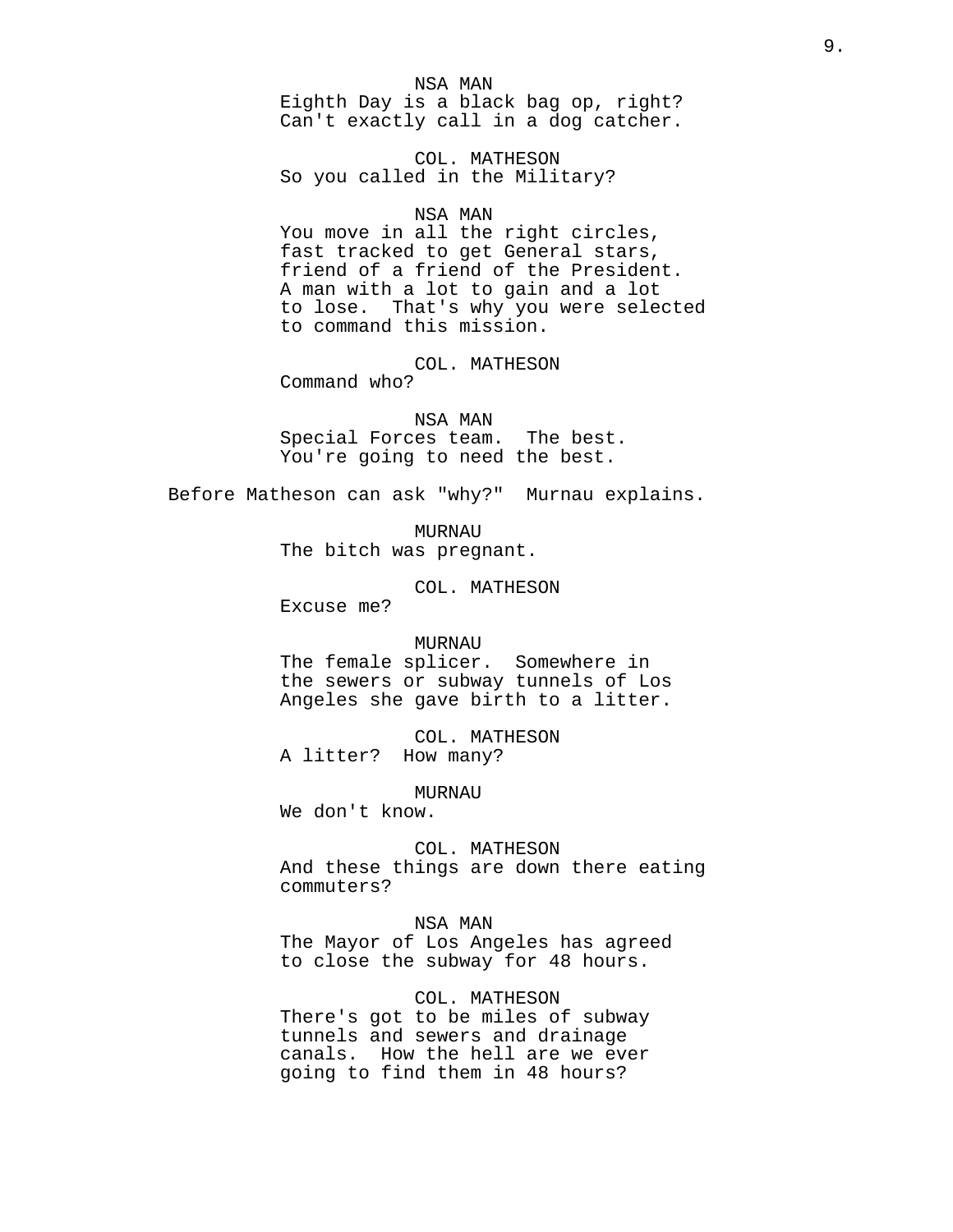NSA MAN
Eighth Day is a black bag op, right?
Can't exactly call in a dog catcher.

COL. MATHESON
So you called in the Military?

NSA MAN
You move in all the right circles,
fast tracked to get General stars,
friend of a friend of the President.
A man with a lot to gain and a lot
to lose. That's why you were selected
to command this mission.

COL. MATHESON
Command who?

NSA MAN
Special Forces team. The best.
You're going to need the best.

Before Matheson can ask "why?" Murnau explains.

MURNAU
The bitch was pregnant.

COL. MATHESON
Excuse me?

MURNAU
The female splicer. Somewhere in
the sewers or subway tunnels of Los
Angeles she gave birth to a litter.

COL. MATHESON
A litter? How many?

MURNAU
We don't know.

COL. MATHESON
And these things are down there eating
commuters?

NSA MAN
The Mayor of Los Angeles has agreed
to close the subway for 48 hours.

COL. MATHESON
There's got to be miles of subway
tunnels and sewers and drainage
canals. How the hell are we ever
going to find them in 48 hours?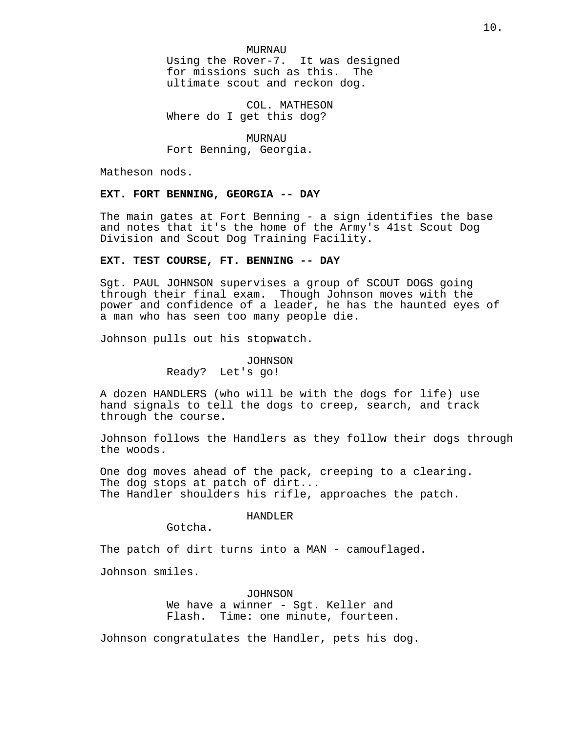MURNAU
Using the Rover-7. It was designed for missions such as this. The ultimate scout and reckon dog.

COL. MATHESON
Where do I get this dog?

MURNAU
Fort Benning, Georgia.

Matheson nods.

**EXT. FORT BENNING, GEORGIA -- DAY**

The main gates at Fort Benning - a sign identifies the base and notes that it's the home of the Army's 41st Scout Dog Division and Scout Dog Training Facility.

**EXT. TEST COURSE, FT. BENNING -- DAY**

Sgt. PAUL JOHNSON supervises a group of SCOUT DOGS going through their final exam. Though Johnson moves with the power and confidence of a leader, he has the haunted eyes of a man who has seen too many people die.

Johnson pulls out his stopwatch.

JOHNSON
Ready? Let's go!

A dozen HANDLERS (who will be with the dogs for life) use hand signals to tell the dogs to creep, search, and track through the course.

Johnson follows the Handlers as they follow their dogs through the woods.

One dog moves ahead of the pack, creeping to a clearing.
The dog stops at patch of dirt...
The Handler shoulders his rifle, approaches the patch.

HANDLER
Gotcha.

The patch of dirt turns into a MAN - camouflaged.

Johnson smiles.

JOHNSON
We have a winner - Sgt. Keller and Flash. Time: one minute, fourteen.

Johnson congratulates the Handler, pets his dog.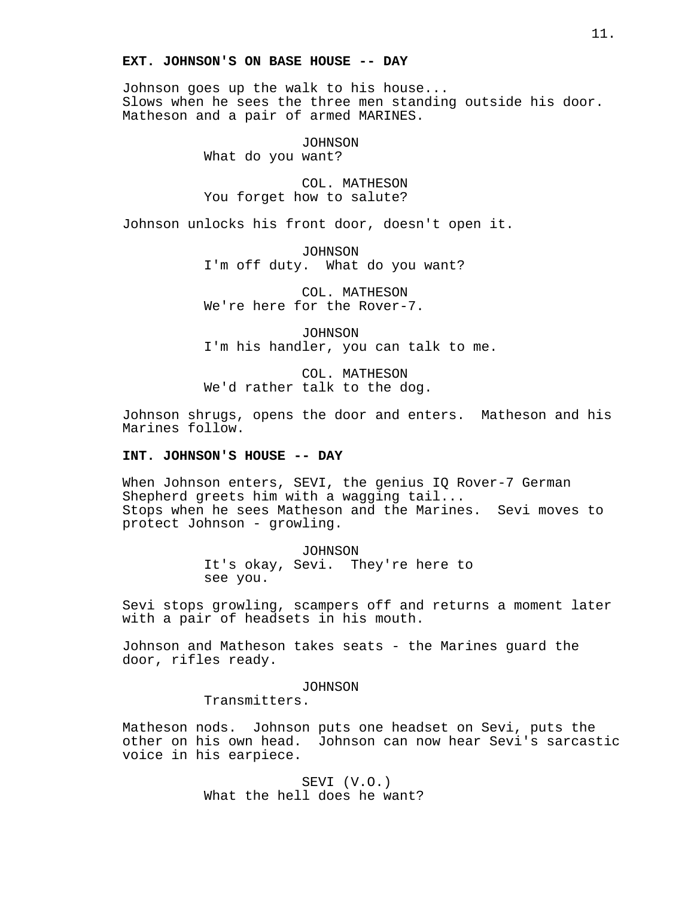**EXT. JOHNSON'S ON BASE HOUSE -- DAY**

Johnson goes up the walk to his house...
Slows when he sees the three men standing outside his door.
Matheson and a pair of armed MARINES.

JOHNSON
What do you want?

COL. MATHESON
You forget how to salute?

Johnson unlocks his front door, doesn't open it.

JOHNSON
I'm off duty.  What do you want?

COL. MATHESON
We're here for the Rover-7.

JOHNSON
I'm his handler, you can talk to me.

COL. MATHESON
We'd rather talk to the dog.

Johnson shrugs, opens the door and enters.  Matheson and his Marines follow.

**INT. JOHNSON'S HOUSE -- DAY**

When Johnson enters, SEVI, the genius IQ Rover-7 German Shepherd greets him with a wagging tail...
Stops when he sees Matheson and the Marines.  Sevi moves to protect Johnson - growling.

JOHNSON
It's okay, Sevi.  They're here to see you.

Sevi stops growling, scampers off and returns a moment later with a pair of headsets in his mouth.

Johnson and Matheson takes seats - the Marines guard the door, rifles ready.

JOHNSON
Transmitters.

Matheson nods.  Johnson puts one headset on Sevi, puts the other on his own head.  Johnson can now hear Sevi's sarcastic voice in his earpiece.

SEVI (V.O.)
What the hell does he want?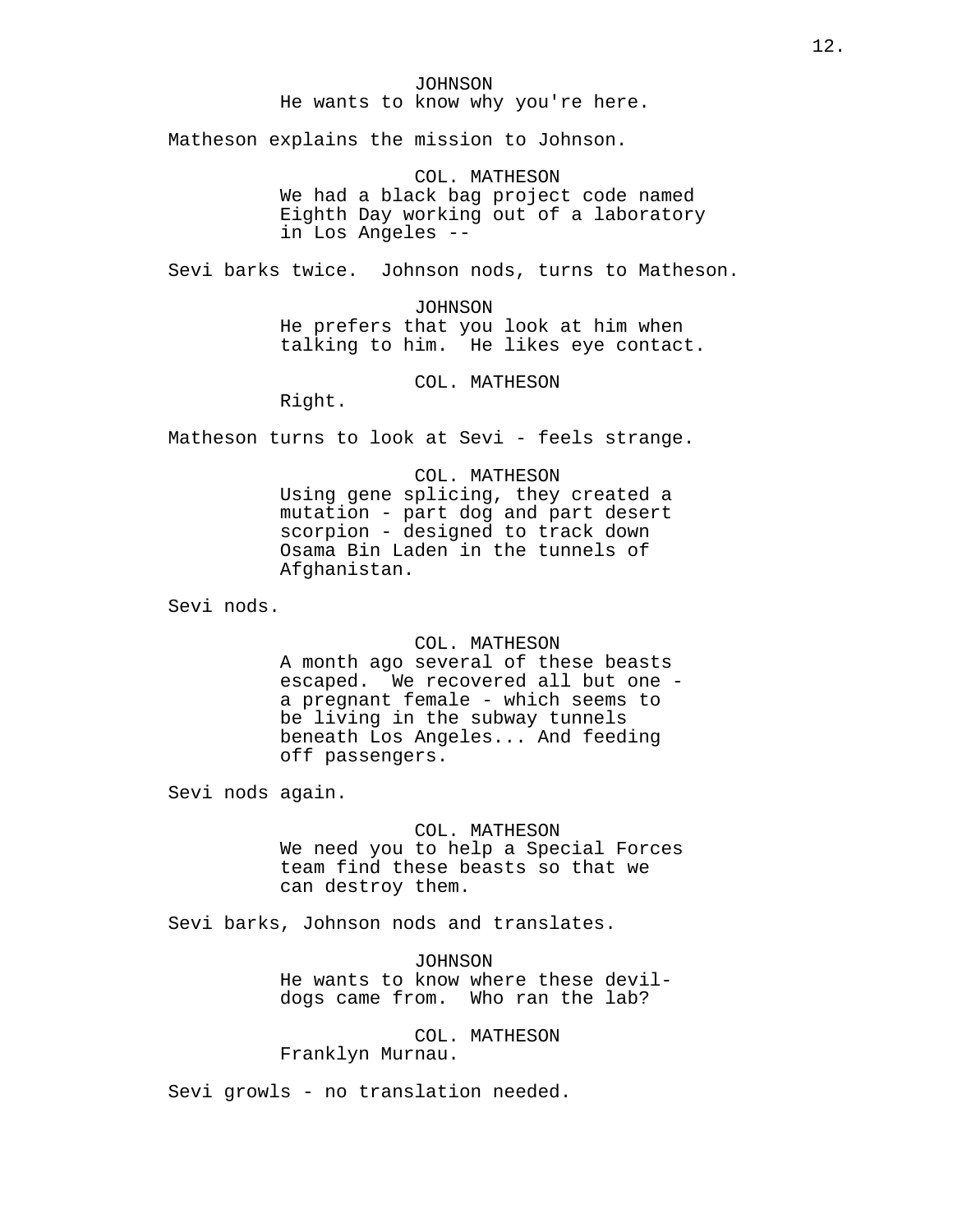JOHNSON
He wants to know why you're here.

Matheson explains the mission to Johnson.

COL. MATHESON
We had a black bag project code named Eighth Day working out of a laboratory in Los Angeles --

Sevi barks twice. Johnson nods, turns to Matheson.

JOHNSON
He prefers that you look at him when talking to him. He likes eye contact.

COL. MATHESON
Right.

Matheson turns to look at Sevi - feels strange.

COL. MATHESON
Using gene splicing, they created a mutation - part dog and part desert scorpion - designed to track down Osama Bin Laden in the tunnels of Afghanistan.

Sevi nods.

COL. MATHESON
A month ago several of these beasts escaped. We recovered all but one - a pregnant female - which seems to be living in the subway tunnels beneath Los Angeles... And feeding off passengers.

Sevi nods again.

COL. MATHESON
We need you to help a Special Forces team find these beasts so that we can destroy them.

Sevi barks, Johnson nods and translates.

JOHNSON
He wants to know where these devil-dogs came from. Who ran the lab?

COL. MATHESON
Franklyn Murnau.

Sevi growls - no translation needed.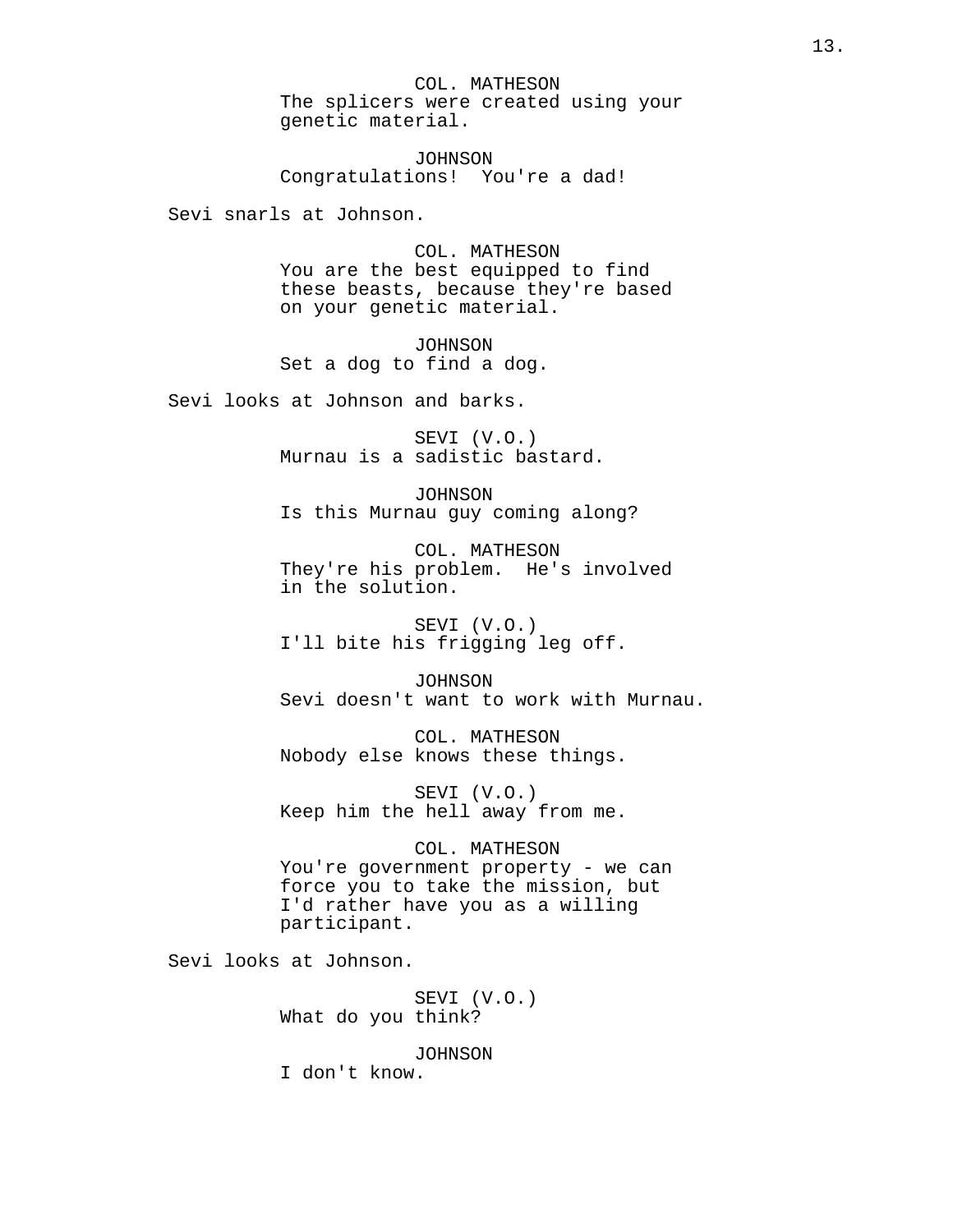COL. MATHESON
The splicers were created using your genetic material.

JOHNSON
Congratulations!  You're a dad!

Sevi snarls at Johnson.

COL. MATHESON
You are the best equipped to find these beasts, because they're based on your genetic material.

JOHNSON
Set a dog to find a dog.

Sevi looks at Johnson and barks.

SEVI (V.O.)
Murnau is a sadistic bastard.

JOHNSON
Is this Murnau guy coming along?

COL. MATHESON
They're his problem.  He's involved in the solution.

SEVI (V.O.)
I'll bite his frigging leg off.

JOHNSON
Sevi doesn't want to work with Murnau.

COL. MATHESON
Nobody else knows these things.

SEVI (V.O.)
Keep him the hell away from me.

COL. MATHESON
You're government property - we can force you to take the mission, but I'd rather have you as a willing participant.

Sevi looks at Johnson.

SEVI (V.O.)
What do you think?

JOHNSON
I don't know.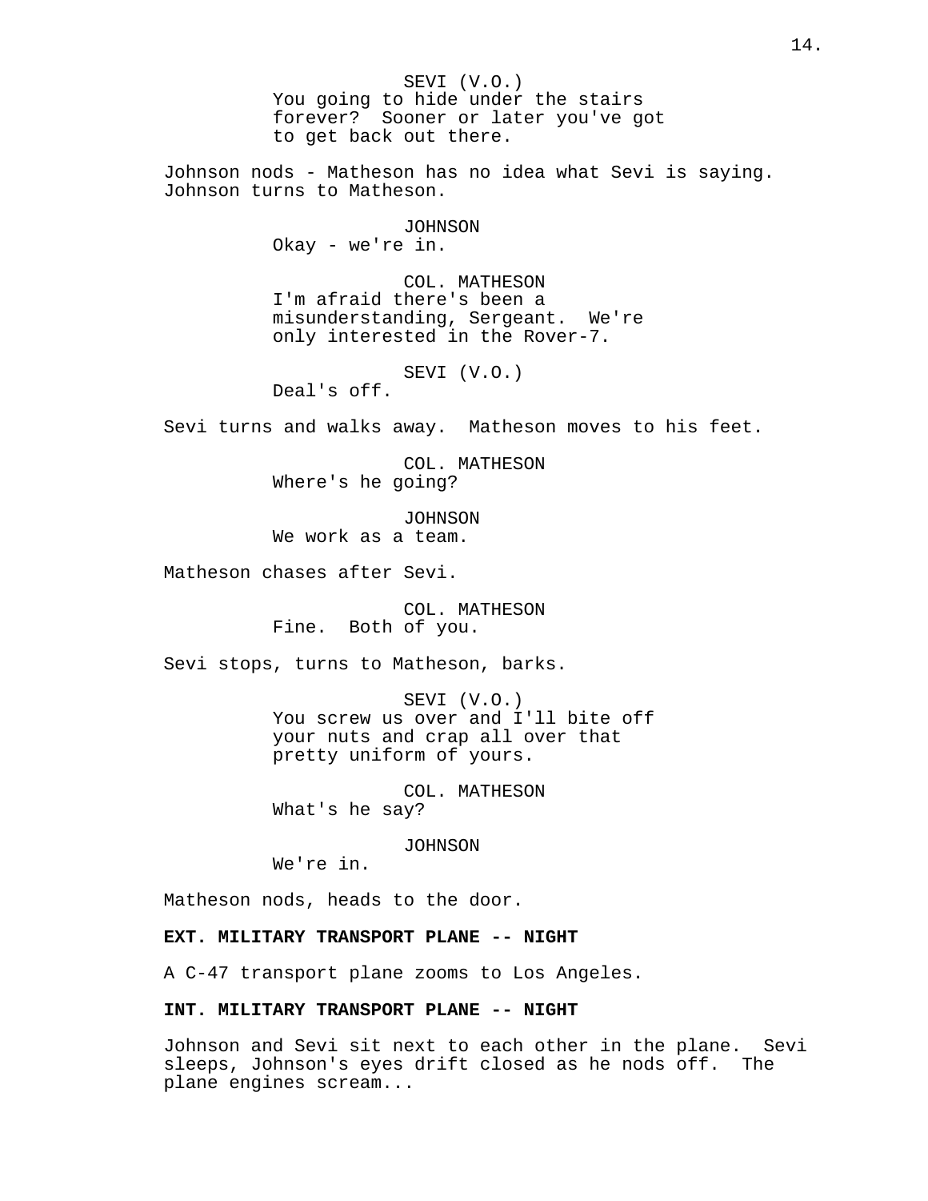SEVI (V.O.)
You going to hide under the stairs forever? Sooner or later you've got to get back out there.

Johnson nods - Matheson has no idea what Sevi is saying. Johnson turns to Matheson.

JOHNSON
Okay - we're in.

COL. MATHESON
I'm afraid there's been a misunderstanding, Sergeant. We're only interested in the Rover-7.

SEVI (V.O.)
Deal's off.

Sevi turns and walks away. Matheson moves to his feet.

COL. MATHESON
Where's he going?

JOHNSON
We work as a team.

Matheson chases after Sevi.

COL. MATHESON
Fine. Both of you.

Sevi stops, turns to Matheson, barks.

SEVI (V.O.)
You screw us over and I'll bite off your nuts and crap all over that pretty uniform of yours.

COL. MATHESON
What's he say?

JOHNSON
We're in.

Matheson nods, heads to the door.

**EXT. MILITARY TRANSPORT PLANE -- NIGHT**

A C-47 transport plane zooms to Los Angeles.

**INT. MILITARY TRANSPORT PLANE -- NIGHT**

Johnson and Sevi sit next to each other in the plane. Sevi sleeps, Johnson's eyes drift closed as he nods off. The plane engines scream...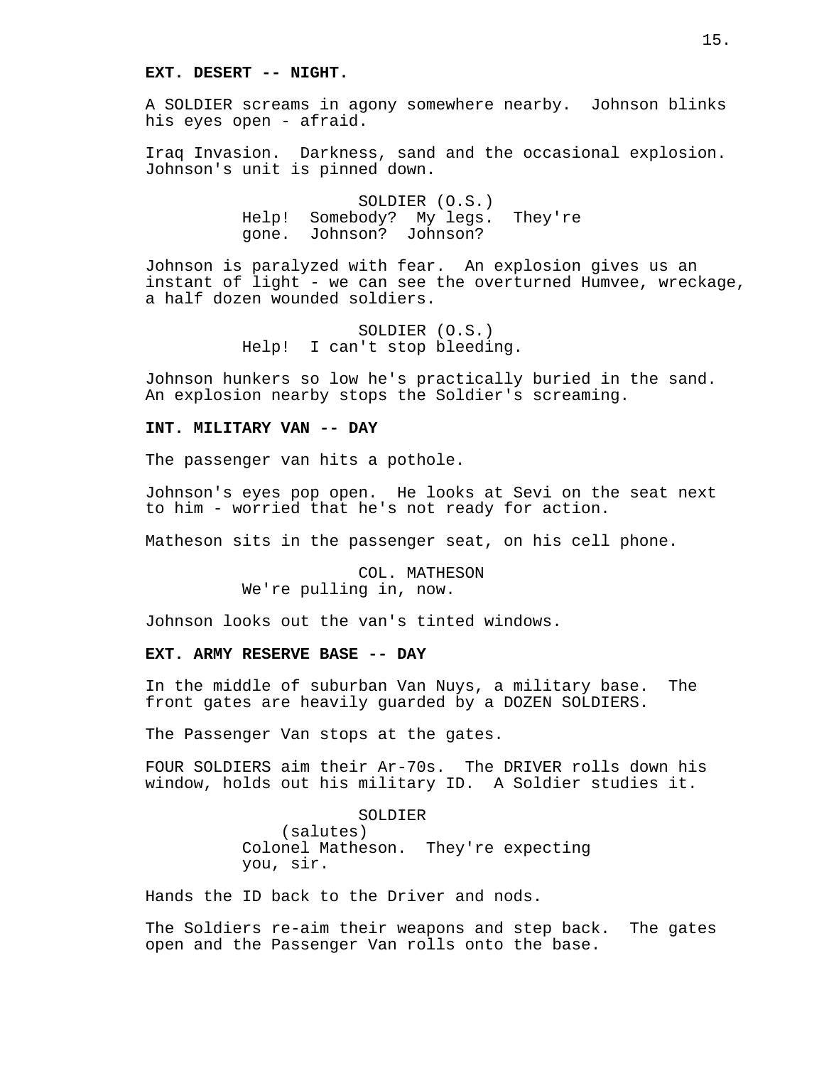**EXT. DESERT -- NIGHT.**

A SOLDIER screams in agony somewhere nearby. Johnson blinks his eyes open - afraid.

Iraq Invasion. Darkness, sand and the occasional explosion. Johnson's unit is pinned down.

SOLDIER (O.S.)
Help! Somebody? My legs. They're gone. Johnson? Johnson?

Johnson is paralyzed with fear. An explosion gives us an instant of light - we can see the overturned Humvee, wreckage, a half dozen wounded soldiers.

SOLDIER (O.S.)
Help! I can't stop bleeding.

Johnson hunkers so low he's practically buried in the sand. An explosion nearby stops the Soldier's screaming.

**INT. MILITARY VAN -- DAY**

The passenger van hits a pothole.

Johnson's eyes pop open. He looks at Sevi on the seat next to him - worried that he's not ready for action.

Matheson sits in the passenger seat, on his cell phone.

COL. MATHESON
We're pulling in, now.

Johnson looks out the van's tinted windows.

**EXT. ARMY RESERVE BASE -- DAY**

In the middle of suburban Van Nuys, a military base. The front gates are heavily guarded by a DOZEN SOLDIERS.

The Passenger Van stops at the gates.

FOUR SOLDIERS aim their Ar-70s. The DRIVER rolls down his window, holds out his military ID. A Soldier studies it.

SOLDIER
(salutes)
Colonel Matheson. They're expecting you, sir.

Hands the ID back to the Driver and nods.

The Soldiers re-aim their weapons and step back. The gates open and the Passenger Van rolls onto the base.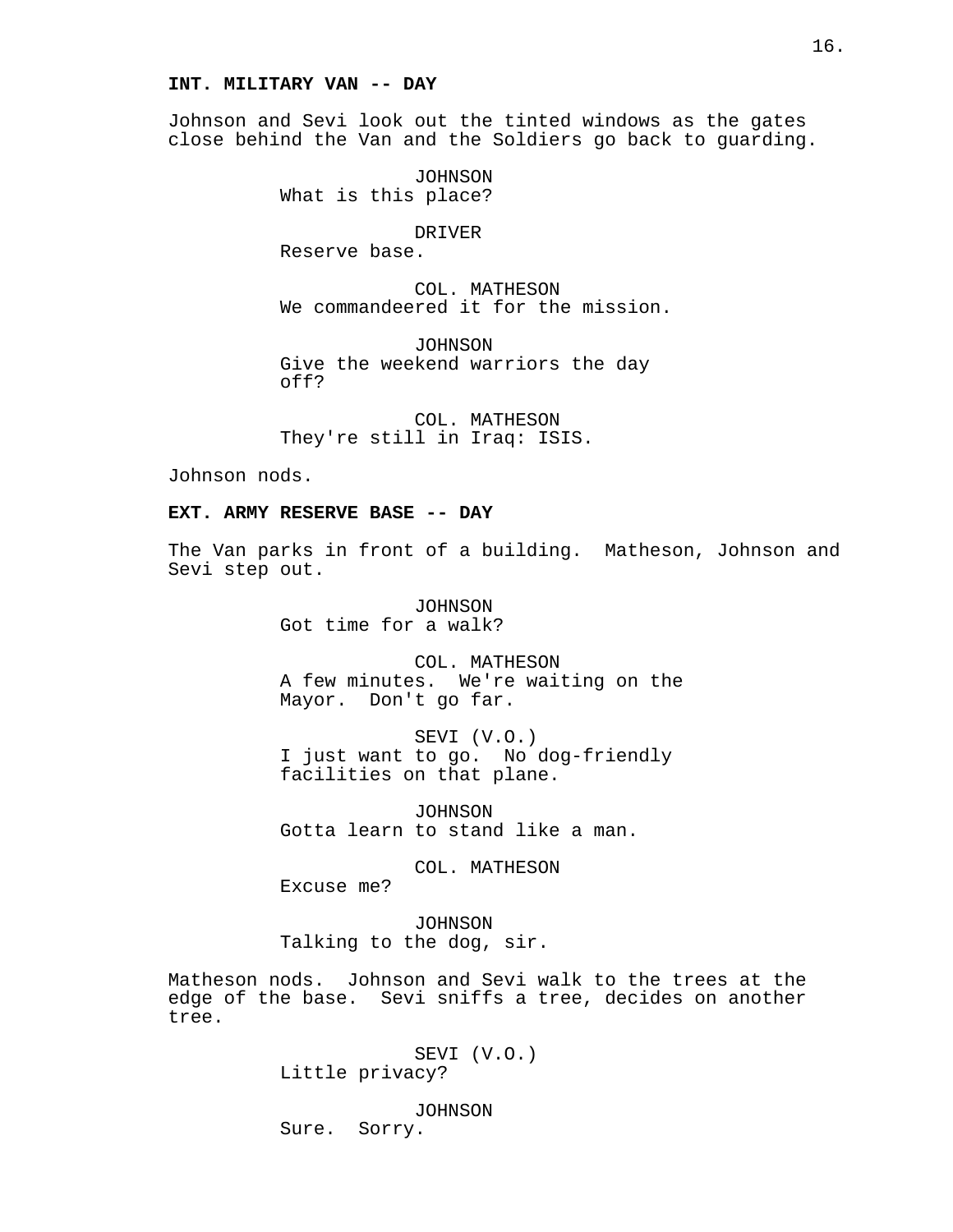**INT. MILITARY VAN -- DAY**

Johnson and Sevi look out the tinted windows as the gates close behind the Van and the Soldiers go back to guarding.

JOHNSON
What is this place?

DRIVER
Reserve base.

COL. MATHESON
We commandeered it for the mission.

JOHNSON
Give the weekend warriors the day off?

COL. MATHESON
They're still in Iraq: ISIS.

Johnson nods.

**EXT. ARMY RESERVE BASE -- DAY**

The Van parks in front of a building. Matheson, Johnson and Sevi step out.

JOHNSON
Got time for a walk?

COL. MATHESON
A few minutes. We're waiting on the Mayor. Don't go far.

SEVI (V.O.)
I just want to go. No dog-friendly facilities on that plane.

JOHNSON
Gotta learn to stand like a man.

COL. MATHESON
Excuse me?

JOHNSON
Talking to the dog, sir.

Matheson nods. Johnson and Sevi walk to the trees at the edge of the base. Sevi sniffs a tree, decides on another tree.

SEVI (V.O.)
Little privacy?

JOHNSON
Sure. Sorry.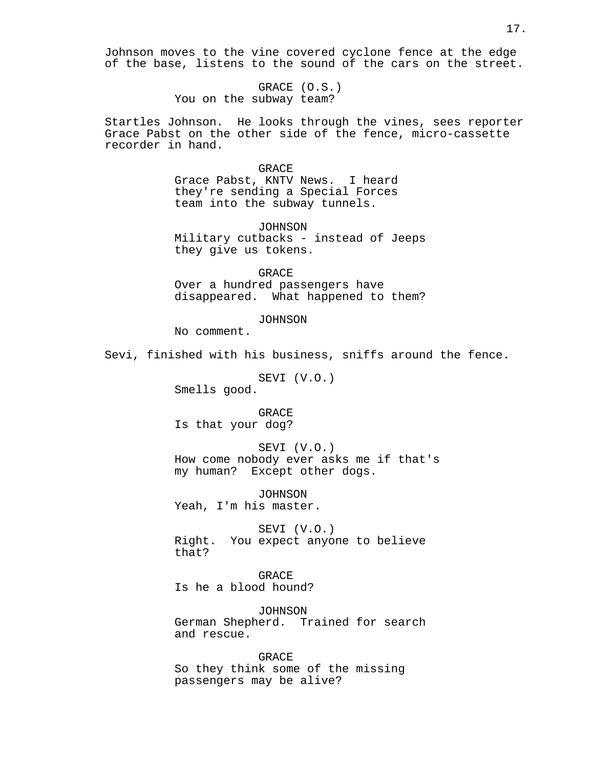Johnson moves to the vine covered cyclone fence at the edge of the base, listens to the sound of the cars on the street.

GRACE (O.S.)
You on the subway team?

Startles Johnson. He looks through the vines, sees reporter Grace Pabst on the other side of the fence, micro-cassette recorder in hand.

GRACE
Grace Pabst, KNTV News. I heard they're sending a Special Forces team into the subway tunnels.

JOHNSON
Military cutbacks - instead of Jeeps they give us tokens.

GRACE
Over a hundred passengers have disappeared. What happened to them?

JOHNSON
No comment.

Sevi, finished with his business, sniffs around the fence.

SEVI (V.O.)
Smells good.

GRACE
Is that your dog?

SEVI (V.O.)
How come nobody ever asks me if that's my human? Except other dogs.

JOHNSON
Yeah, I'm his master.

SEVI (V.O.)
Right. You expect anyone to believe that?

GRACE
Is he a blood hound?

JOHNSON
German Shepherd. Trained for search and rescue.

GRACE
So they think some of the missing passengers may be alive?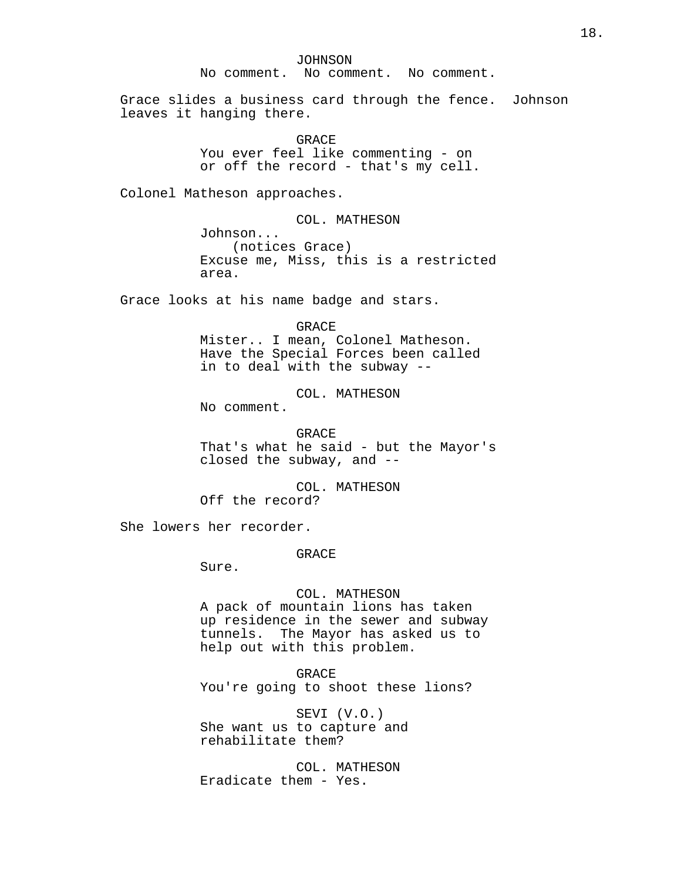JOHNSON
No comment. No comment. No comment.

Grace slides a business card through the fence. Johnson leaves it hanging there.

GRACE
You ever feel like commenting - on or off the record - that's my cell.

Colonel Matheson approaches.

COL. MATHESON
Johnson...
(notices Grace)
Excuse me, Miss, this is a restricted area.

Grace looks at his name badge and stars.

GRACE
Mister.. I mean, Colonel Matheson. Have the Special Forces been called in to deal with the subway --

COL. MATHESON
No comment.

GRACE
That's what he said - but the Mayor's closed the subway, and --

COL. MATHESON
Off the record?

She lowers her recorder.

GRACE
Sure.

COL. MATHESON
A pack of mountain lions has taken up residence in the sewer and subway tunnels. The Mayor has asked us to help out with this problem.

GRACE
You're going to shoot these lions?

SEVI (V.O.)
She want us to capture and rehabilitate them?

COL. MATHESON
Eradicate them - Yes.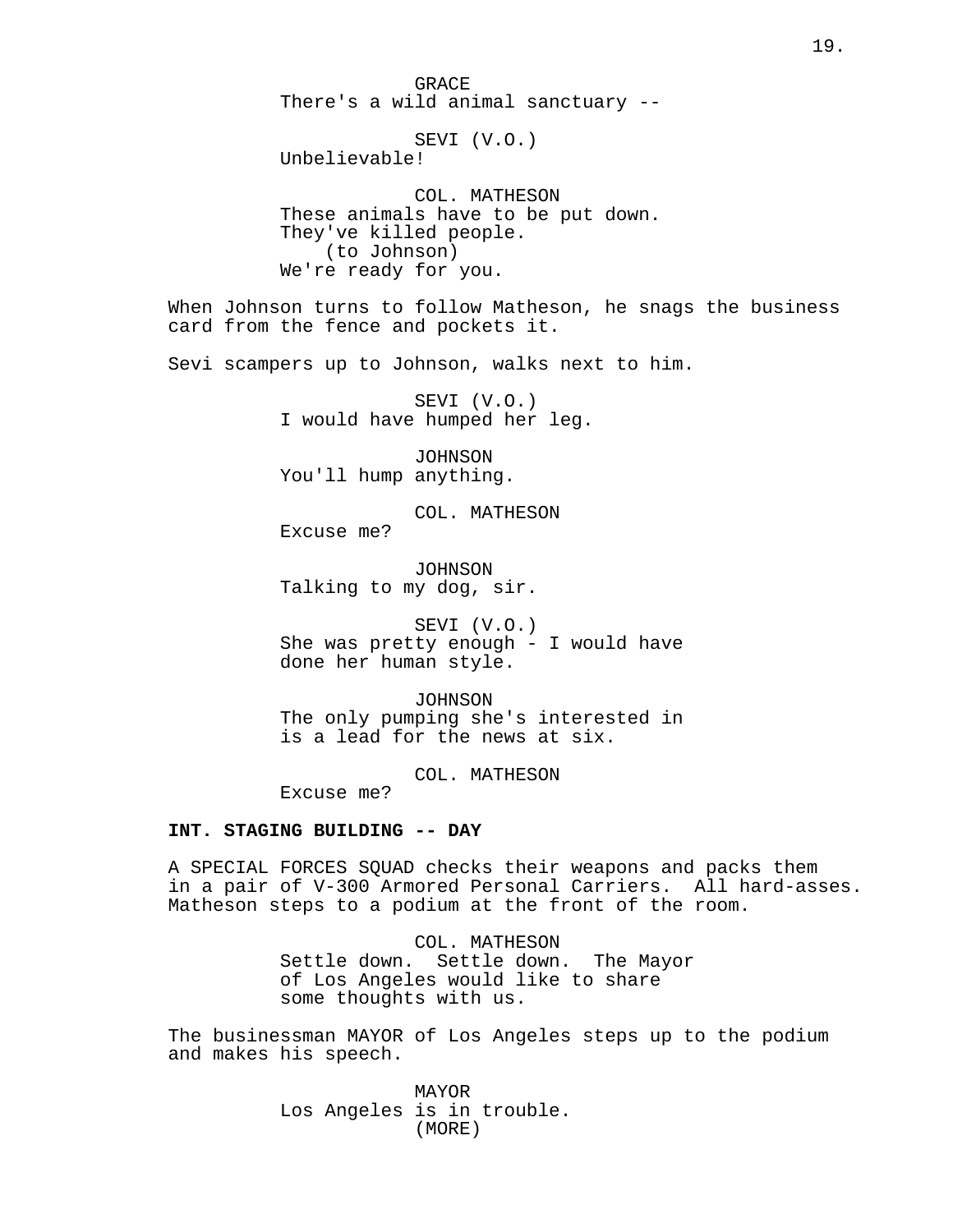GRACE
There's a wild animal sanctuary --

SEVI (V.O.)
Unbelievable!

COL. MATHESON
These animals have to be put down.
They've killed people.
(to Johnson)
We're ready for you.

When Johnson turns to follow Matheson, he snags the business card from the fence and pockets it.

Sevi scampers up to Johnson, walks next to him.

SEVI (V.O.)
I would have humped her leg.

JOHNSON
You'll hump anything.

COL. MATHESON
Excuse me?

JOHNSON
Talking to my dog, sir.

SEVI (V.O.)
She was pretty enough - I would have done her human style.

JOHNSON
The only pumping she's interested in is a lead for the news at six.

COL. MATHESON
Excuse me?

**INT. STAGING BUILDING -- DAY**

A SPECIAL FORCES SQUAD checks their weapons and packs them in a pair of V-300 Armored Personal Carriers. All hard-asses. Matheson steps to a podium at the front of the room.

COL. MATHESON
Settle down. Settle down. The Mayor of Los Angeles would like to share some thoughts with us.

The businessman MAYOR of Los Angeles steps up to the podium and makes his speech.

MAYOR
Los Angeles is in trouble.
(MORE)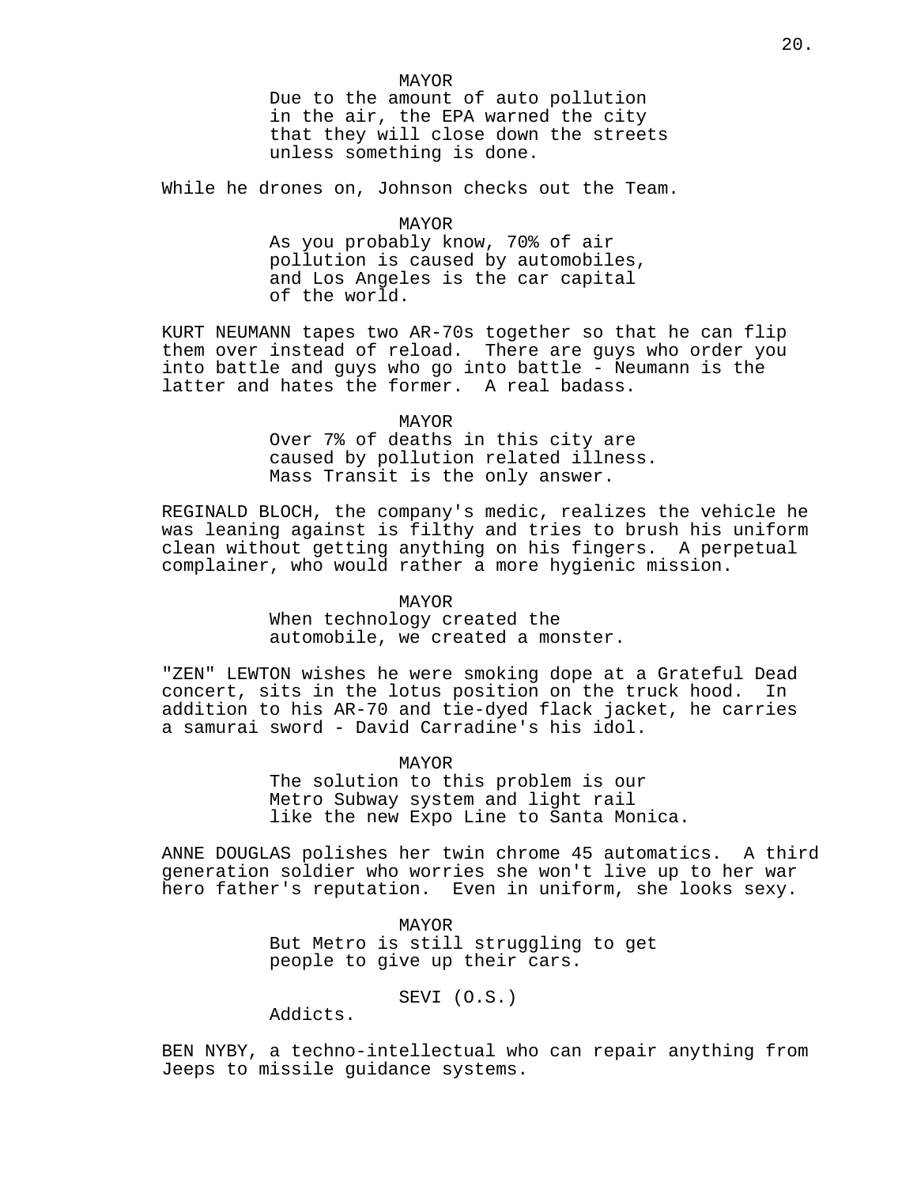MAYOR

Due to the amount of auto pollution in the air, the EPA warned the city that they will close down the streets unless something is done.

While he drones on, Johnson checks out the Team.

MAYOR

As you probably know, 70% of air pollution is caused by automobiles, and Los Angeles is the car capital of the world.

KURT NEUMANN tapes two AR-70s together so that he can flip them over instead of reload. There are guys who order you into battle and guys who go into battle - Neumann is the latter and hates the former. A real badass.

MAYOR

Over 7% of deaths in this city are caused by pollution related illness. Mass Transit is the only answer.

REGINALD BLOCH, the company's medic, realizes the vehicle he was leaning against is filthy and tries to brush his uniform clean without getting anything on his fingers. A perpetual complainer, who would rather a more hygienic mission.

MAYOR

When technology created the automobile, we created a monster.

"ZEN" LEWTON wishes he were smoking dope at a Grateful Dead concert, sits in the lotus position on the truck hood. In addition to his AR-70 and tie-dyed flack jacket, he carries a samurai sword - David Carradine's his idol.

MAYOR

The solution to this problem is our Metro Subway system and light rail like the new Expo Line to Santa Monica.

ANNE DOUGLAS polishes her twin chrome 45 automatics. A third generation soldier who worries she won't live up to her war hero father's reputation. Even in uniform, she looks sexy.

MAYOR

But Metro is still struggling to get people to give up their cars.

SEVI (O.S.)

Addicts.

BEN NYBY, a techno-intellectual who can repair anything from Jeeps to missile guidance systems.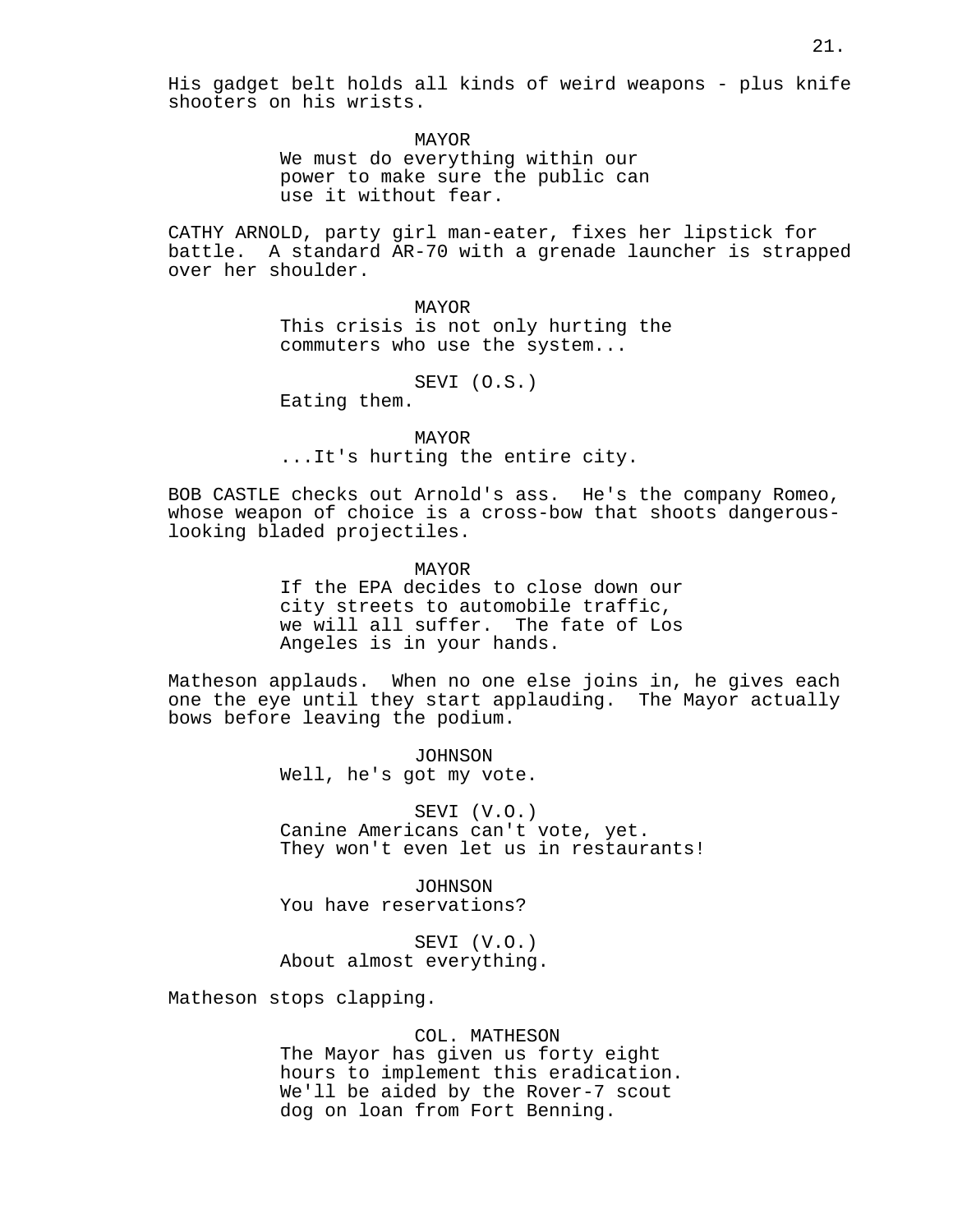His gadget belt holds all kinds of weird weapons - plus knife shooters on his wrists.

MAYOR
We must do everything within our power to make sure the public can use it without fear.

CATHY ARNOLD, party girl man-eater, fixes her lipstick for battle. A standard AR-70 with a grenade launcher is strapped over her shoulder.

MAYOR
This crisis is not only hurting the commuters who use the system...

SEVI (O.S.)
Eating them.

MAYOR
...It's hurting the entire city.

BOB CASTLE checks out Arnold's ass. He's the company Romeo, whose weapon of choice is a cross-bow that shoots dangerous-looking bladed projectiles.

MAYOR
If the EPA decides to close down our city streets to automobile traffic, we will all suffer. The fate of Los Angeles is in your hands.

Matheson applauds. When no one else joins in, he gives each one the eye until they start applauding. The Mayor actually bows before leaving the podium.

JOHNSON
Well, he's got my vote.

SEVI (V.O.)
Canine Americans can't vote, yet. They won't even let us in restaurants!

JOHNSON
You have reservations?

SEVI (V.O.)
About almost everything.

Matheson stops clapping.

COL. MATHESON
The Mayor has given us forty eight hours to implement this eradication. We'll be aided by the Rover-7 scout dog on loan from Fort Benning.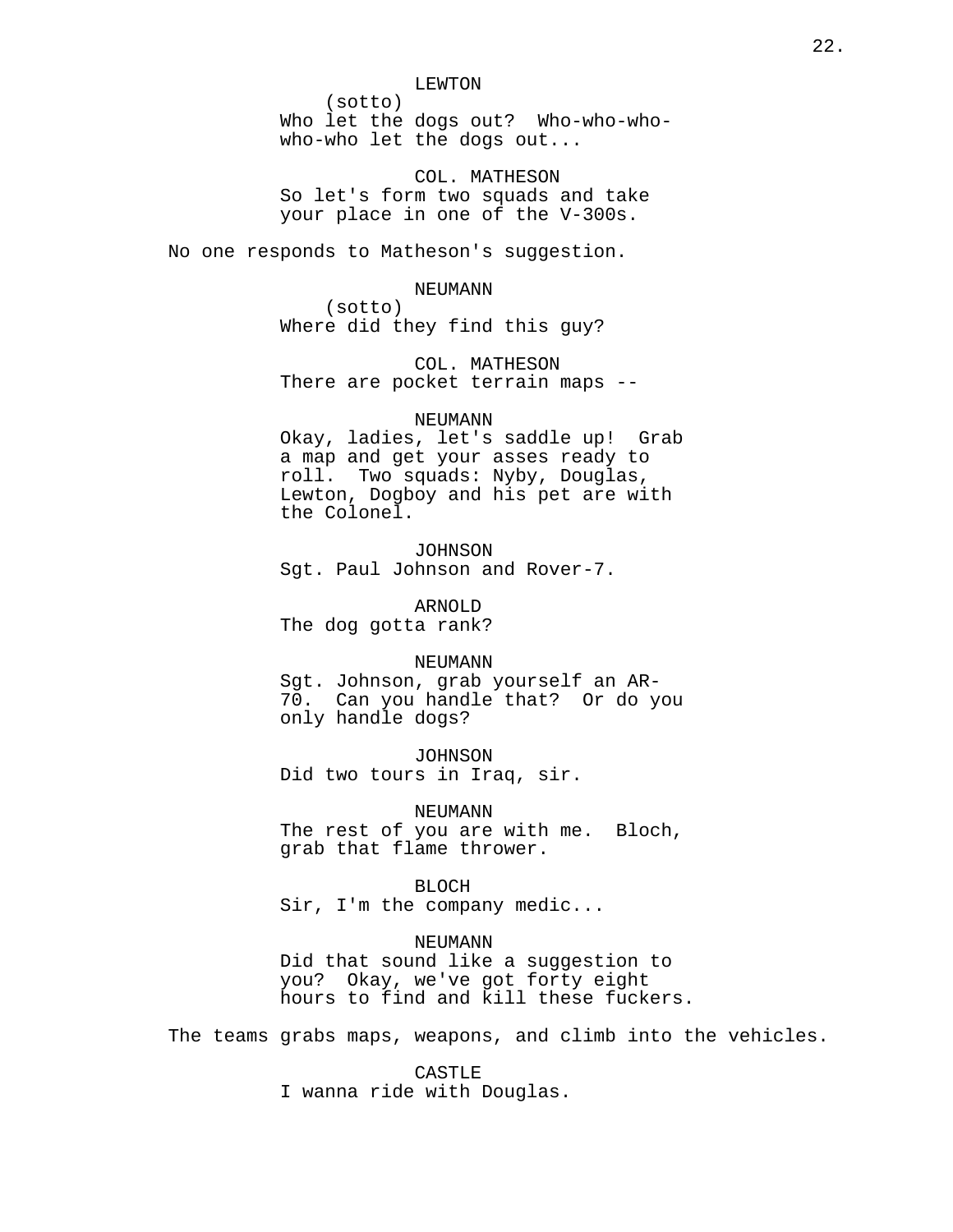LEWTON
(sotto)
Who let the dogs out? Who-who-who-who-who let the dogs out...

COL. MATHESON
So let's form two squads and take your place in one of the V-300s.

No one responds to Matheson's suggestion.

NEUMANN
(sotto)
Where did they find this guy?

COL. MATHESON
There are pocket terrain maps --

NEUMANN
Okay, ladies, let's saddle up! Grab a map and get your asses ready to roll. Two squads: Nyby, Douglas, Lewton, Dogboy and his pet are with the Colonel.

JOHNSON
Sgt. Paul Johnson and Rover-7.

ARNOLD
The dog gotta rank?

NEUMANN
Sgt. Johnson, grab yourself an AR-70. Can you handle that? Or do you only handle dogs?

JOHNSON
Did two tours in Iraq, sir.

NEUMANN
The rest of you are with me. Bloch, grab that flame thrower.

BLOCH
Sir, I'm the company medic...

NEUMANN
Did that sound like a suggestion to you? Okay, we've got forty eight hours to find and kill these fuckers.

The teams grabs maps, weapons, and climb into the vehicles.

CASTLE
I wanna ride with Douglas.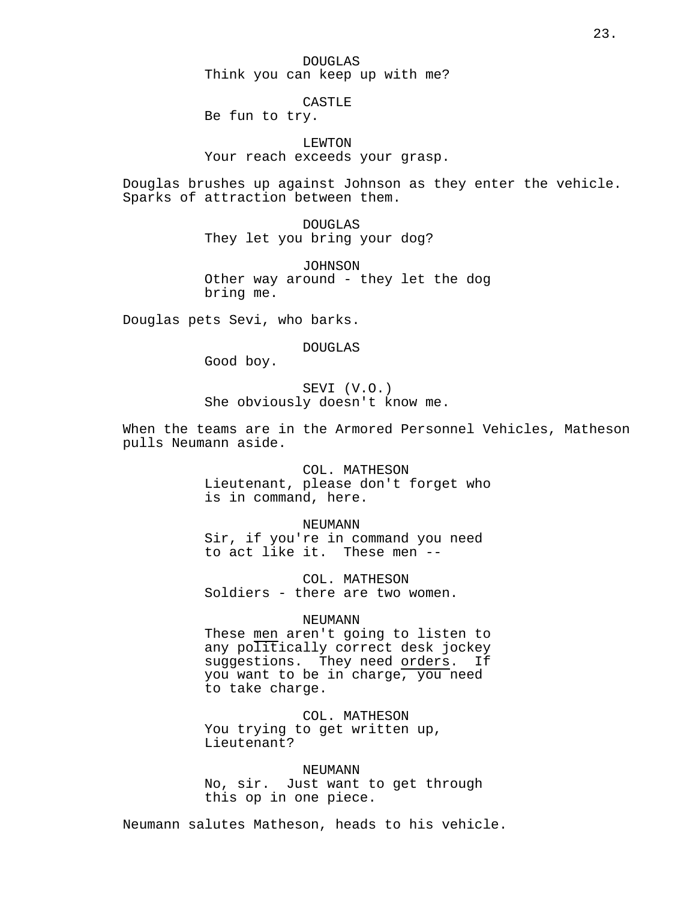DOUGLAS
Think you can keep up with me?

CASTLE
Be fun to try.

LEWTON
Your reach exceeds your grasp.

Douglas brushes up against Johnson as they enter the vehicle. Sparks of attraction between them.

DOUGLAS
They let you bring your dog?

JOHNSON
Other way around - they let the dog bring me.

Douglas pets Sevi, who barks.

DOUGLAS
Good boy.

SEVI (V.O.)
She obviously doesn't know me.

When the teams are in the Armored Personnel Vehicles, Matheson pulls Neumann aside.

COL. MATHESON
Lieutenant, please don't forget who is in command, here.

NEUMANN
Sir, if you're in command you need to act like it. These men --

COL. MATHESON
Soldiers - there are two women.

NEUMANN
These <u>men</u> aren't going to listen to any politically correct desk jockey suggestions. They need <u>orders</u>. If you want to be in charge, you need to take charge.

COL. MATHESON
You trying to get written up, Lieutenant?

NEUMANN
No, sir. Just want to get through this op in one piece.

Neumann salutes Matheson, heads to his vehicle.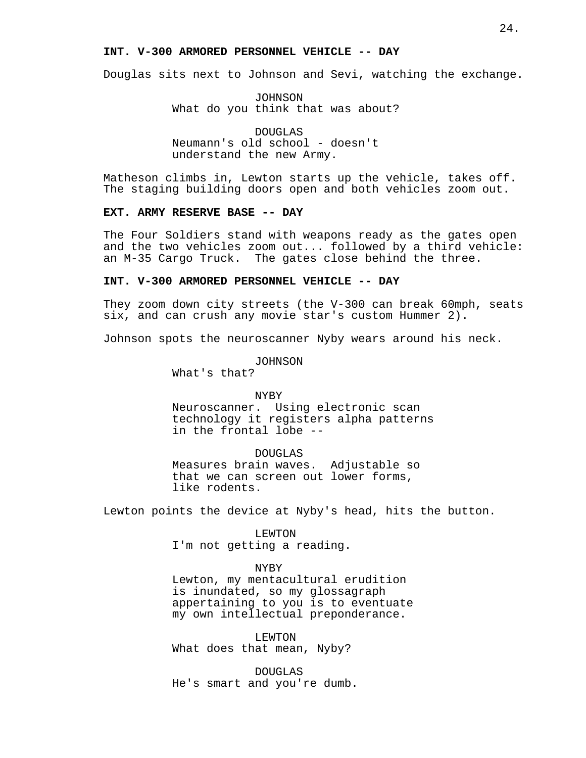**INT. V-300 ARMORED PERSONNEL VEHICLE -- DAY**

Douglas sits next to Johnson and Sevi, watching the exchange.

JOHNSON
What do you think that was about?

DOUGLAS
Neumann's old school - doesn't understand the new Army.

Matheson climbs in, Lewton starts up the vehicle, takes off. The staging building doors open and both vehicles zoom out.

**EXT. ARMY RESERVE BASE -- DAY**

The Four Soldiers stand with weapons ready as the gates open and the two vehicles zoom out... followed by a third vehicle: an M-35 Cargo Truck. The gates close behind the three.

**INT. V-300 ARMORED PERSONNEL VEHICLE -- DAY**

They zoom down city streets (the V-300 can break 60mph, seats six, and can crush any movie star's custom Hummer 2).

Johnson spots the neuroscanner Nyby wears around his neck.

JOHNSON
What's that?

NYBY
Neuroscanner. Using electronic scan technology it registers alpha patterns in the frontal lobe --

DOUGLAS
Measures brain waves. Adjustable so that we can screen out lower forms, like rodents.

Lewton points the device at Nyby's head, hits the button.

LEWTON
I'm not getting a reading.

NYBY
Lewton, my mentacultural erudition is inundated, so my glossagraph appertaining to you is to eventuate my own intellectual preponderance.

LEWTON
What does that mean, Nyby?

DOUGLAS
He's smart and you're dumb.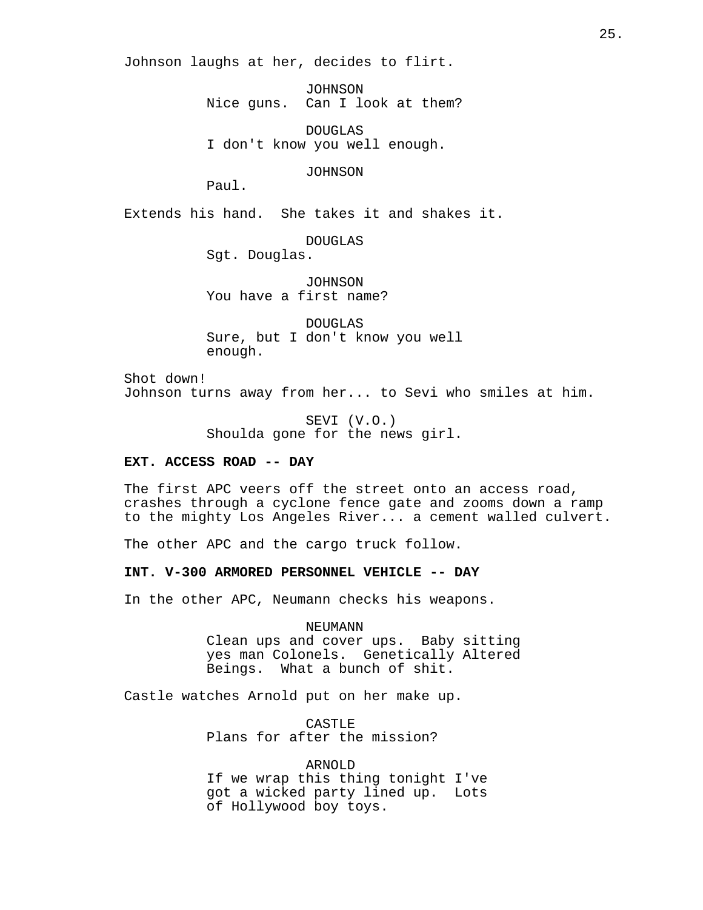Johnson laughs at her, decides to flirt.

JOHNSON
Nice guns.  Can I look at them?

DOUGLAS
I don't know you well enough.

JOHNSON
Paul.

Extends his hand.  She takes it and shakes it.

DOUGLAS
Sgt. Douglas.

JOHNSON
You have a first name?

DOUGLAS
Sure, but I don't know you well enough.

Shot down!
Johnson turns away from her... to Sevi who smiles at him.

SEVI (V.O.)
Shoulda gone for the news girl.

**EXT. ACCESS ROAD -- DAY**

The first APC veers off the street onto an access road, crashes through a cyclone fence gate and zooms down a ramp to the mighty Los Angeles River... a cement walled culvert.

The other APC and the cargo truck follow.

**INT. V-300 ARMORED PERSONNEL VEHICLE -- DAY**

In the other APC, Neumann checks his weapons.

NEUMANN
Clean ups and cover ups.  Baby sitting yes man Colonels.  Genetically Altered Beings.  What a bunch of shit.

Castle watches Arnold put on her make up.

CASTLE
Plans for after the mission?

ARNOLD
If we wrap this thing tonight I've got a wicked party lined up.  Lots of Hollywood boy toys.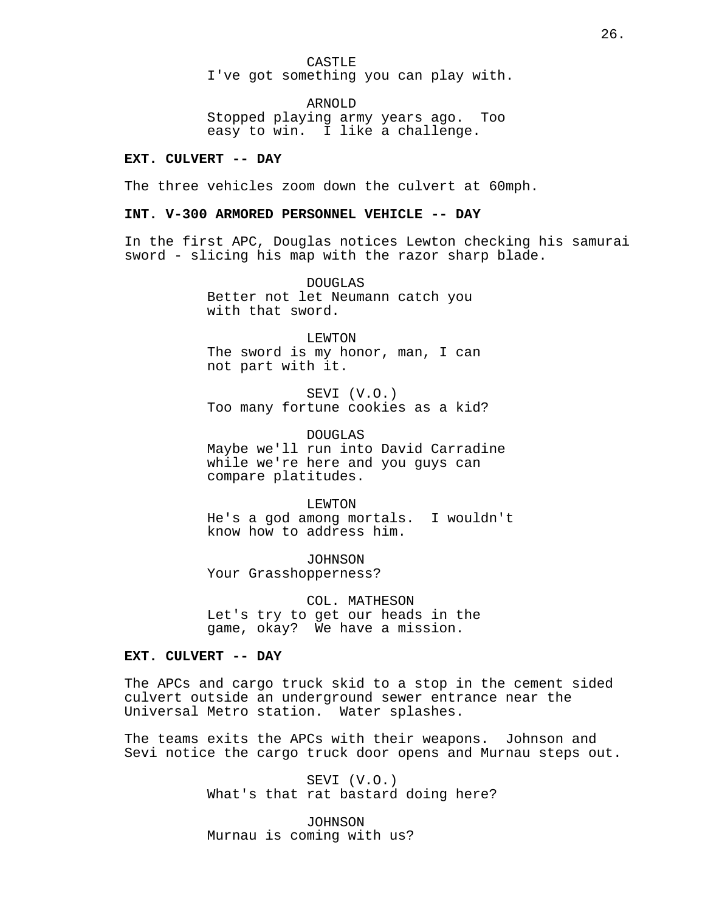CASTLE
I've got something you can play with.

ARNOLD
Stopped playing army years ago. Too easy to win. I like a challenge.

**EXT. CULVERT -- DAY**

The three vehicles zoom down the culvert at 60mph.

**INT. V-300 ARMORED PERSONNEL VEHICLE -- DAY**

In the first APC, Douglas notices Lewton checking his samurai sword - slicing his map with the razor sharp blade.

DOUGLAS
Better not let Neumann catch you with that sword.

LEWTON
The sword is my honor, man, I can not part with it.

SEVI (V.O.)
Too many fortune cookies as a kid?

DOUGLAS
Maybe we'll run into David Carradine while we're here and you guys can compare platitudes.

LEWTON
He's a god among mortals. I wouldn't know how to address him.

JOHNSON
Your Grasshopperness?

COL. MATHESON
Let's try to get our heads in the game, okay? We have a mission.

**EXT. CULVERT -- DAY**

The APCs and cargo truck skid to a stop in the cement sided culvert outside an underground sewer entrance near the Universal Metro station. Water splashes.

The teams exits the APCs with their weapons. Johnson and Sevi notice the cargo truck door opens and Murnau steps out.

SEVI (V.O.)
What's that rat bastard doing here?

JOHNSON
Murnau is coming with us?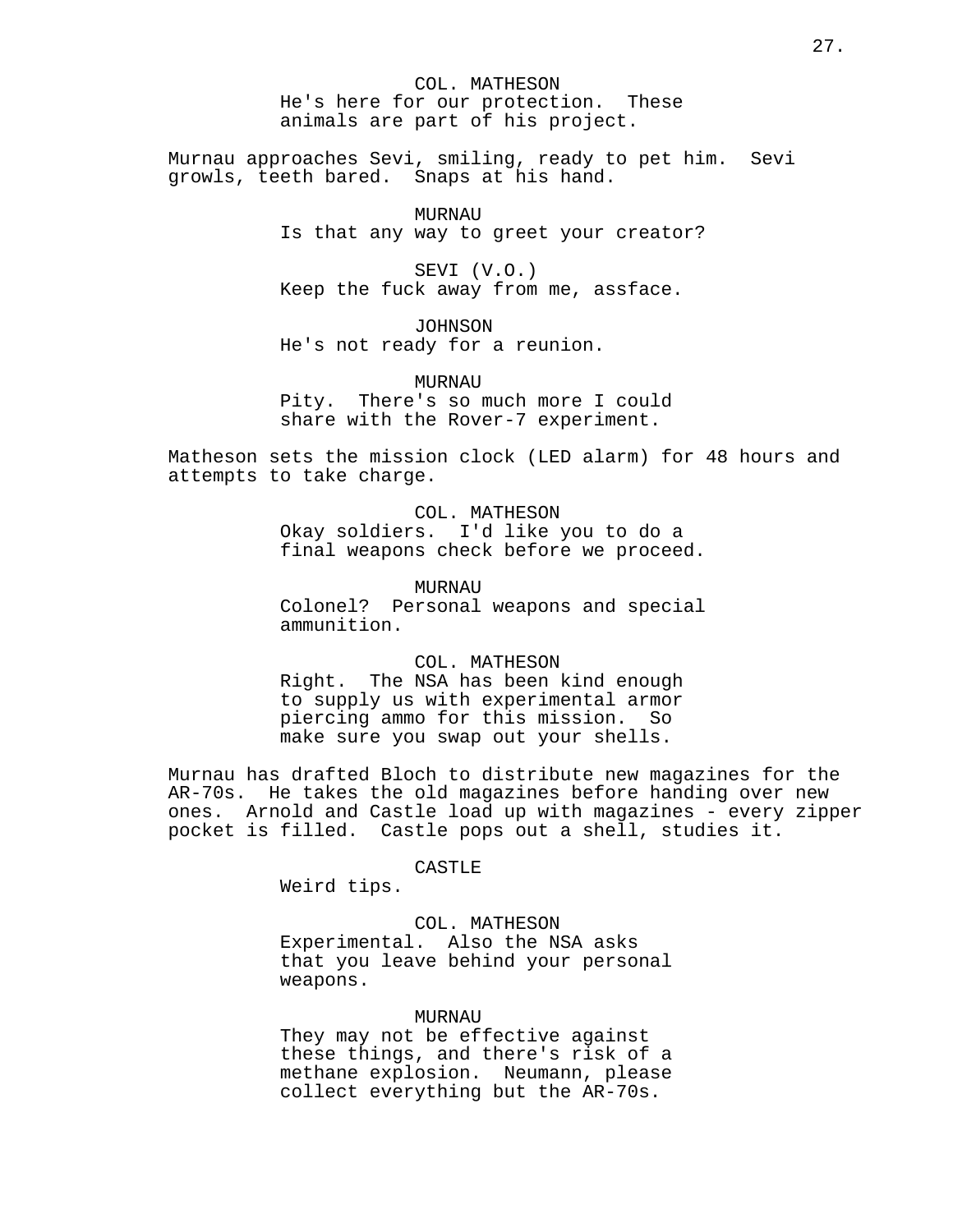COL. MATHESON
He's here for our protection. These animals are part of his project.

Murnau approaches Sevi, smiling, ready to pet him. Sevi growls, teeth bared. Snaps at his hand.

MURNAU
Is that any way to greet your creator?

SEVI (V.O.)
Keep the fuck away from me, assface.

JOHNSON
He's not ready for a reunion.

MURNAU
Pity. There's so much more I could share with the Rover-7 experiment.

Matheson sets the mission clock (LED alarm) for 48 hours and attempts to take charge.

COL. MATHESON
Okay soldiers. I'd like you to do a final weapons check before we proceed.

MURNAU
Colonel? Personal weapons and special ammunition.

COL. MATHESON
Right. The NSA has been kind enough to supply us with experimental armor piercing ammo for this mission. So make sure you swap out your shells.

Murnau has drafted Bloch to distribute new magazines for the AR-70s. He takes the old magazines before handing over new ones. Arnold and Castle load up with magazines - every zipper pocket is filled. Castle pops out a shell, studies it.

CASTLE
Weird tips.

COL. MATHESON
Experimental. Also the NSA asks that you leave behind your personal weapons.

MURNAU
They may not be effective against these things, and there's risk of a methane explosion. Neumann, please collect everything but the AR-70s.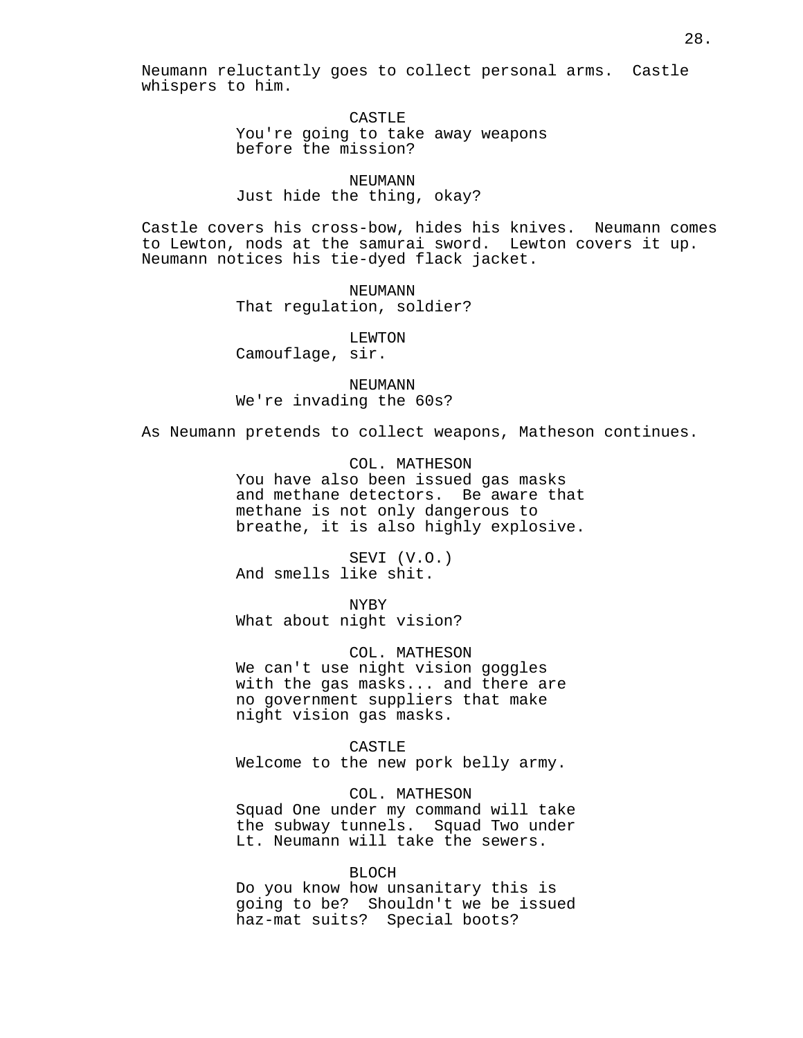Neumann reluctantly goes to collect personal arms. Castle whispers to him.

CASTLE
You're going to take away weapons before the mission?

NEUMANN
Just hide the thing, okay?

Castle covers his cross-bow, hides his knives. Neumann comes to Lewton, nods at the samurai sword. Lewton covers it up. Neumann notices his tie-dyed flack jacket.

NEUMANN
That regulation, soldier?

LEWTON
Camouflage, sir.

NEUMANN
We're invading the 60s?

As Neumann pretends to collect weapons, Matheson continues.

COL. MATHESON
You have also been issued gas masks and methane detectors. Be aware that methane is not only dangerous to breathe, it is also highly explosive.

SEVI (V.O.)
And smells like shit.

NYBY
What about night vision?

COL. MATHESON
We can't use night vision goggles with the gas masks... and there are no government suppliers that make night vision gas masks.

CASTLE
Welcome to the new pork belly army.

COL. MATHESON
Squad One under my command will take the subway tunnels. Squad Two under Lt. Neumann will take the sewers.

BLOCH
Do you know how unsanitary this is going to be? Shouldn't we be issued haz-mat suits? Special boots?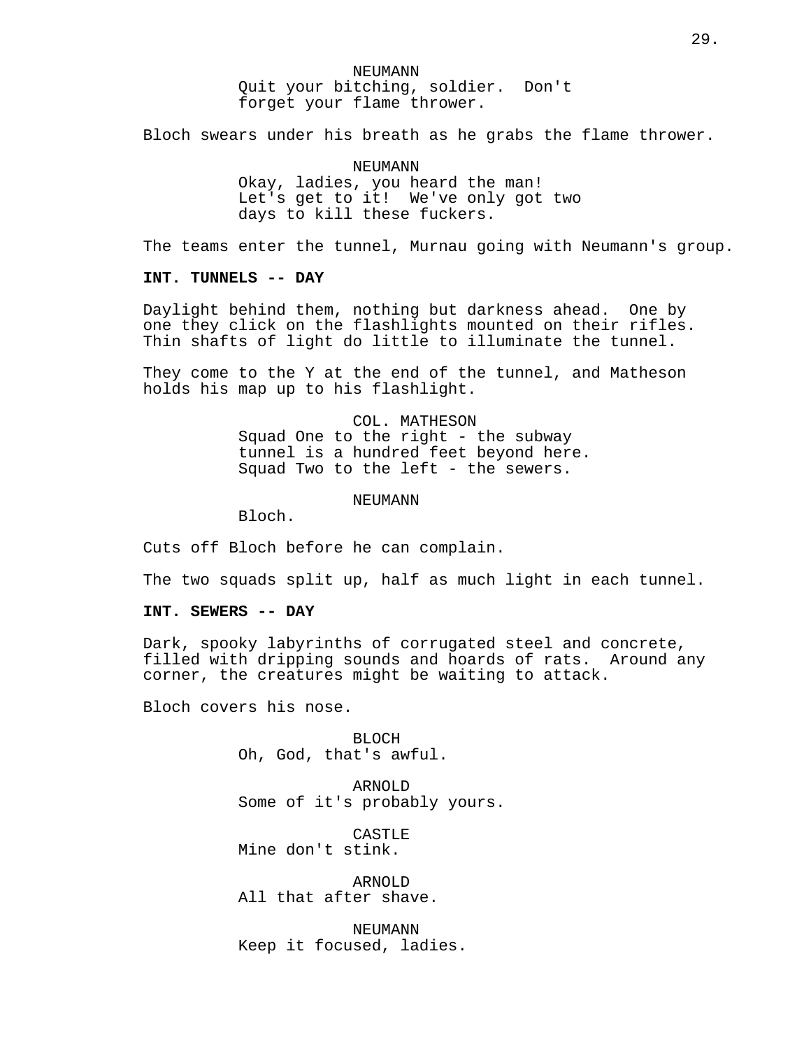NEUMANN
Quit your bitching, soldier.  Don't forget your flame thrower.

Bloch swears under his breath as he grabs the flame thrower.

NEUMANN
Okay, ladies, you heard the man! Let's get to it!  We've only got two days to kill these fuckers.

The teams enter the tunnel, Murnau going with Neumann's group.

**INT. TUNNELS -- DAY**

Daylight behind them, nothing but darkness ahead.  One by one they click on the flashlights mounted on their rifles. Thin shafts of light do little to illuminate the tunnel.

They come to the Y at the end of the tunnel, and Matheson holds his map up to his flashlight.

COL. MATHESON
Squad One to the right - the subway tunnel is a hundred feet beyond here. Squad Two to the left - the sewers.

NEUMANN
Bloch.

Cuts off Bloch before he can complain.

The two squads split up, half as much light in each tunnel.

**INT. SEWERS -- DAY**

Dark, spooky labyrinths of corrugated steel and concrete, filled with dripping sounds and hoards of rats.  Around any corner, the creatures might be waiting to attack.

Bloch covers his nose.

BLOCH
Oh, God, that's awful.

ARNOLD
Some of it's probably yours.

CASTLE
Mine don't stink.

ARNOLD
All that after shave.

NEUMANN
Keep it focused, ladies.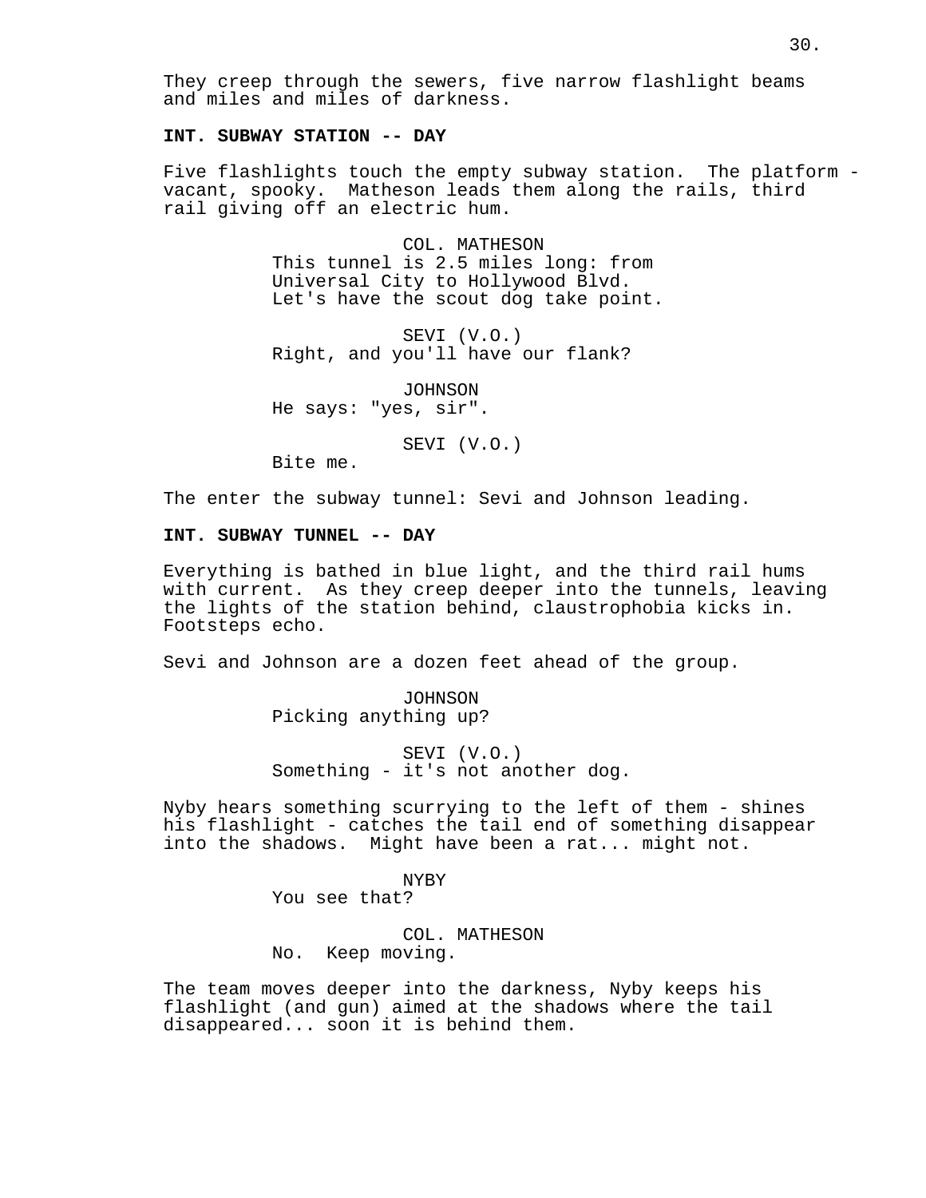They creep through the sewers, five narrow flashlight beams and miles and miles of darkness.

**INT. SUBWAY STATION -- DAY**

Five flashlights touch the empty subway station. The platform - vacant, spooky. Matheson leads them along the rails, third rail giving off an electric hum.

COL. MATHESON
This tunnel is 2.5 miles long: from Universal City to Hollywood Blvd. Let's have the scout dog take point.

SEVI (V.O.)
Right, and you'll have our flank?

JOHNSON
He says: "yes, sir".

SEVI (V.O.)
Bite me.

The enter the subway tunnel: Sevi and Johnson leading.

**INT. SUBWAY TUNNEL -- DAY**

Everything is bathed in blue light, and the third rail hums with current. As they creep deeper into the tunnels, leaving the lights of the station behind, claustrophobia kicks in. Footsteps echo.

Sevi and Johnson are a dozen feet ahead of the group.

JOHNSON
Picking anything up?

SEVI (V.O.)
Something - it's not another dog.

Nyby hears something scurrying to the left of them - shines his flashlight - catches the tail end of something disappear into the shadows. Might have been a rat... might not.

NYBY
You see that?

COL. MATHESON
No. Keep moving.

The team moves deeper into the darkness, Nyby keeps his flashlight (and gun) aimed at the shadows where the tail disappeared... soon it is behind them.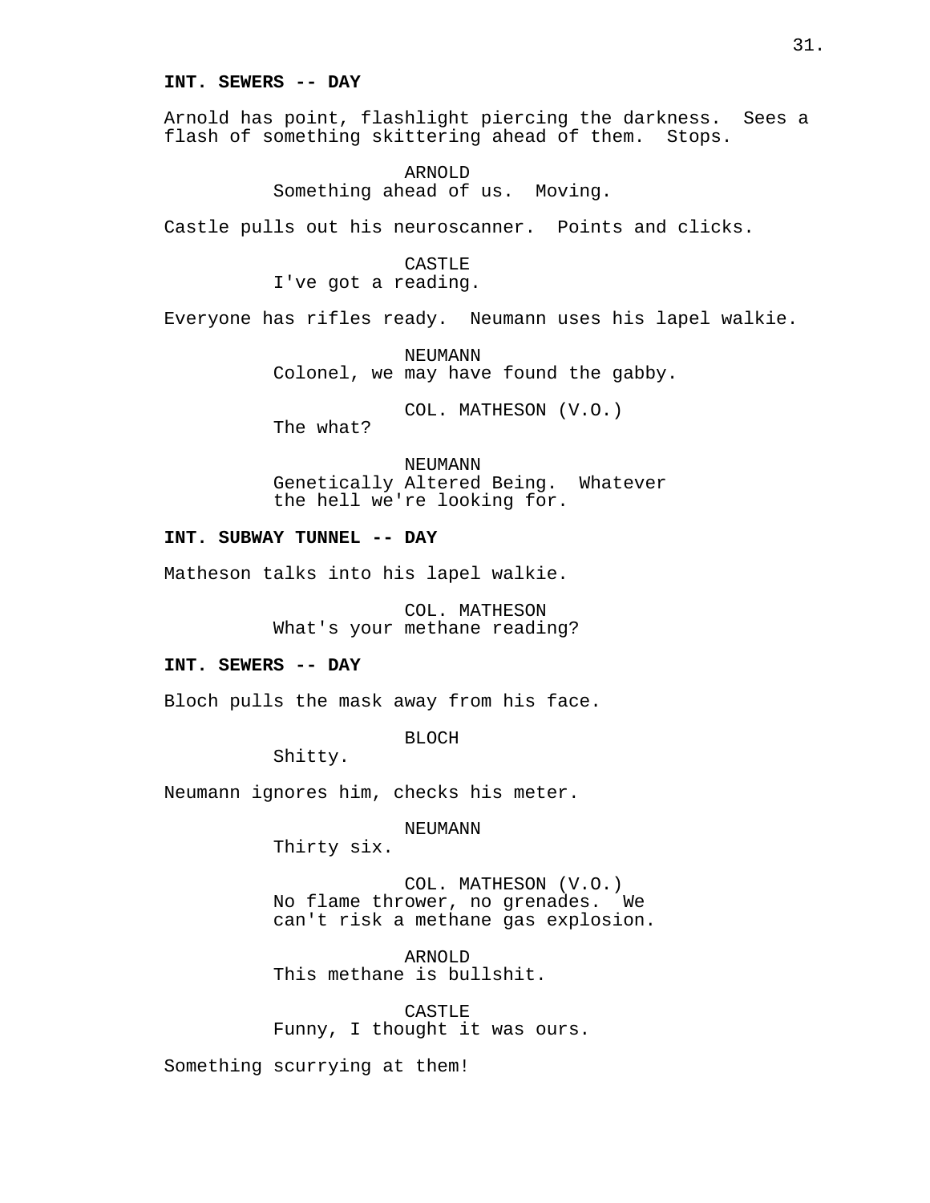**INT. SEWERS -- DAY**

Arnold has point, flashlight piercing the darkness. Sees a flash of something skittering ahead of them. Stops.

ARNOLD
Something ahead of us. Moving.

Castle pulls out his neuroscanner. Points and clicks.

CASTLE
I've got a reading.

Everyone has rifles ready. Neumann uses his lapel walkie.

NEUMANN
Colonel, we may have found the gabby.

COL. MATHESON (V.O.)
The what?

NEUMANN
Genetically Altered Being. Whatever the hell we're looking for.

**INT. SUBWAY TUNNEL -- DAY**

Matheson talks into his lapel walkie.

COL. MATHESON
What's your methane reading?

**INT. SEWERS -- DAY**

Bloch pulls the mask away from his face.

BLOCH
Shitty.

Neumann ignores him, checks his meter.

NEUMANN
Thirty six.

COL. MATHESON (V.O.)
No flame thrower, no grenades. We can't risk a methane gas explosion.

ARNOLD
This methane is bullshit.

CASTLE
Funny, I thought it was ours.

Something scurrying at them!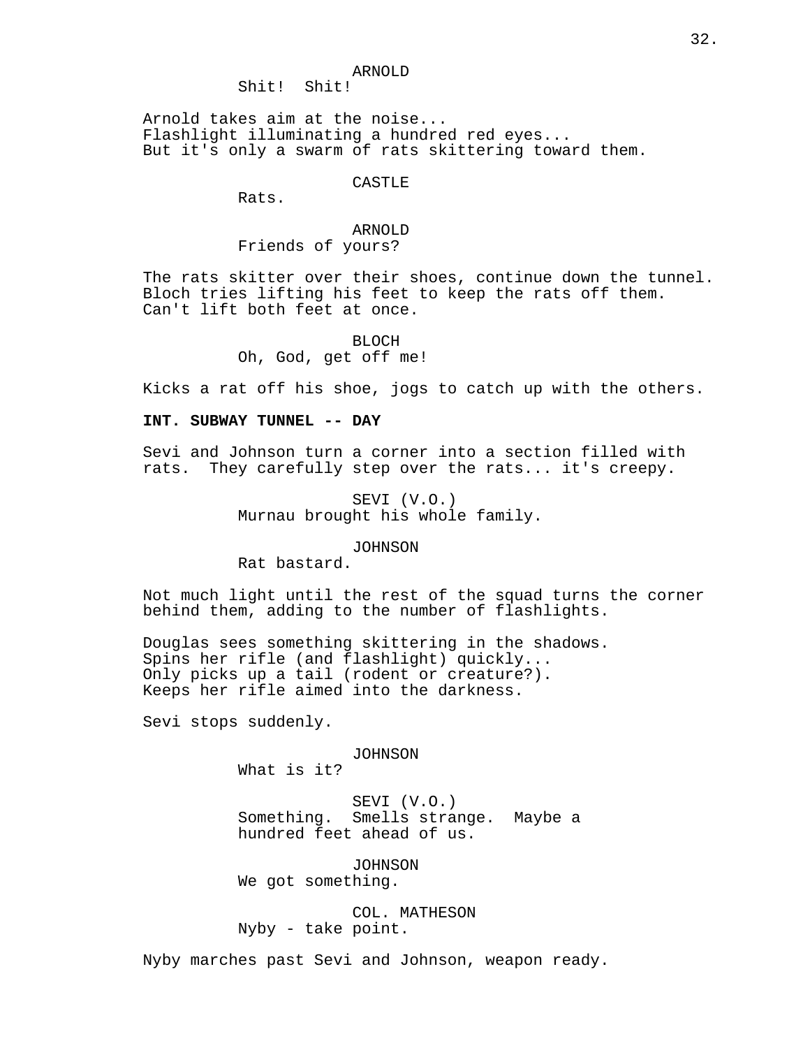ARNOLD
Shit!  Shit!

Arnold takes aim at the noise...
Flashlight illuminating a hundred red eyes...
But it's only a swarm of rats skittering toward them.

CASTLE
Rats.

ARNOLD
Friends of yours?

The rats skitter over their shoes, continue down the tunnel.
Bloch tries lifting his feet to keep the rats off them.
Can't lift both feet at once.

BLOCH
Oh, God, get off me!

Kicks a rat off his shoe, jogs to catch up with the others.

**INT. SUBWAY TUNNEL -- DAY**

Sevi and Johnson turn a corner into a section filled with rats.  They carefully step over the rats... it's creepy.

SEVI (V.O.)
Murnau brought his whole family.

JOHNSON
Rat bastard.

Not much light until the rest of the squad turns the corner behind them, adding to the number of flashlights.

Douglas sees something skittering in the shadows.
Spins her rifle (and flashlight) quickly...
Only picks up a tail (rodent or creature?).
Keeps her rifle aimed into the darkness.

Sevi stops suddenly.

JOHNSON
What is it?

SEVI (V.O.)
Something.  Smells strange.  Maybe a hundred feet ahead of us.

JOHNSON
We got something.

COL. MATHESON
Nyby - take point.

Nyby marches past Sevi and Johnson, weapon ready.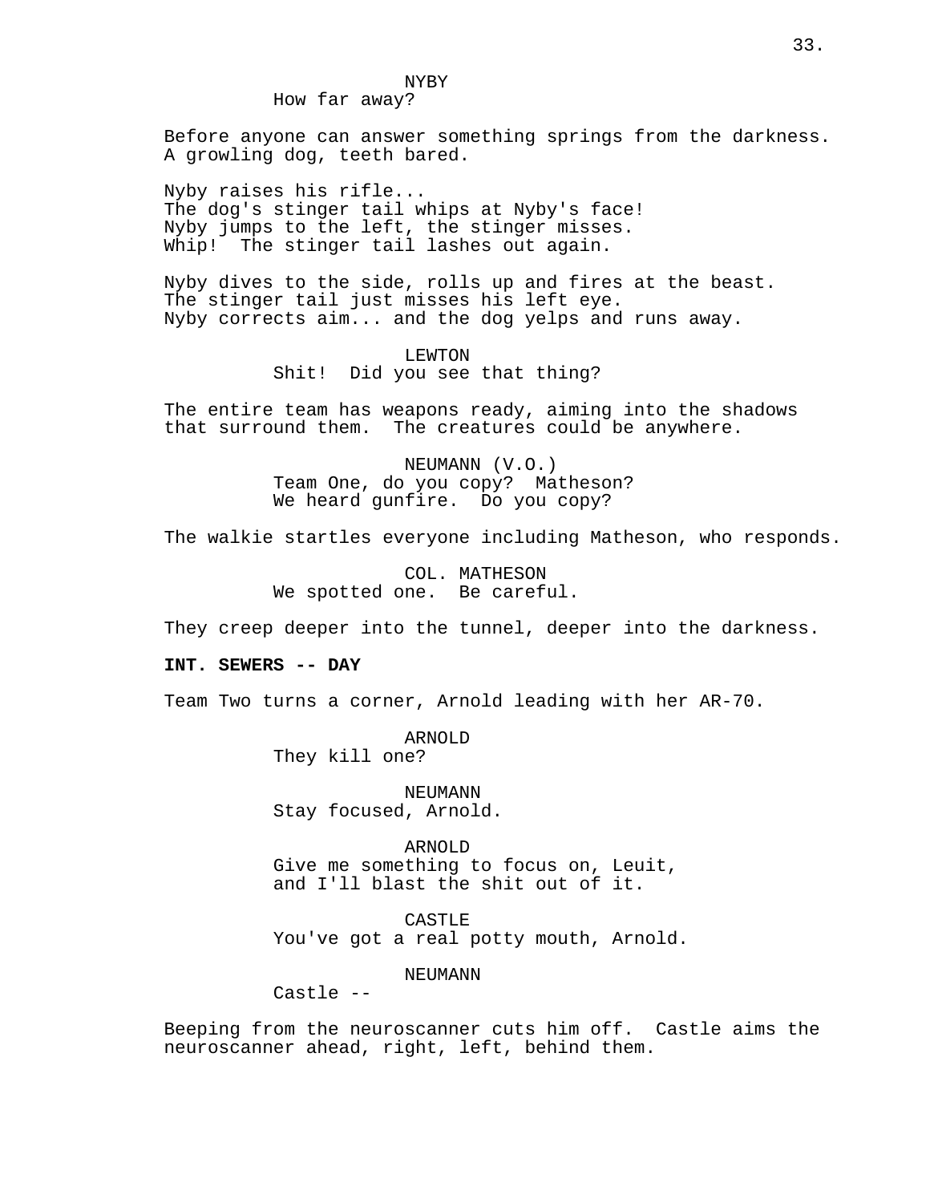NYBY
How far away?

Before anyone can answer something springs from the darkness. A growling dog, teeth bared.

Nyby raises his rifle...
The dog's stinger tail whips at Nyby's face!
Nyby jumps to the left, the stinger misses.
Whip! The stinger tail lashes out again.

Nyby dives to the side, rolls up and fires at the beast.
The stinger tail just misses his left eye.
Nyby corrects aim... and the dog yelps and runs away.

LEWTON
Shit! Did you see that thing?

The entire team has weapons ready, aiming into the shadows that surround them. The creatures could be anywhere.

NEUMANN (V.O.)
Team One, do you copy? Matheson?
We heard gunfire. Do you copy?

The walkie startles everyone including Matheson, who responds.

COL. MATHESON
We spotted one. Be careful.

They creep deeper into the tunnel, deeper into the darkness.

**INT. SEWERS -- DAY**

Team Two turns a corner, Arnold leading with her AR-70.

ARNOLD
They kill one?

NEUMANN
Stay focused, Arnold.

ARNOLD
Give me something to focus on, Leuit,
and I'll blast the shit out of it.

CASTLE
You've got a real potty mouth, Arnold.

NEUMANN
Castle --

Beeping from the neuroscanner cuts him off. Castle aims the neuroscanner ahead, right, left, behind them.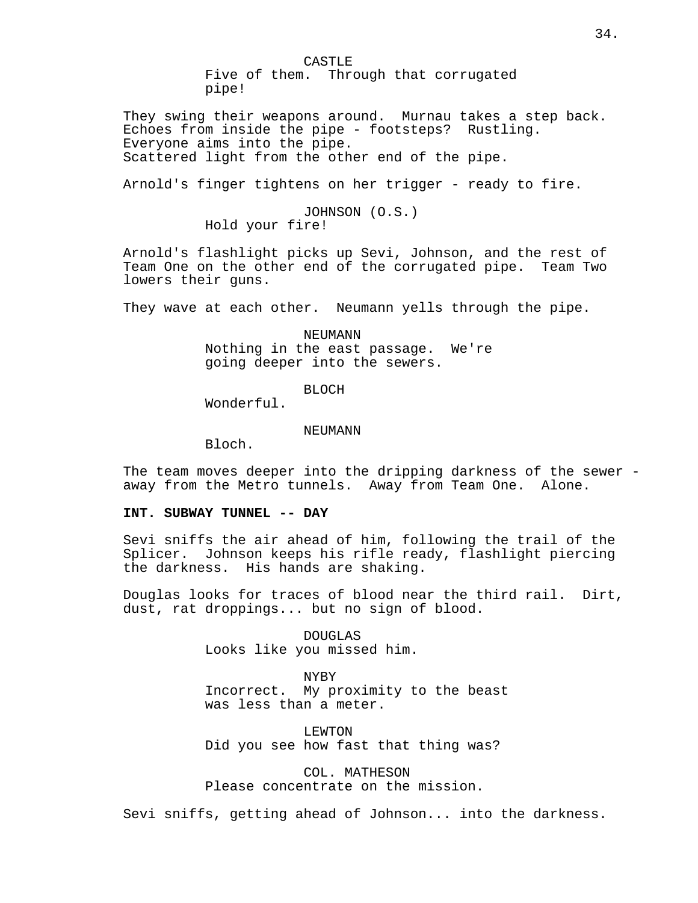CASTLE

Five of them. Through that corrugated pipe!

They swing their weapons around. Murnau takes a step back. Echoes from inside the pipe - footsteps? Rustling. Everyone aims into the pipe. Scattered light from the other end of the pipe.

Arnold's finger tightens on her trigger - ready to fire.

JOHNSON (O.S.)

Hold your fire!

Arnold's flashlight picks up Sevi, Johnson, and the rest of Team One on the other end of the corrugated pipe. Team Two lowers their guns.

They wave at each other. Neumann yells through the pipe.

NEUMANN

Nothing in the east passage. We're going deeper into the sewers.

BLOCH

Wonderful.

NEUMANN

Bloch.

The team moves deeper into the dripping darkness of the sewer - away from the Metro tunnels. Away from Team One. Alone.

**INT. SUBWAY TUNNEL -- DAY**

Sevi sniffs the air ahead of him, following the trail of the Splicer. Johnson keeps his rifle ready, flashlight piercing the darkness. His hands are shaking.

Douglas looks for traces of blood near the third rail. Dirt, dust, rat droppings... but no sign of blood.

DOUGLAS

Looks like you missed him.

NYBY

Incorrect. My proximity to the beast was less than a meter.

LEWTON

Did you see how fast that thing was?

COL. MATHESON

Please concentrate on the mission.

Sevi sniffs, getting ahead of Johnson... into the darkness.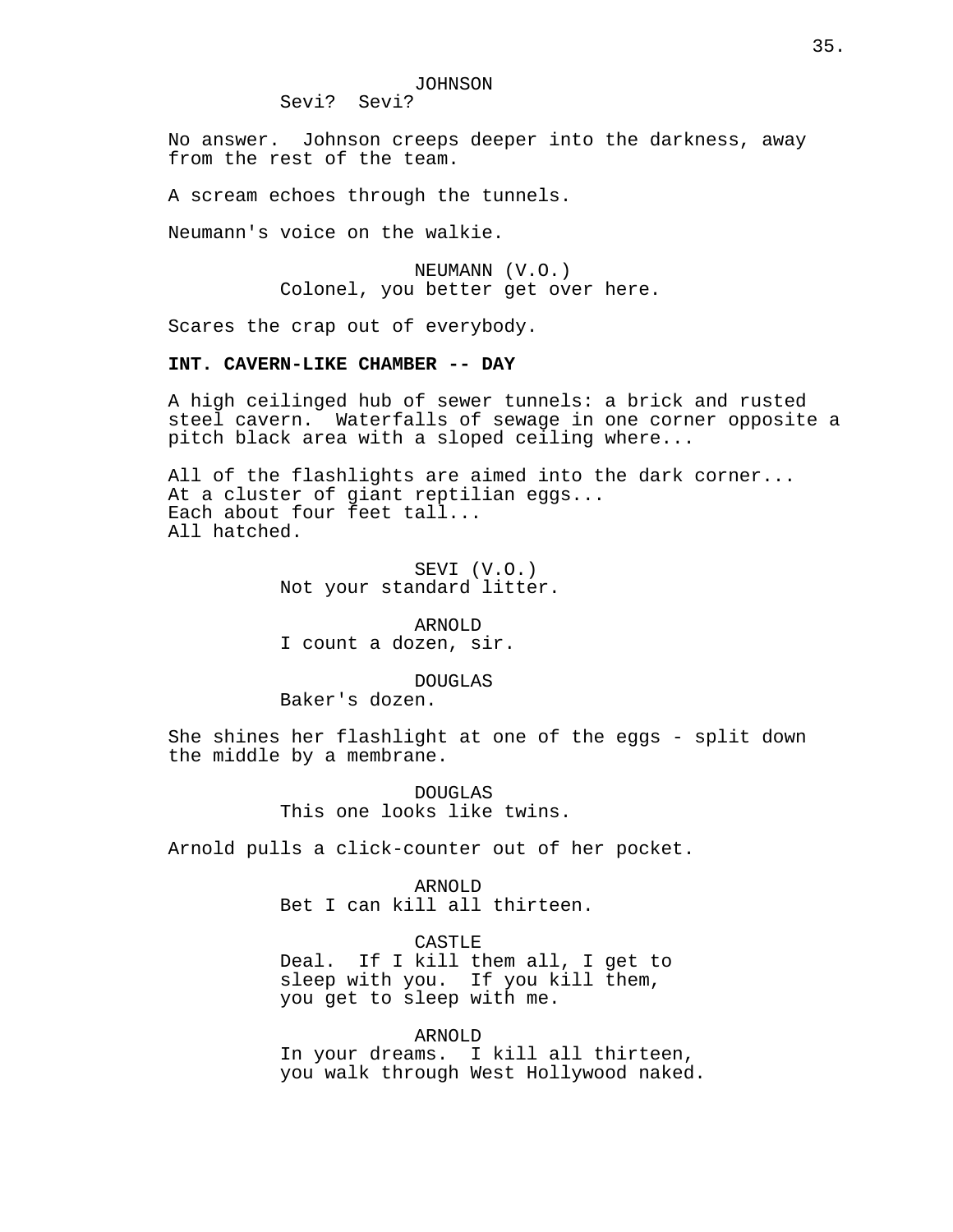JOHNSON

Sevi?  Sevi?

No answer.  Johnson creeps deeper into the darkness, away from the rest of the team.

A scream echoes through the tunnels.

Neumann's voice on the walkie.

NEUMANN (V.O.)

Colonel, you better get over here.

Scares the crap out of everybody.

**INT. CAVERN-LIKE CHAMBER -- DAY**

A high ceilinged hub of sewer tunnels: a brick and rusted steel cavern.  Waterfalls of sewage in one corner opposite a pitch black area with a sloped ceiling where...

All of the flashlights are aimed into the dark corner...
At a cluster of giant reptilian eggs...
Each about four feet tall...
All hatched.

SEVI (V.O.)

Not your standard litter.

ARNOLD

I count a dozen, sir.

DOUGLAS

Baker's dozen.

She shines her flashlight at one of the eggs - split down the middle by a membrane.

DOUGLAS

This one looks like twins.

Arnold pulls a click-counter out of her pocket.

ARNOLD

Bet I can kill all thirteen.

CASTLE

Deal.  If I kill them all, I get to sleep with you.  If you kill them, you get to sleep with me.

ARNOLD

In your dreams.  I kill all thirteen, you walk through West Hollywood naked.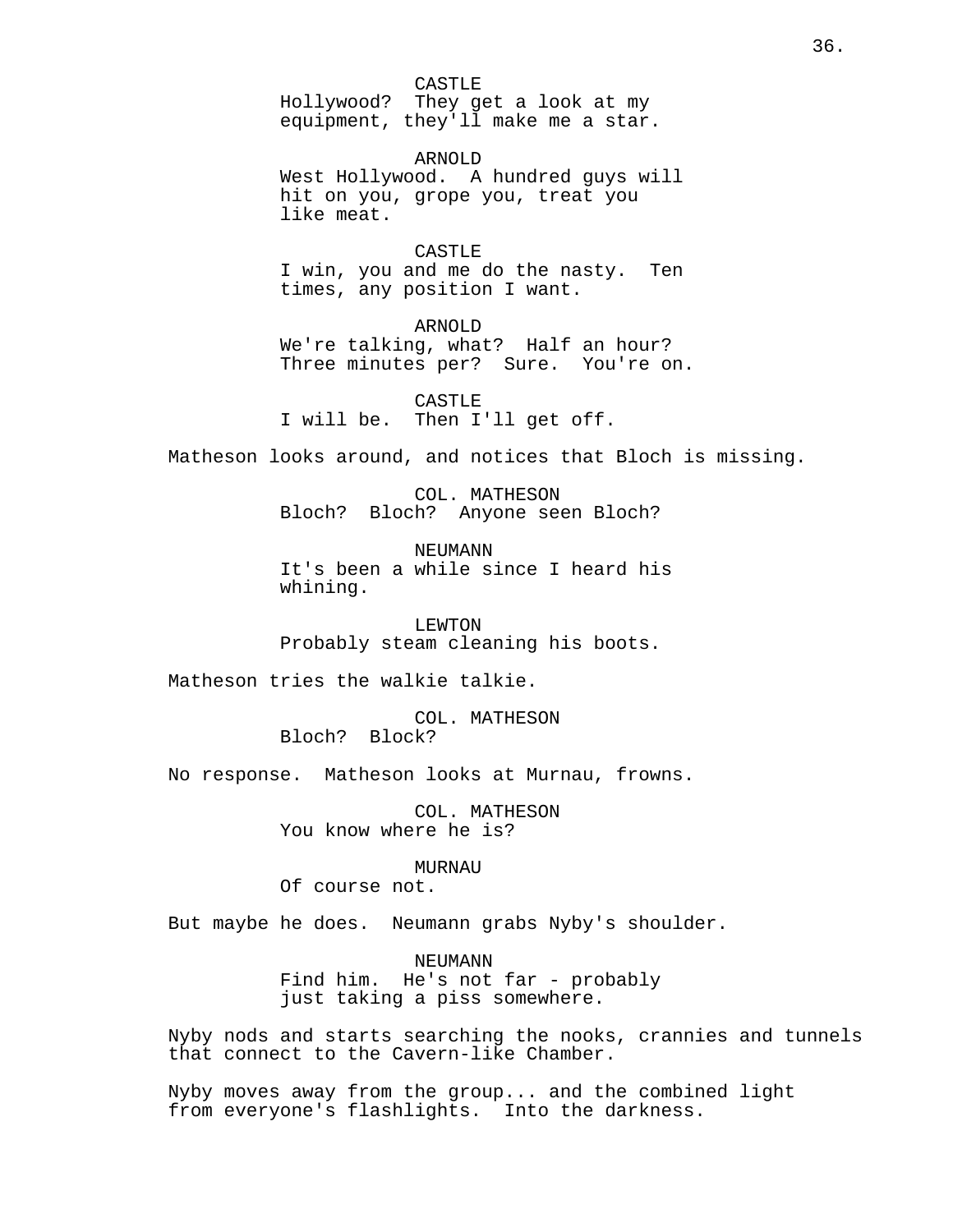CASTLE
Hollywood? They get a look at my equipment, they'll make me a star.

ARNOLD
West Hollywood. A hundred guys will hit on you, grope you, treat you like meat.

CASTLE
I win, you and me do the nasty. Ten times, any position I want.

ARNOLD
We're talking, what? Half an hour? Three minutes per? Sure. You're on.

CASTLE
I will be. Then I'll get off.

Matheson looks around, and notices that Bloch is missing.

COL. MATHESON
Bloch? Bloch? Anyone seen Bloch?

NEUMANN
It's been a while since I heard his whining.

LEWTON
Probably steam cleaning his boots.

Matheson tries the walkie talkie.

COL. MATHESON
Bloch? Block?

No response. Matheson looks at Murnau, frowns.

COL. MATHESON
You know where he is?

MURNAU
Of course not.

But maybe he does. Neumann grabs Nyby's shoulder.

NEUMANN
Find him. He's not far - probably just taking a piss somewhere.

Nyby nods and starts searching the nooks, crannies and tunnels that connect to the Cavern-like Chamber.

Nyby moves away from the group... and the combined light from everyone's flashlights. Into the darkness.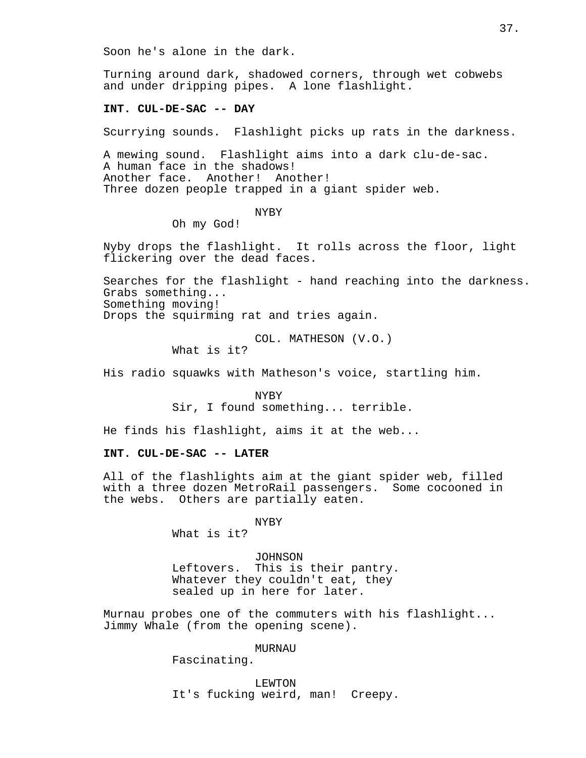Soon he's alone in the dark.

Turning around dark, shadowed corners, through wet cobwebs and under dripping pipes. A lone flashlight.

**INT. CUL-DE-SAC -- DAY**

Scurrying sounds. Flashlight picks up rats in the darkness.

A mewing sound. Flashlight aims into a dark clu-de-sac.
A human face in the shadows!
Another face. Another! Another!
Three dozen people trapped in a giant spider web.

NYBY
Oh my God!

Nyby drops the flashlight. It rolls across the floor, light flickering over the dead faces.

Searches for the flashlight - hand reaching into the darkness.
Grabs something...
Something moving!
Drops the squirming rat and tries again.

COL. MATHESON (V.O.)
What is it?

His radio squawks with Matheson's voice, startling him.

NYBY
Sir, I found something... terrible.

He finds his flashlight, aims it at the web...

**INT. CUL-DE-SAC -- LATER**

All of the flashlights aim at the giant spider web, filled with a three dozen MetroRail passengers. Some cocooned in the webs. Others are partially eaten.

NYBY
What is it?

JOHNSON
Leftovers. This is their pantry.
Whatever they couldn't eat, they
sealed up in here for later.

Murnau probes one of the commuters with his flashlight...
Jimmy Whale (from the opening scene).

MURNAU
Fascinating.

LEWTON
It's fucking weird, man! Creepy.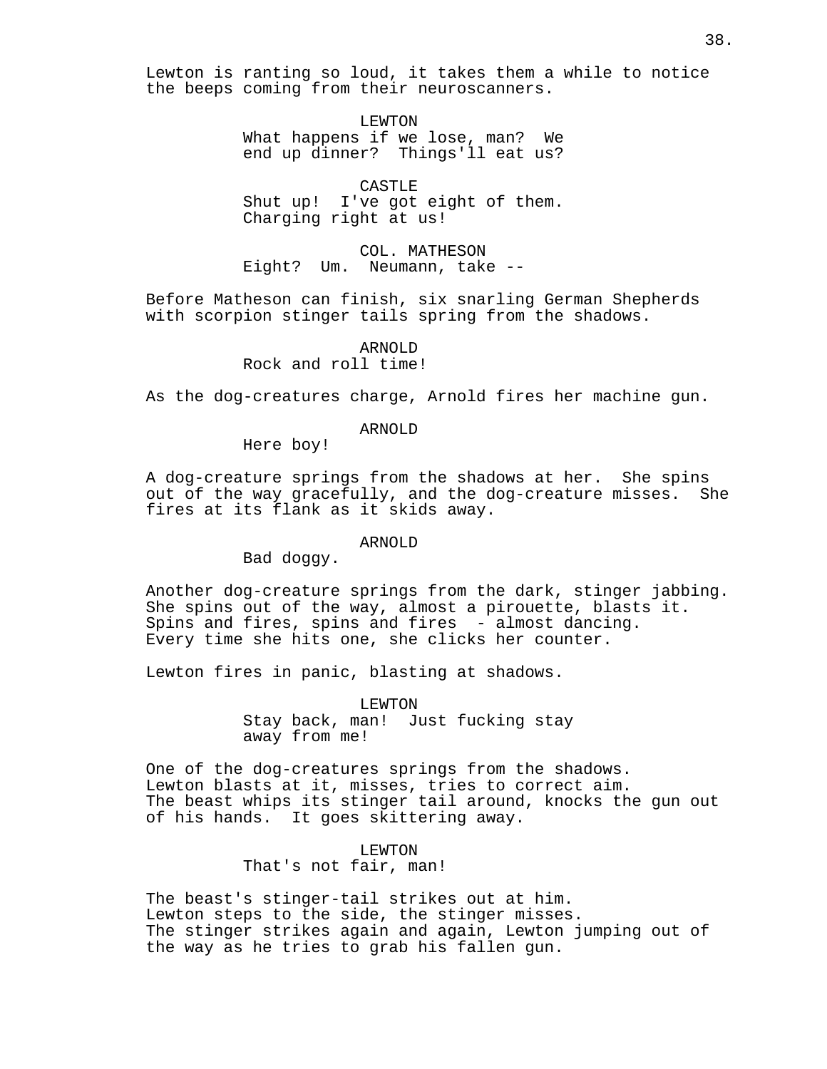Lewton is ranting so loud, it takes them a while to notice the beeps coming from their neuroscanners.

LEWTON
What happens if we lose, man? We end up dinner? Things'll eat us?

CASTLE
Shut up! I've got eight of them. Charging right at us!

COL. MATHESON
Eight? Um. Neumann, take --

Before Matheson can finish, six snarling German Shepherds with scorpion stinger tails spring from the shadows.

ARNOLD
Rock and roll time!

As the dog-creatures charge, Arnold fires her machine gun.

ARNOLD
Here boy!

A dog-creature springs from the shadows at her. She spins out of the way gracefully, and the dog-creature misses. She fires at its flank as it skids away.

ARNOLD
Bad doggy.

Another dog-creature springs from the dark, stinger jabbing. She spins out of the way, almost a pirouette, blasts it. Spins and fires, spins and fires - almost dancing. Every time she hits one, she clicks her counter.

Lewton fires in panic, blasting at shadows.

LEWTON
Stay back, man! Just fucking stay away from me!

One of the dog-creatures springs from the shadows. Lewton blasts at it, misses, tries to correct aim. The beast whips its stinger tail around, knocks the gun out of his hands. It goes skittering away.

LEWTON
That's not fair, man!

The beast's stinger-tail strikes out at him. Lewton steps to the side, the stinger misses. The stinger strikes again and again, Lewton jumping out of the way as he tries to grab his fallen gun.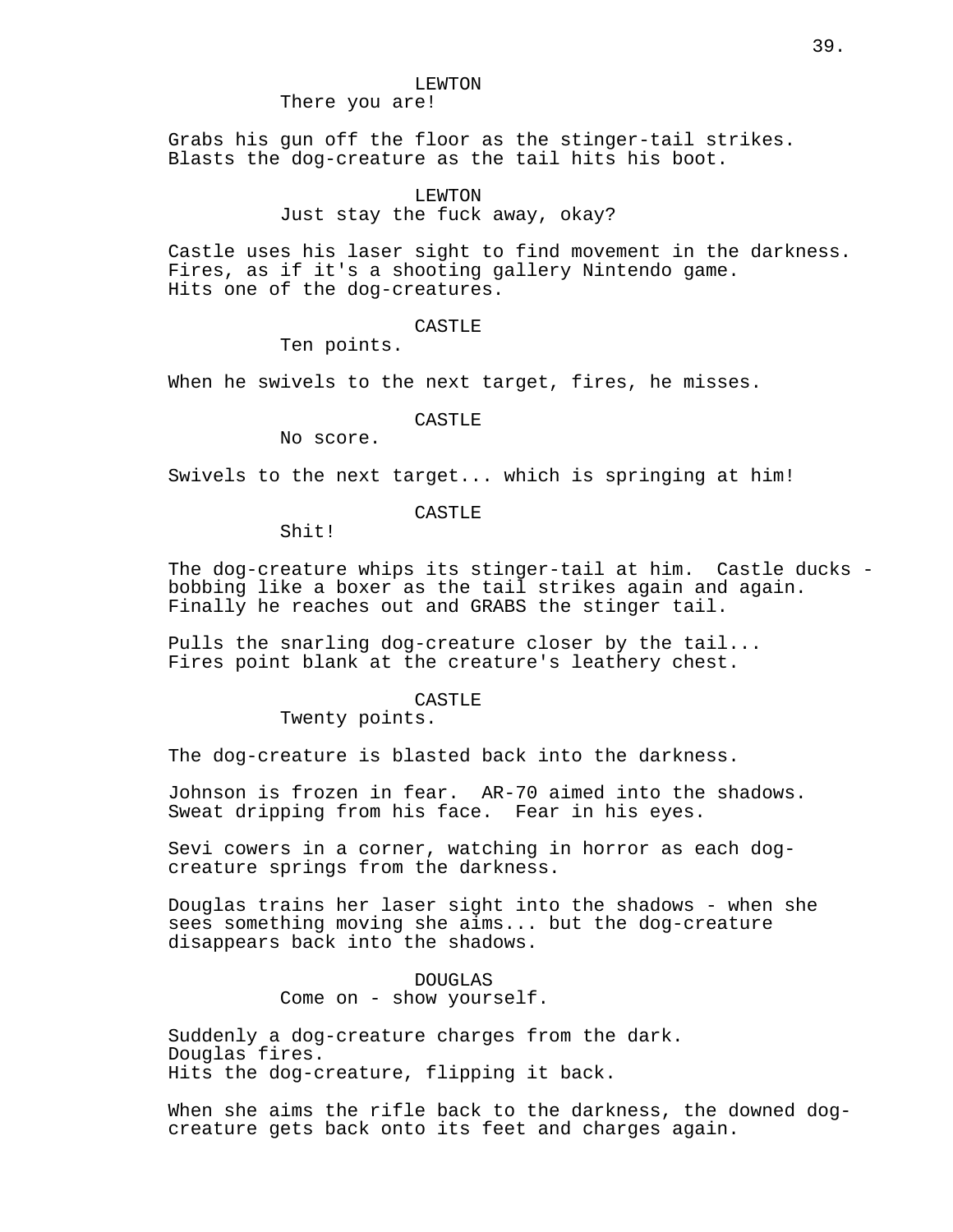LEWTON
There you are!

Grabs his gun off the floor as the stinger-tail strikes. Blasts the dog-creature as the tail hits his boot.

LEWTON
Just stay the fuck away, okay?

Castle uses his laser sight to find movement in the darkness. Fires, as if it's a shooting gallery Nintendo game. Hits one of the dog-creatures.

CASTLE
Ten points.

When he swivels to the next target, fires, he misses.

CASTLE
No score.

Swivels to the next target... which is springing at him!

CASTLE
Shit!

The dog-creature whips its stinger-tail at him. Castle ducks - bobbing like a boxer as the tail strikes again and again. Finally he reaches out and GRABS the stinger tail.

Pulls the snarling dog-creature closer by the tail... Fires point blank at the creature's leathery chest.

CASTLE
Twenty points.

The dog-creature is blasted back into the darkness.

Johnson is frozen in fear. AR-70 aimed into the shadows. Sweat dripping from his face. Fear in his eyes.

Sevi cowers in a corner, watching in horror as each dog-creature springs from the darkness.

Douglas trains her laser sight into the shadows - when she sees something moving she aims... but the dog-creature disappears back into the shadows.

DOUGLAS
Come on - show yourself.

Suddenly a dog-creature charges from the dark.
Douglas fires.
Hits the dog-creature, flipping it back.

When she aims the rifle back to the darkness, the downed dog-creature gets back onto its feet and charges again.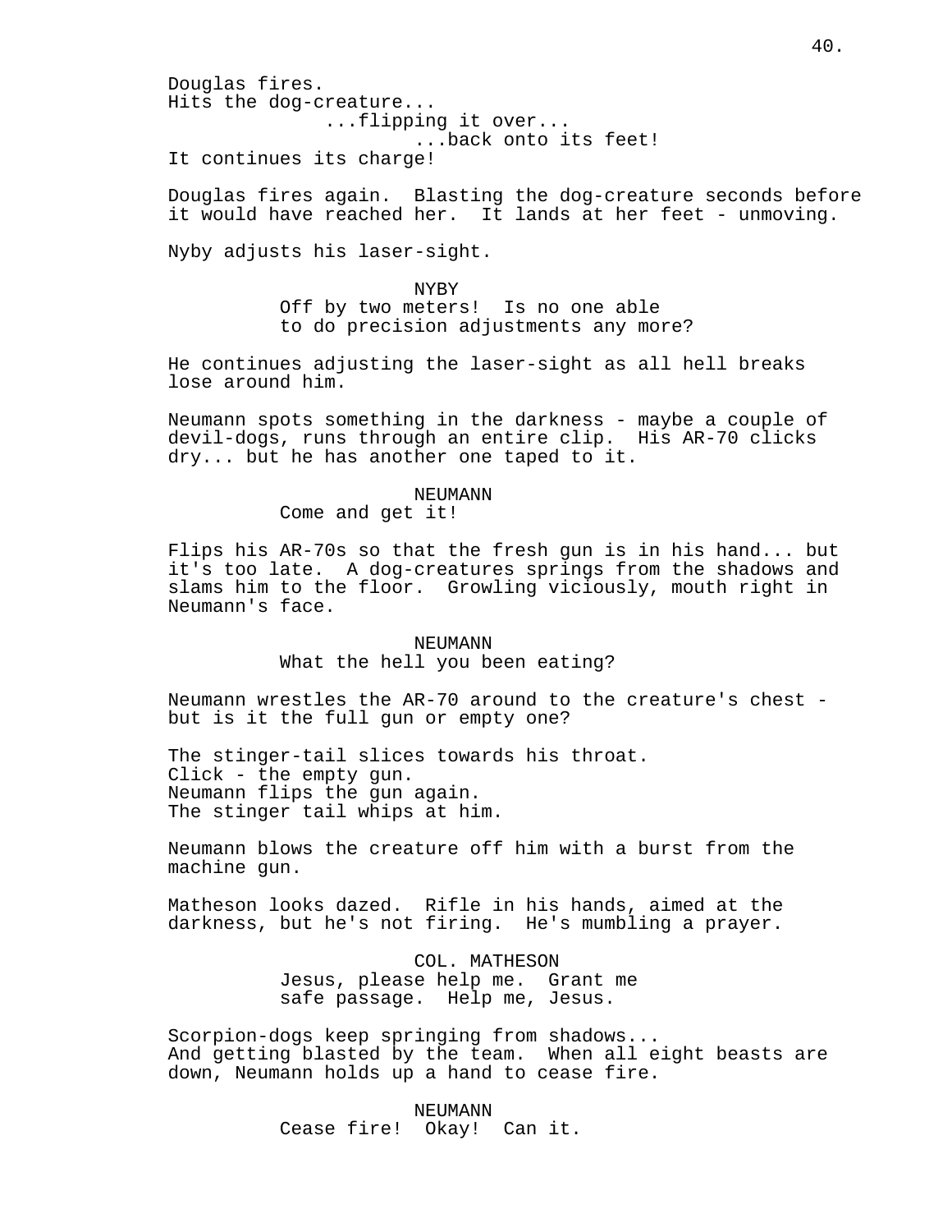Douglas fires.
Hits the dog-creature...
...flipping it over...
...back onto its feet!
It continues its charge!

Douglas fires again. Blasting the dog-creature seconds before it would have reached her. It lands at her feet - unmoving.

Nyby adjusts his laser-sight.

NYBY
Off by two meters! Is no one able to do precision adjustments any more?

He continues adjusting the laser-sight as all hell breaks lose around him.

Neumann spots something in the darkness - maybe a couple of devil-dogs, runs through an entire clip. His AR-70 clicks dry... but he has another one taped to it.

NEUMANN
Come and get it!

Flips his AR-70s so that the fresh gun is in his hand... but it's too late. A dog-creatures springs from the shadows and slams him to the floor. Growling viciously, mouth right in Neumann's face.

NEUMANN
What the hell you been eating?

Neumann wrestles the AR-70 around to the creature's chest - but is it the full gun or empty one?

The stinger-tail slices towards his throat.
Click - the empty gun.
Neumann flips the gun again.
The stinger tail whips at him.

Neumann blows the creature off him with a burst from the machine gun.

Matheson looks dazed. Rifle in his hands, aimed at the darkness, but he's not firing. He's mumbling a prayer.

COL. MATHESON
Jesus, please help me. Grant me safe passage. Help me, Jesus.

Scorpion-dogs keep springing from shadows...
And getting blasted by the team. When all eight beasts are down, Neumann holds up a hand to cease fire.

NEUMANN
Cease fire! Okay! Can it.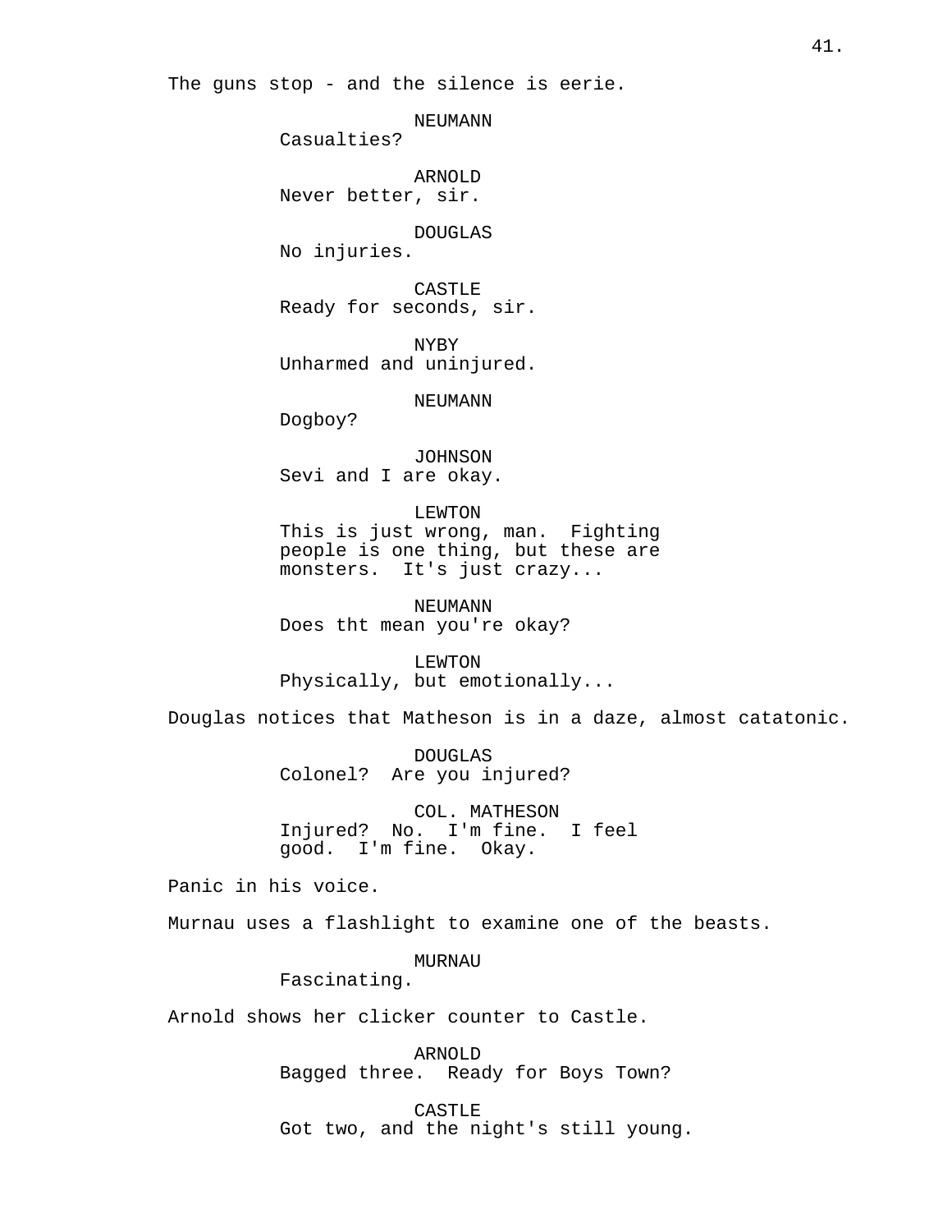The guns stop - and the silence is eerie.

NEUMANN
Casualties?

ARNOLD
Never better, sir.

DOUGLAS
No injuries.

CASTLE
Ready for seconds, sir.

NYBY
Unharmed and uninjured.

NEUMANN
Dogboy?

JOHNSON
Sevi and I are okay.

LEWTON
This is just wrong, man. Fighting people is one thing, but these are monsters. It's just crazy...

NEUMANN
Does tht mean you're okay?

LEWTON
Physically, but emotionally...

Douglas notices that Matheson is in a daze, almost catatonic.

DOUGLAS
Colonel? Are you injured?

COL. MATHESON
Injured? No. I'm fine. I feel good. I'm fine. Okay.

Panic in his voice.

Murnau uses a flashlight to examine one of the beasts.

MURNAU
Fascinating.

Arnold shows her clicker counter to Castle.

ARNOLD
Bagged three. Ready for Boys Town?

CASTLE
Got two, and the night's still young.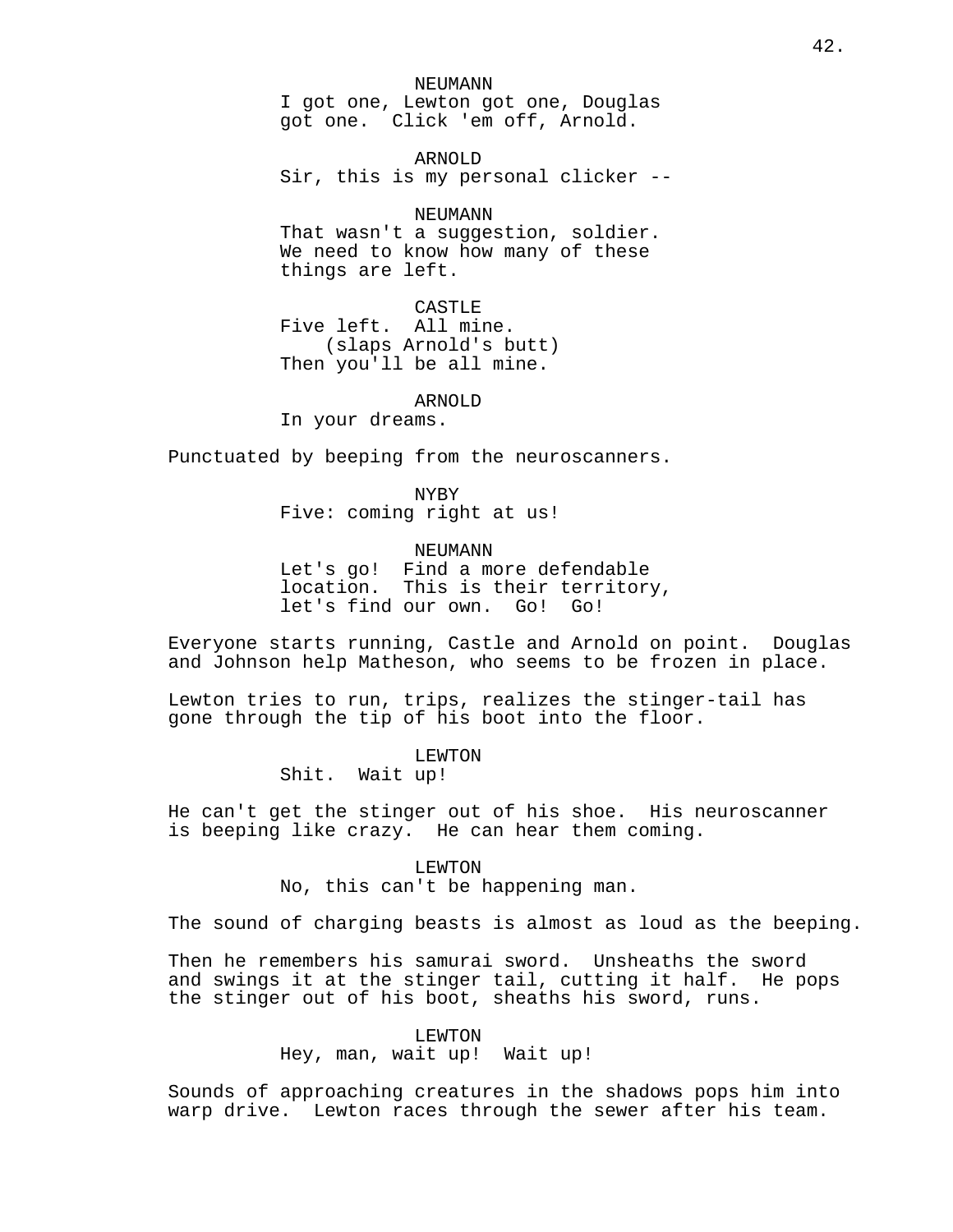NEUMANN
I got one, Lewton got one, Douglas got one. Click 'em off, Arnold.

ARNOLD
Sir, this is my personal clicker --

NEUMANN
That wasn't a suggestion, soldier. We need to know how many of these things are left.

CASTLE
Five left. All mine.
(slaps Arnold's butt)
Then you'll be all mine.

ARNOLD
In your dreams.

Punctuated by beeping from the neuroscanners.

NYBY
Five: coming right at us!

NEUMANN
Let's go! Find a more defendable location. This is their territory, let's find our own. Go! Go!

Everyone starts running, Castle and Arnold on point. Douglas and Johnson help Matheson, who seems to be frozen in place.

Lewton tries to run, trips, realizes the stinger-tail has gone through the tip of his boot into the floor.

LEWTON
Shit. Wait up!

He can't get the stinger out of his shoe. His neuroscanner is beeping like crazy. He can hear them coming.

LEWTON
No, this can't be happening man.

The sound of charging beasts is almost as loud as the beeping.

Then he remembers his samurai sword. Unsheaths the sword and swings it at the stinger tail, cutting it half. He pops the stinger out of his boot, sheaths his sword, runs.

LEWTON
Hey, man, wait up! Wait up!

Sounds of approaching creatures in the shadows pops him into warp drive. Lewton races through the sewer after his team.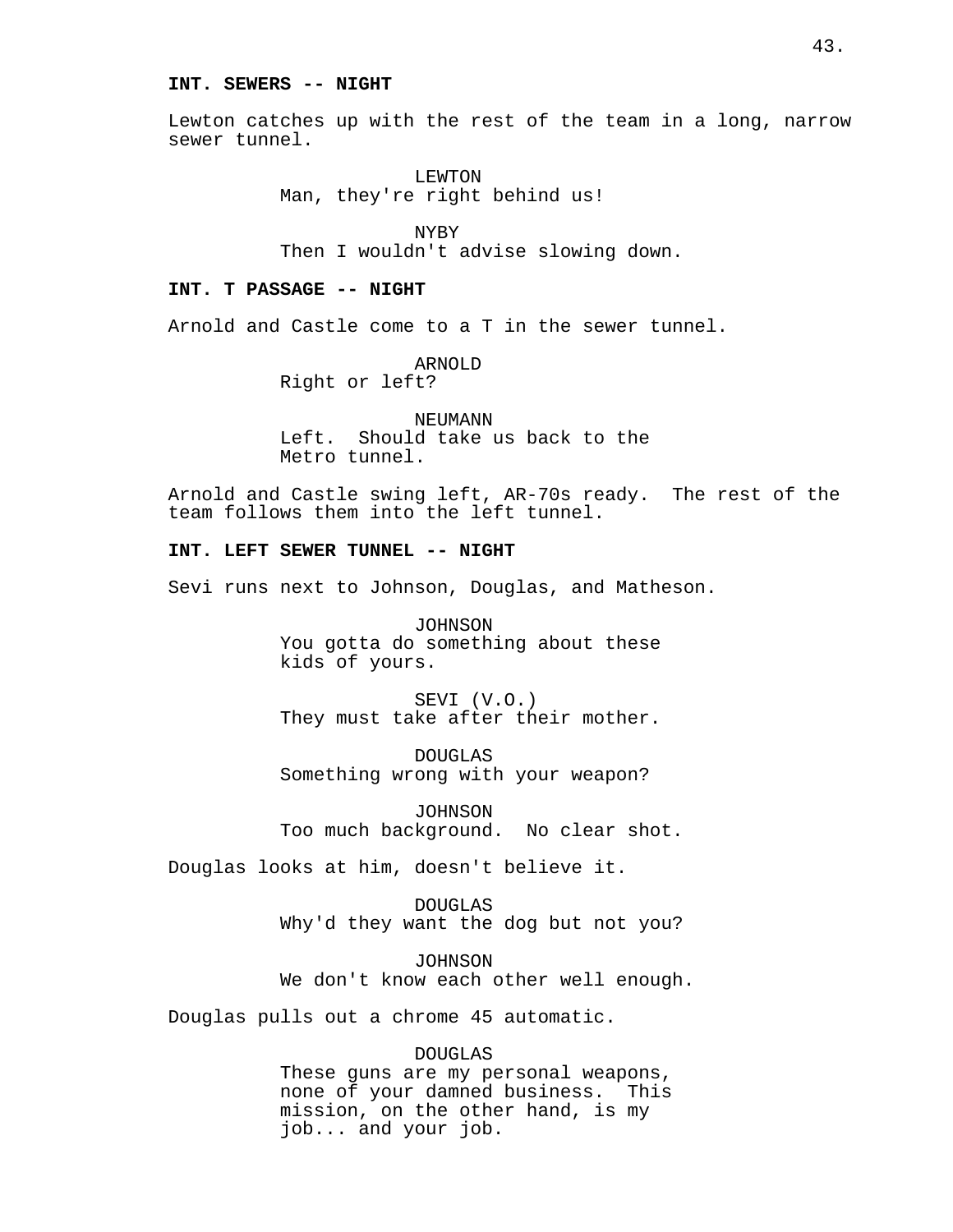**INT. SEWERS -- NIGHT**

Lewton catches up with the rest of the team in a long, narrow sewer tunnel.

LEWTON
Man, they're right behind us!

NYBY
Then I wouldn't advise slowing down.

**INT. T PASSAGE -- NIGHT**

Arnold and Castle come to a T in the sewer tunnel.

ARNOLD
Right or left?

NEUMANN
Left. Should take us back to the Metro tunnel.

Arnold and Castle swing left, AR-70s ready. The rest of the team follows them into the left tunnel.

**INT. LEFT SEWER TUNNEL -- NIGHT**

Sevi runs next to Johnson, Douglas, and Matheson.

JOHNSON
You gotta do something about these kids of yours.

SEVI (V.O.)
They must take after their mother.

DOUGLAS
Something wrong with your weapon?

JOHNSON
Too much background. No clear shot.

Douglas looks at him, doesn't believe it.

DOUGLAS
Why'd they want the dog but not you?

JOHNSON
We don't know each other well enough.

Douglas pulls out a chrome 45 automatic.

DOUGLAS
These guns are my personal weapons, none of your damned business. This mission, on the other hand, is my job... and your job.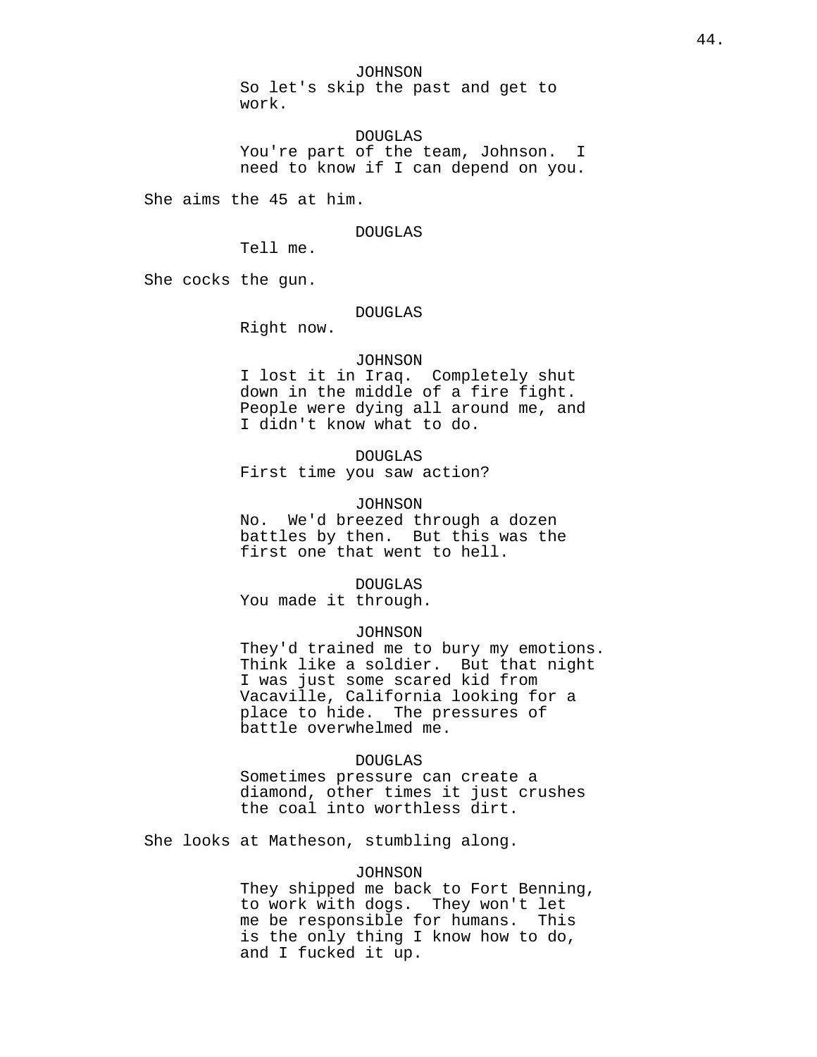JOHNSON
So let's skip the past and get to work.

DOUGLAS
You're part of the team, Johnson. I need to know if I can depend on you.

She aims the 45 at him.

DOUGLAS
Tell me.

She cocks the gun.

DOUGLAS
Right now.

JOHNSON
I lost it in Iraq. Completely shut down in the middle of a fire fight. People were dying all around me, and I didn't know what to do.

DOUGLAS
First time you saw action?

JOHNSON
No. We'd breezed through a dozen battles by then. But this was the first one that went to hell.

DOUGLAS
You made it through.

JOHNSON
They'd trained me to bury my emotions. Think like a soldier. But that night I was just some scared kid from Vacaville, California looking for a place to hide. The pressures of battle overwhelmed me.

DOUGLAS
Sometimes pressure can create a diamond, other times it just crushes the coal into worthless dirt.

She looks at Matheson, stumbling along.

JOHNSON
They shipped me back to Fort Benning, to work with dogs. They won't let me be responsible for humans. This is the only thing I know how to do, and I fucked it up.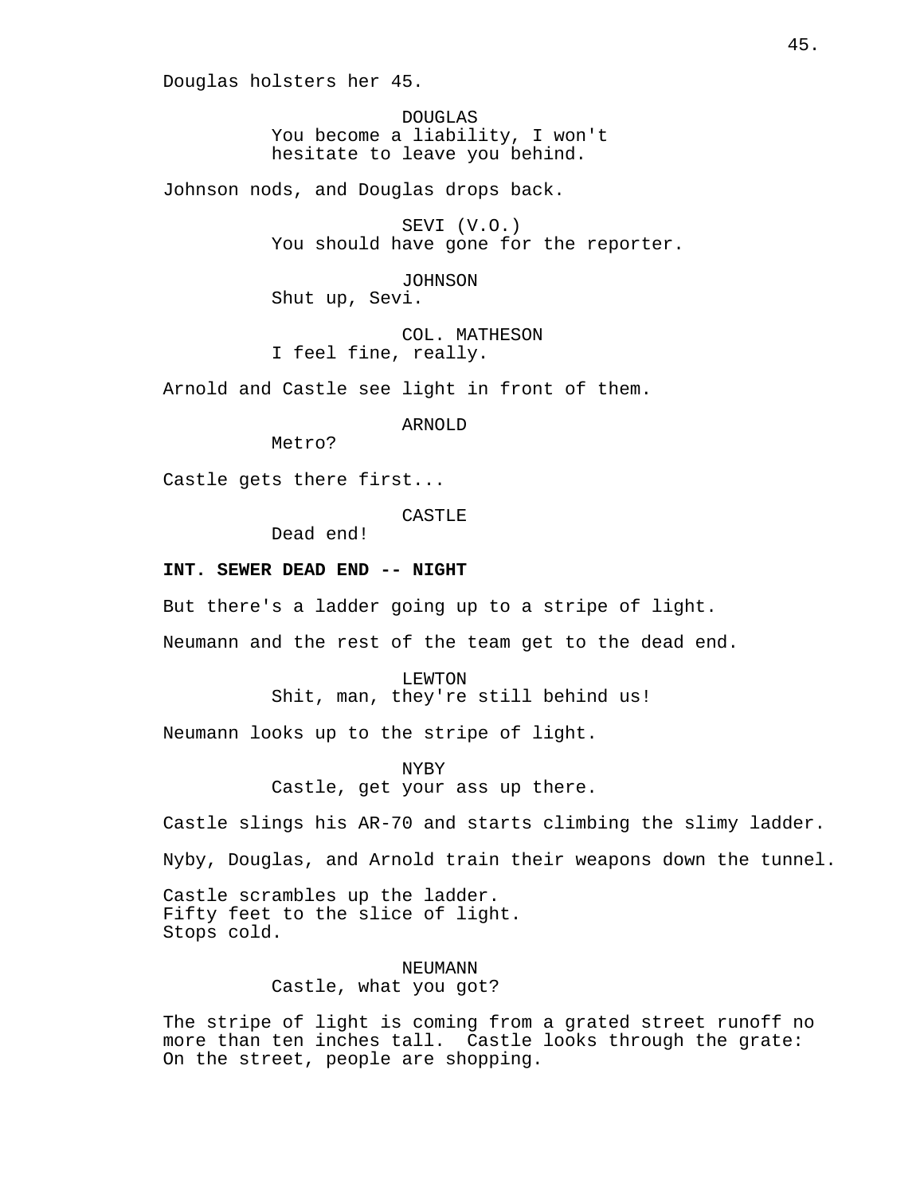Douglas holsters her 45.

DOUGLAS
You become a liability, I won't hesitate to leave you behind.

Johnson nods, and Douglas drops back.

SEVI (V.O.)
You should have gone for the reporter.

JOHNSON
Shut up, Sevi.

COL. MATHESON
I feel fine, really.

Arnold and Castle see light in front of them.

ARNOLD
Metro?

Castle gets there first...

CASTLE
Dead end!

**INT. SEWER DEAD END -- NIGHT**

But there's a ladder going up to a stripe of light.

Neumann and the rest of the team get to the dead end.

LEWTON
Shit, man, they're still behind us!

Neumann looks up to the stripe of light.

NYBY
Castle, get your ass up there.

Castle slings his AR-70 and starts climbing the slimy ladder.

Nyby, Douglas, and Arnold train their weapons down the tunnel.

Castle scrambles up the ladder.
Fifty feet to the slice of light.
Stops cold.

NEUMANN
Castle, what you got?

The stripe of light is coming from a grated street runoff no more than ten inches tall. Castle looks through the grate: On the street, people are shopping.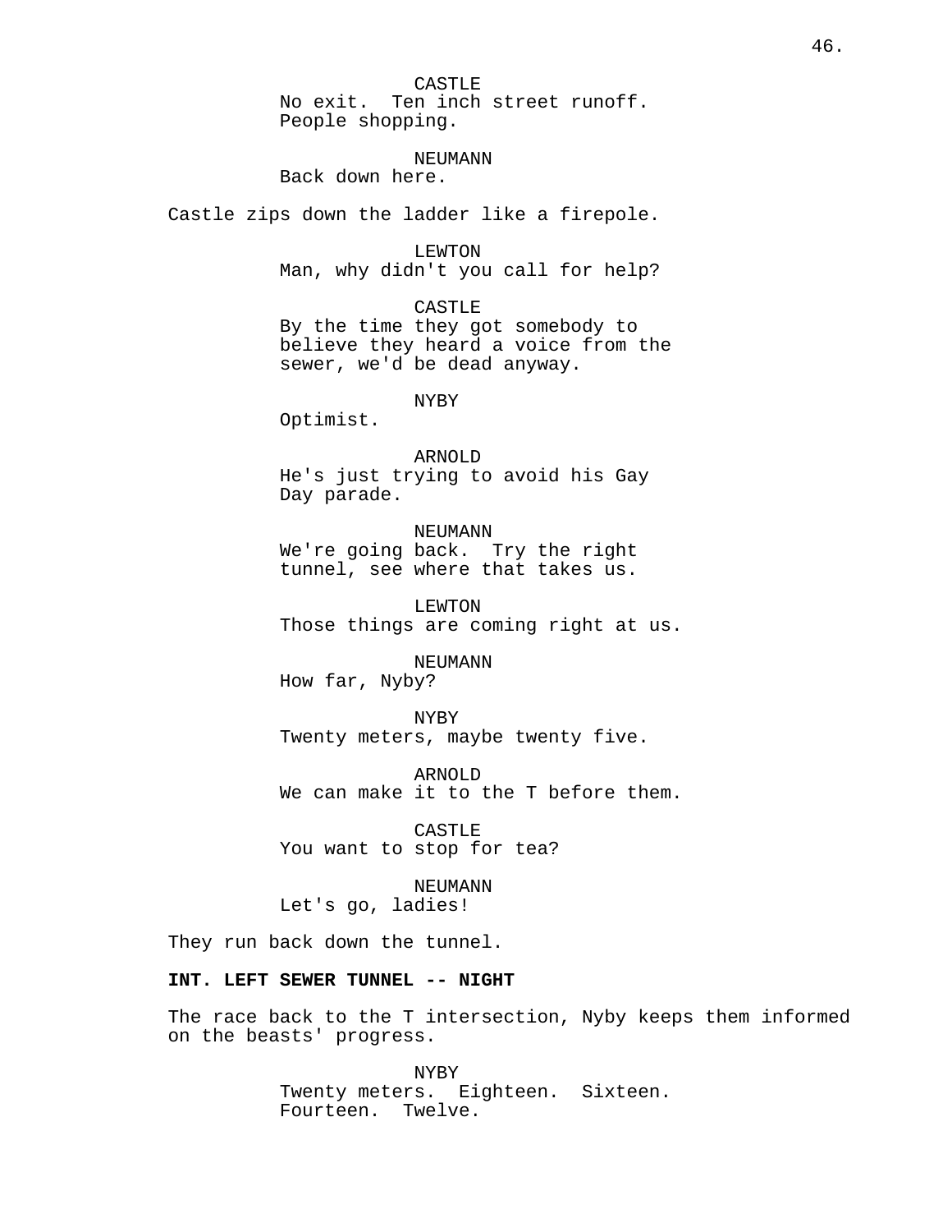CASTLE
No exit.  Ten inch street runoff.
People shopping.

NEUMANN
Back down here.

Castle zips down the ladder like a firepole.

LEWTON
Man, why didn't you call for help?

CASTLE
By the time they got somebody to
believe they heard a voice from the
sewer, we'd be dead anyway.

NYBY
Optimist.

ARNOLD
He's just trying to avoid his Gay
Day parade.

NEUMANN
We're going back.  Try the right
tunnel, see where that takes us.

LEWTON
Those things are coming right at us.

NEUMANN
How far, Nyby?

NYBY
Twenty meters, maybe twenty five.

ARNOLD
We can make it to the T before them.

CASTLE
You want to stop for tea?

NEUMANN
Let's go, ladies!

They run back down the tunnel.

**INT. LEFT SEWER TUNNEL -- NIGHT**

The race back to the T intersection, Nyby keeps them informed
on the beasts' progress.

NYBY
Twenty meters.  Eighteen.  Sixteen.
Fourteen.  Twelve.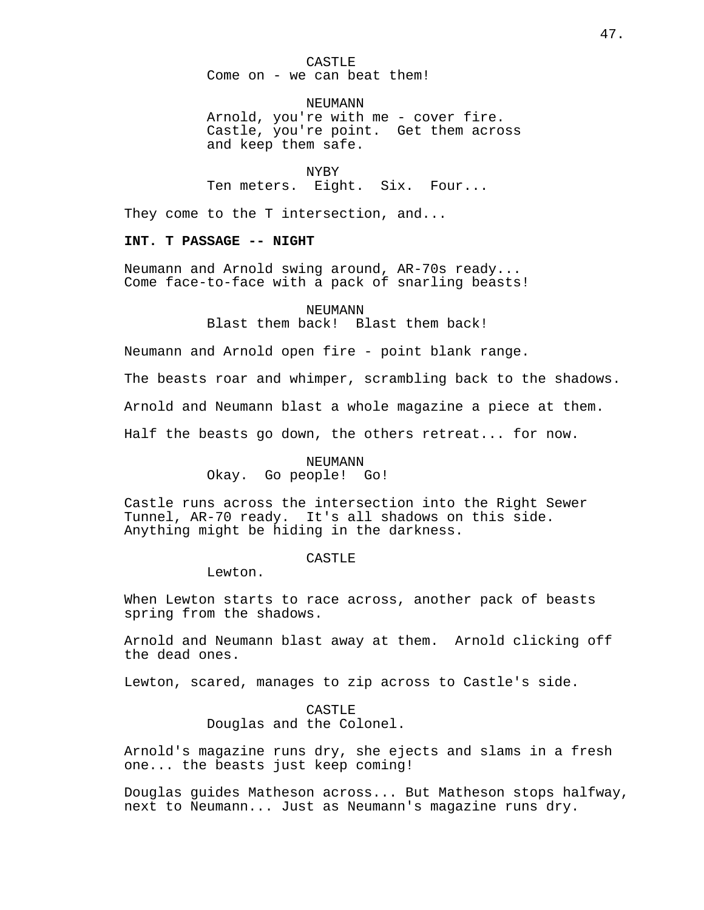CASTLE
Come on - we can beat them!

NEUMANN
Arnold, you're with me - cover fire.
Castle, you're point. Get them across
and keep them safe.

NYBY
Ten meters. Eight. Six. Four...

They come to the T intersection, and...

**INT. T PASSAGE -- NIGHT**

Neumann and Arnold swing around, AR-70s ready...
Come face-to-face with a pack of snarling beasts!

NEUMANN
Blast them back! Blast them back!

Neumann and Arnold open fire - point blank range.

The beasts roar and whimper, scrambling back to the shadows.

Arnold and Neumann blast a whole magazine a piece at them.

Half the beasts go down, the others retreat... for now.

NEUMANN
Okay. Go people! Go!

Castle runs across the intersection into the Right Sewer
Tunnel, AR-70 ready. It's all shadows on this side.
Anything might be hiding in the darkness.

CASTLE
Lewton.

When Lewton starts to race across, another pack of beasts
spring from the shadows.

Arnold and Neumann blast away at them. Arnold clicking off
the dead ones.

Lewton, scared, manages to zip across to Castle's side.

CASTLE
Douglas and the Colonel.

Arnold's magazine runs dry, she ejects and slams in a fresh
one... the beasts just keep coming!

Douglas guides Matheson across... But Matheson stops halfway,
next to Neumann... Just as Neumann's magazine runs dry.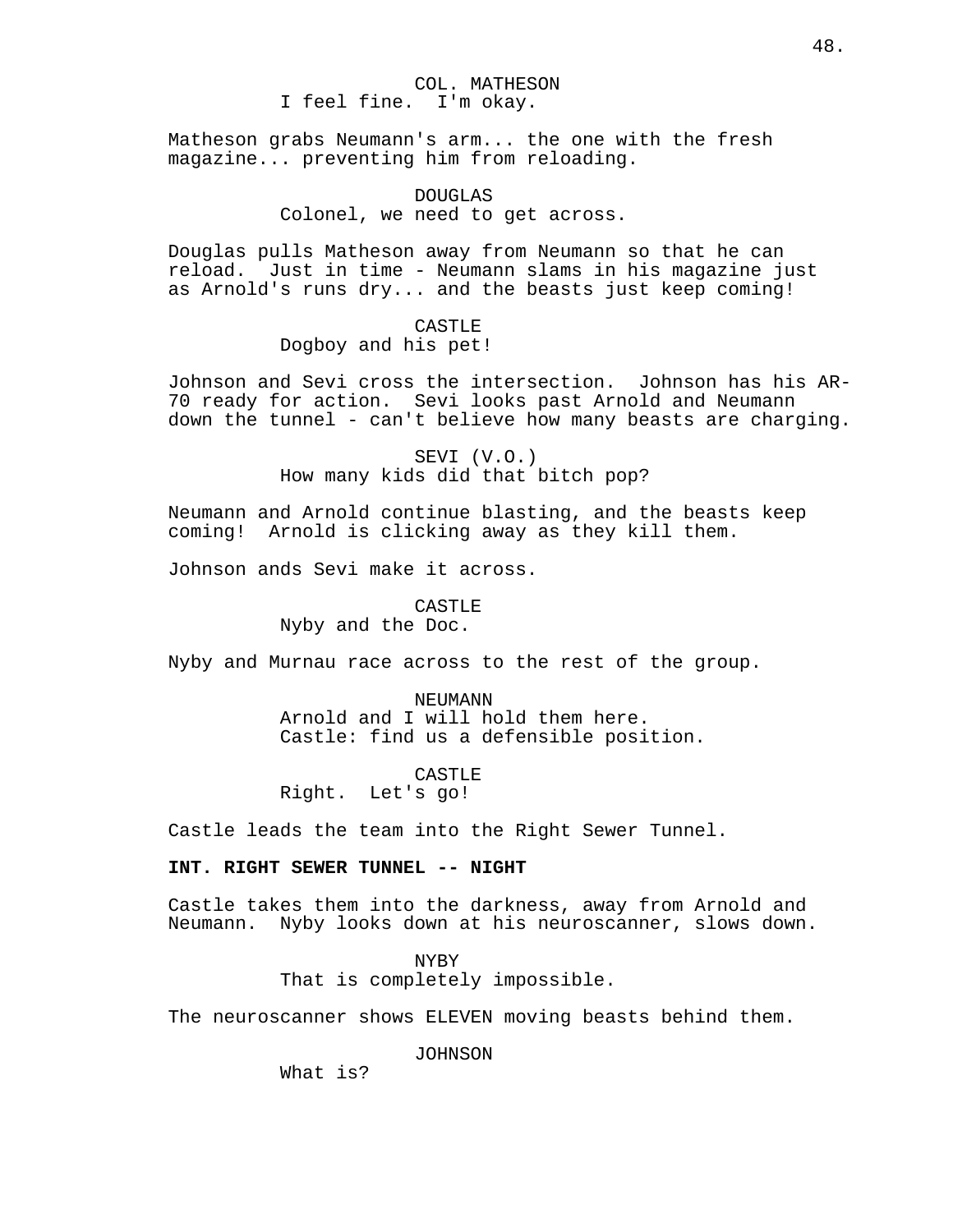COL. MATHESON
I feel fine.  I'm okay.

Matheson grabs Neumann's arm... the one with the fresh magazine... preventing him from reloading.

DOUGLAS
Colonel, we need to get across.

Douglas pulls Matheson away from Neumann so that he can reload.  Just in time - Neumann slams in his magazine just as Arnold's runs dry... and the beasts just keep coming!

CASTLE
Dogboy and his pet!

Johnson and Sevi cross the intersection.  Johnson has his AR-70 ready for action.  Sevi looks past Arnold and Neumann down the tunnel - can't believe how many beasts are charging.

SEVI (V.O.)
How many kids did that bitch pop?

Neumann and Arnold continue blasting, and the beasts keep coming!  Arnold is clicking away as they kill them.

Johnson ands Sevi make it across.

CASTLE
Nyby and the Doc.

Nyby and Murnau race across to the rest of the group.

NEUMANN
Arnold and I will hold them here.
Castle: find us a defensible position.

CASTLE
Right.  Let's go!

Castle leads the team into the Right Sewer Tunnel.

**INT. RIGHT SEWER TUNNEL -- NIGHT**

Castle takes them into the darkness, away from Arnold and Neumann.  Nyby looks down at his neuroscanner, slows down.

NYBY
That is completely impossible.

The neuroscanner shows ELEVEN moving beasts behind them.

JOHNSON
What is?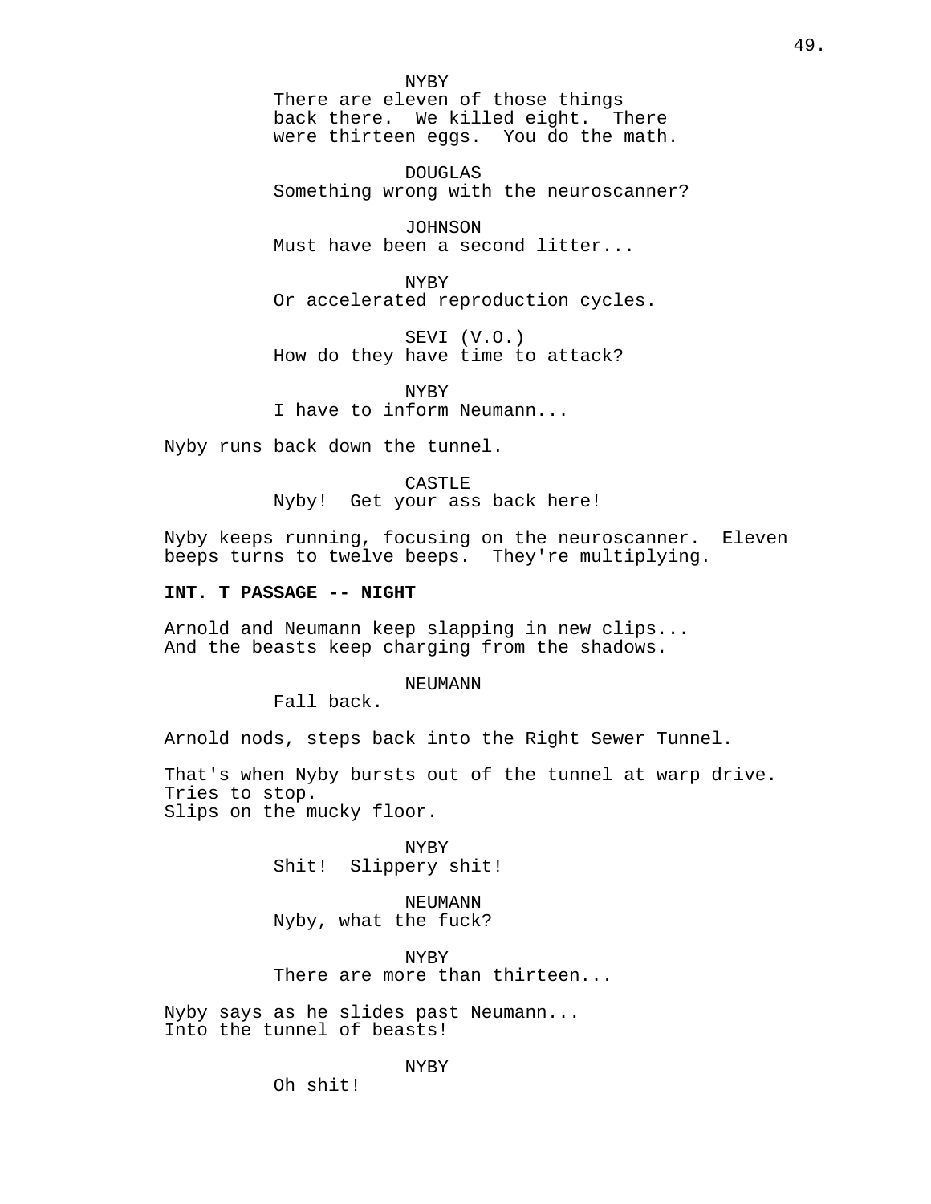NYBY
There are eleven of those things back there. We killed eight. There were thirteen eggs. You do the math.

DOUGLAS
Something wrong with the neuroscanner?

JOHNSON
Must have been a second litter...

NYBY
Or accelerated reproduction cycles.

SEVI (V.O.)
How do they have time to attack?

NYBY
I have to inform Neumann...

Nyby runs back down the tunnel.

CASTLE
Nyby! Get your ass back here!

Nyby keeps running, focusing on the neuroscanner. Eleven beeps turns to twelve beeps. They're multiplying.

**INT. T PASSAGE -- NIGHT**

Arnold and Neumann keep slapping in new clips...
And the beasts keep charging from the shadows.

NEUMANN
Fall back.

Arnold nods, steps back into the Right Sewer Tunnel.

That's when Nyby bursts out of the tunnel at warp drive.
Tries to stop.
Slips on the mucky floor.

NYBY
Shit! Slippery shit!

NEUMANN
Nyby, what the fuck?

NYBY
There are more than thirteen...

Nyby says as he slides past Neumann...
Into the tunnel of beasts!

NYBY
Oh shit!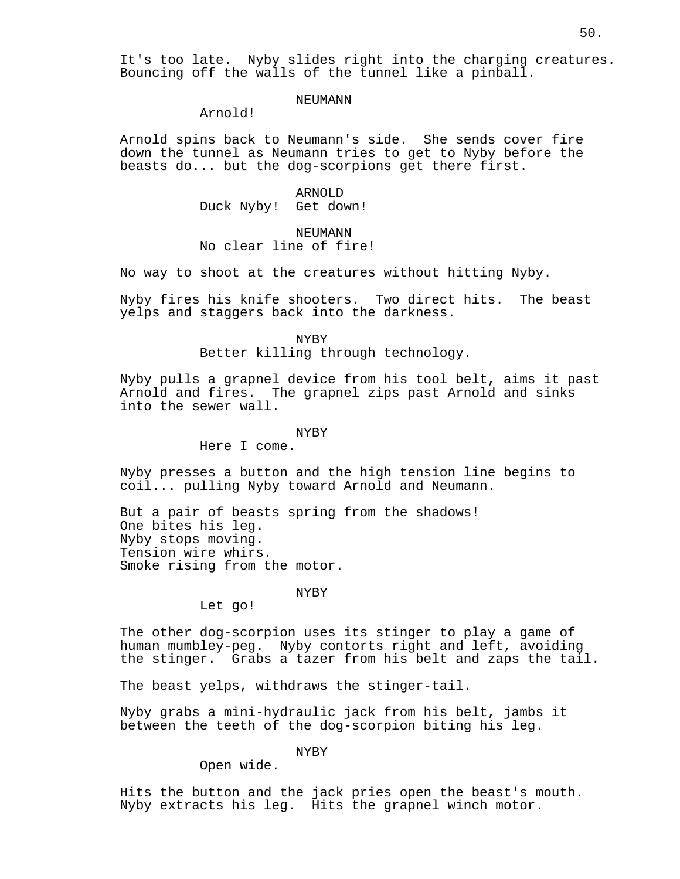It's too late. Nyby slides right into the charging creatures. Bouncing off the walls of the tunnel like a pinball.

NEUMANN
Arnold!

Arnold spins back to Neumann's side. She sends cover fire down the tunnel as Neumann tries to get to Nyby before the beasts do... but the dog-scorpions get there first.

ARNOLD
Duck Nyby! Get down!

NEUMANN
No clear line of fire!

No way to shoot at the creatures without hitting Nyby.

Nyby fires his knife shooters. Two direct hits. The beast yelps and staggers back into the darkness.

NYBY
Better killing through technology.

Nyby pulls a grapnel device from his tool belt, aims it past Arnold and fires. The grapnel zips past Arnold and sinks into the sewer wall.

NYBY
Here I come.

Nyby presses a button and the high tension line begins to coil... pulling Nyby toward Arnold and Neumann.

But a pair of beasts spring from the shadows!
One bites his leg.
Nyby stops moving.
Tension wire whirs.
Smoke rising from the motor.

NYBY
Let go!

The other dog-scorpion uses its stinger to play a game of human mumbley-peg. Nyby contorts right and left, avoiding the stinger. Grabs a tazer from his belt and zaps the tail.

The beast yelps, withdraws the stinger-tail.

Nyby grabs a mini-hydraulic jack from his belt, jambs it between the teeth of the dog-scorpion biting his leg.

NYBY
Open wide.

Hits the button and the jack pries open the beast's mouth. Nyby extracts his leg. Hits the grapnel winch motor.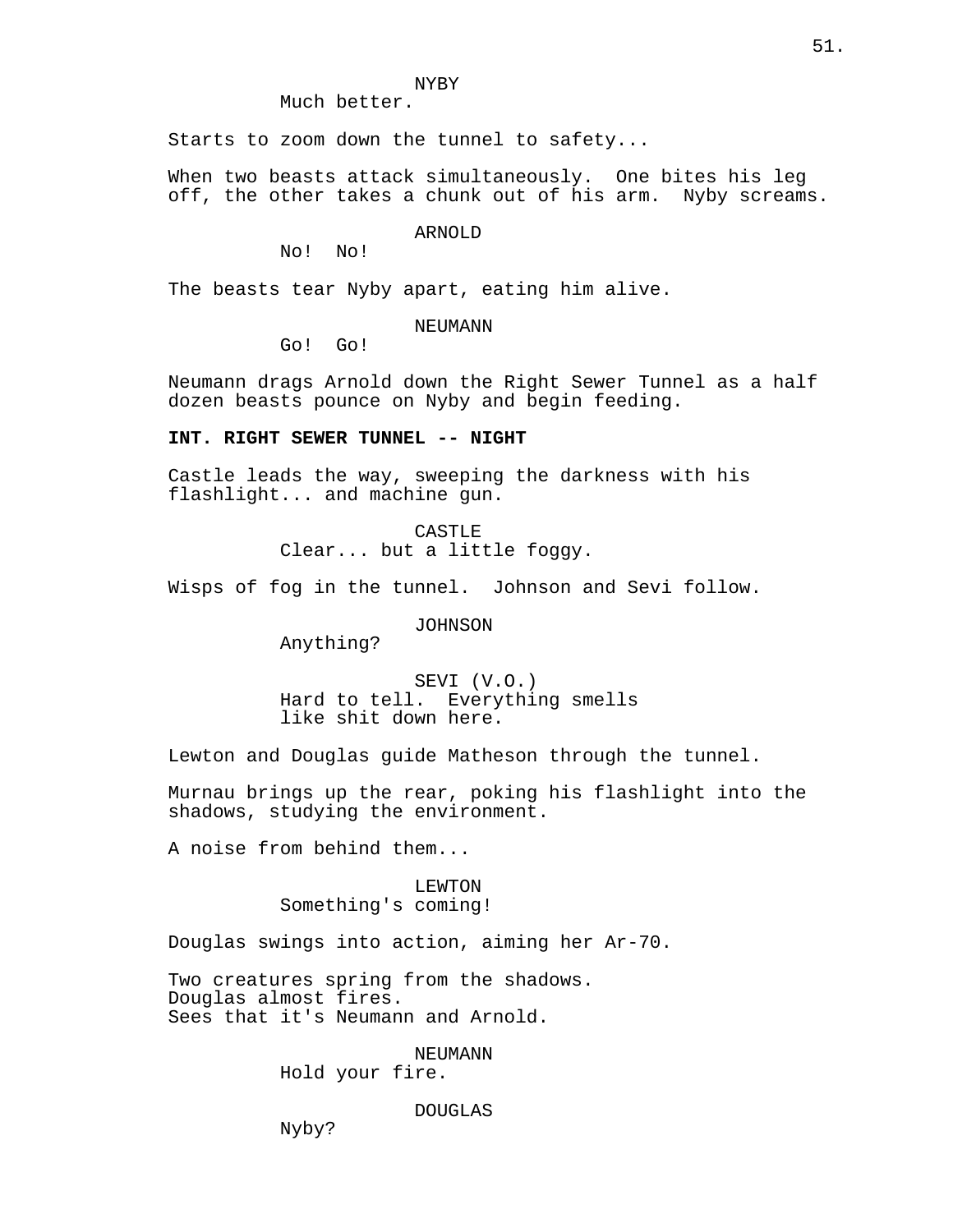NYBY
Much better.

Starts to zoom down the tunnel to safety...

When two beasts attack simultaneously. One bites his leg off, the other takes a chunk out of his arm. Nyby screams.

ARNOLD
No! No!

The beasts tear Nyby apart, eating him alive.

NEUMANN
Go! Go!

Neumann drags Arnold down the Right Sewer Tunnel as a half dozen beasts pounce on Nyby and begin feeding.

**INT. RIGHT SEWER TUNNEL -- NIGHT**

Castle leads the way, sweeping the darkness with his flashlight... and machine gun.

CASTLE
Clear... but a little foggy.

Wisps of fog in the tunnel. Johnson and Sevi follow.

JOHNSON
Anything?

SEVI (V.O.)
Hard to tell. Everything smells like shit down here.

Lewton and Douglas guide Matheson through the tunnel.

Murnau brings up the rear, poking his flashlight into the shadows, studying the environment.

A noise from behind them...

LEWTON
Something's coming!

Douglas swings into action, aiming her Ar-70.

Two creatures spring from the shadows.
Douglas almost fires.
Sees that it's Neumann and Arnold.

NEUMANN
Hold your fire.

DOUGLAS
Nyby?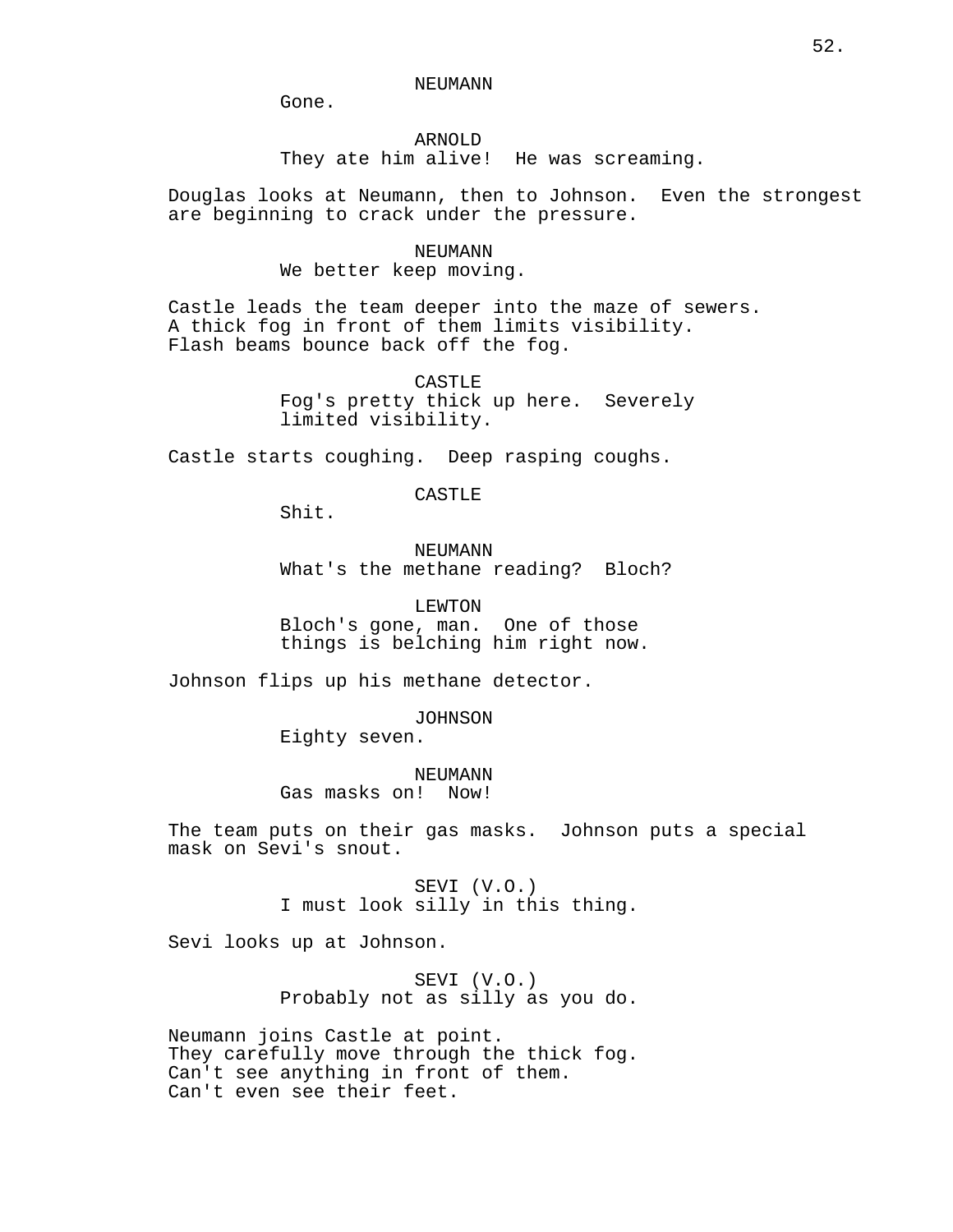NEUMANN

Gone.

ARNOLD

They ate him alive!  He was screaming.

Douglas looks at Neumann, then to Johnson.  Even the strongest are beginning to crack under the pressure.

NEUMANN

We better keep moving.

Castle leads the team deeper into the maze of sewers.
A thick fog in front of them limits visibility.
Flash beams bounce back off the fog.

CASTLE

Fog's pretty thick up here.  Severely limited visibility.

Castle starts coughing.  Deep rasping coughs.

CASTLE

Shit.

NEUMANN

What's the methane reading?  Bloch?

LEWTON

Bloch's gone, man.  One of those things is belching him right now.

Johnson flips up his methane detector.

JOHNSON

Eighty seven.

NEUMANN

Gas masks on!  Now!

The team puts on their gas masks.  Johnson puts a special mask on Sevi's snout.

SEVI (V.O.)

I must look silly in this thing.

Sevi looks up at Johnson.

SEVI (V.O.)

Probably not as silly as you do.

Neumann joins Castle at point.
They carefully move through the thick fog.
Can't see anything in front of them.
Can't even see their feet.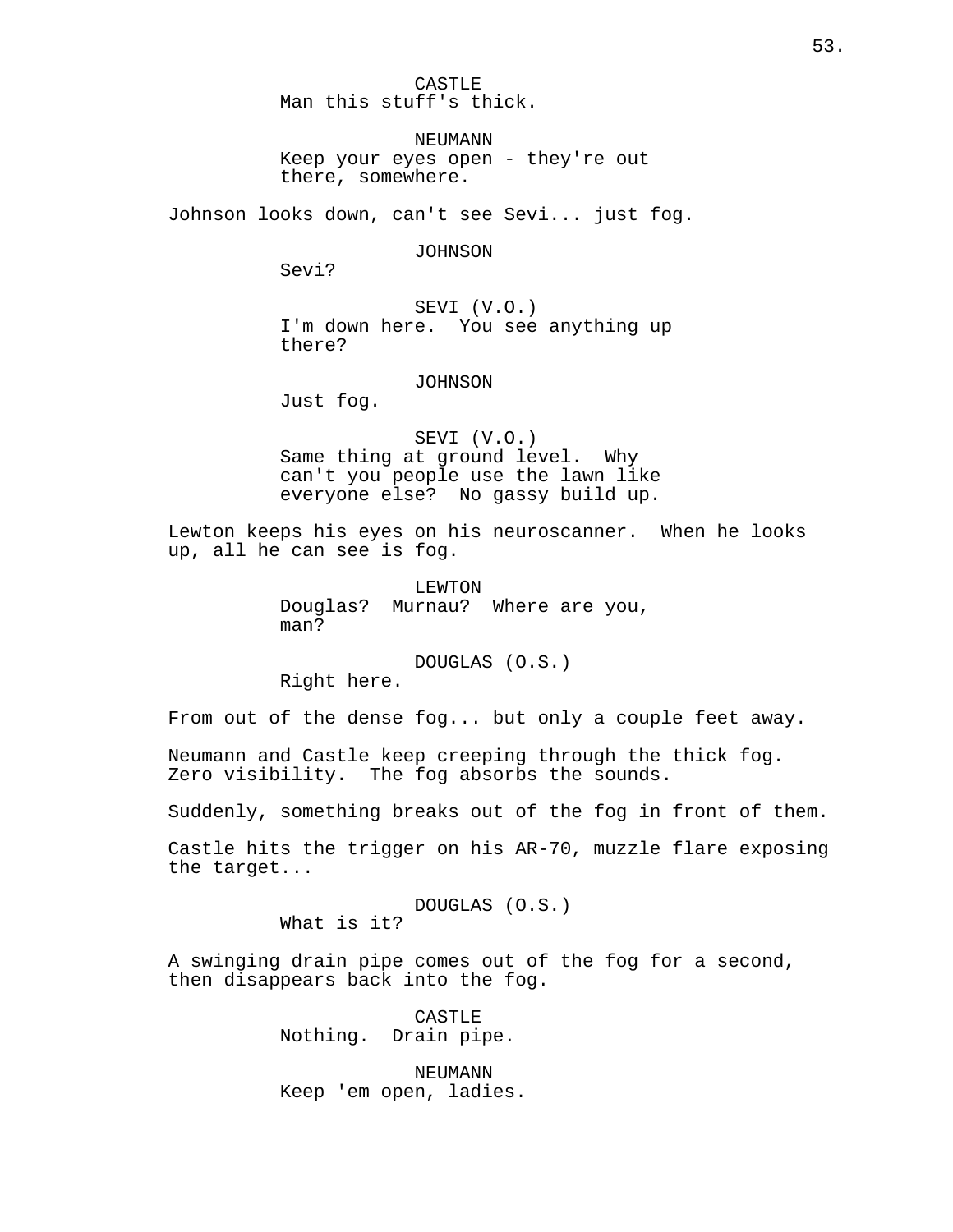CASTLE
Man this stuff's thick.

NEUMANN
Keep your eyes open - they're out there, somewhere.

Johnson looks down, can't see Sevi... just fog.

JOHNSON
Sevi?

SEVI (V.O.)
I'm down here. You see anything up there?

JOHNSON
Just fog.

SEVI (V.O.)
Same thing at ground level. Why can't you people use the lawn like everyone else? No gassy build up.

Lewton keeps his eyes on his neuroscanner. When he looks up, all he can see is fog.

LEWTON
Douglas? Murnau? Where are you, man?

DOUGLAS (O.S.)
Right here.

From out of the dense fog... but only a couple feet away.

Neumann and Castle keep creeping through the thick fog. Zero visibility. The fog absorbs the sounds.

Suddenly, something breaks out of the fog in front of them.

Castle hits the trigger on his AR-70, muzzle flare exposing the target...

DOUGLAS (O.S.)
What is it?

A swinging drain pipe comes out of the fog for a second, then disappears back into the fog.

CASTLE
Nothing. Drain pipe.

NEUMANN
Keep 'em open, ladies.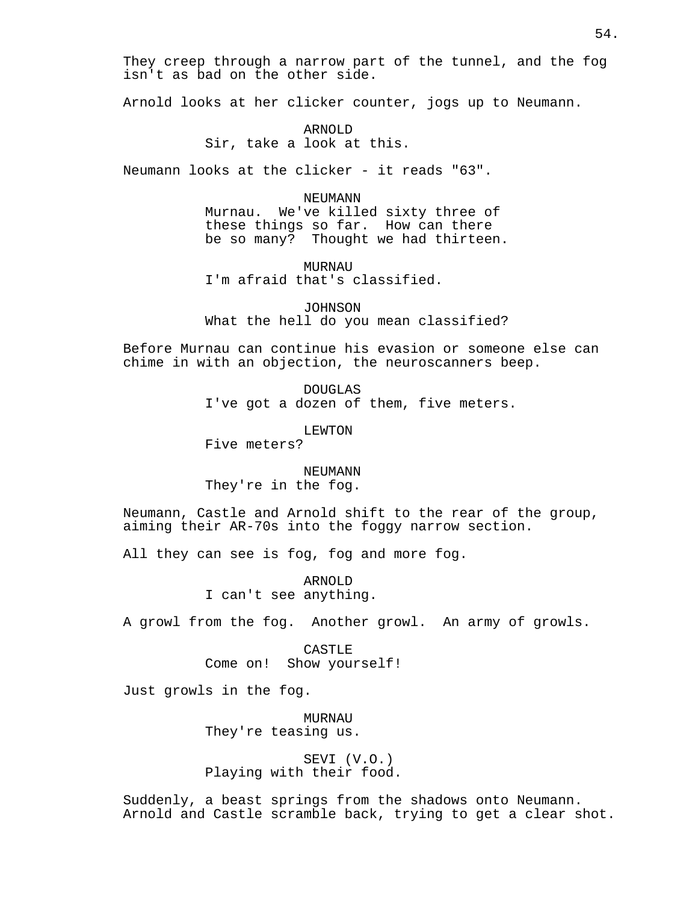They creep through a narrow part of the tunnel, and the fog isn't as bad on the other side.

Arnold looks at her clicker counter, jogs up to Neumann.

ARNOLD
Sir, take a look at this.

Neumann looks at the clicker - it reads "63".

NEUMANN
Murnau. We've killed sixty three of these things so far. How can there be so many? Thought we had thirteen.

MURNAU
I'm afraid that's classified.

JOHNSON
What the hell do you mean classified?

Before Murnau can continue his evasion or someone else can chime in with an objection, the neuroscanners beep.

DOUGLAS
I've got a dozen of them, five meters.

LEWTON
Five meters?

NEUMANN
They're in the fog.

Neumann, Castle and Arnold shift to the rear of the group, aiming their AR-70s into the foggy narrow section.

All they can see is fog, fog and more fog.

ARNOLD
I can't see anything.

A growl from the fog. Another growl. An army of growls.

CASTLE
Come on! Show yourself!

Just growls in the fog.

MURNAU
They're teasing us.

SEVI (V.O.)
Playing with their food.

Suddenly, a beast springs from the shadows onto Neumann. Arnold and Castle scramble back, trying to get a clear shot.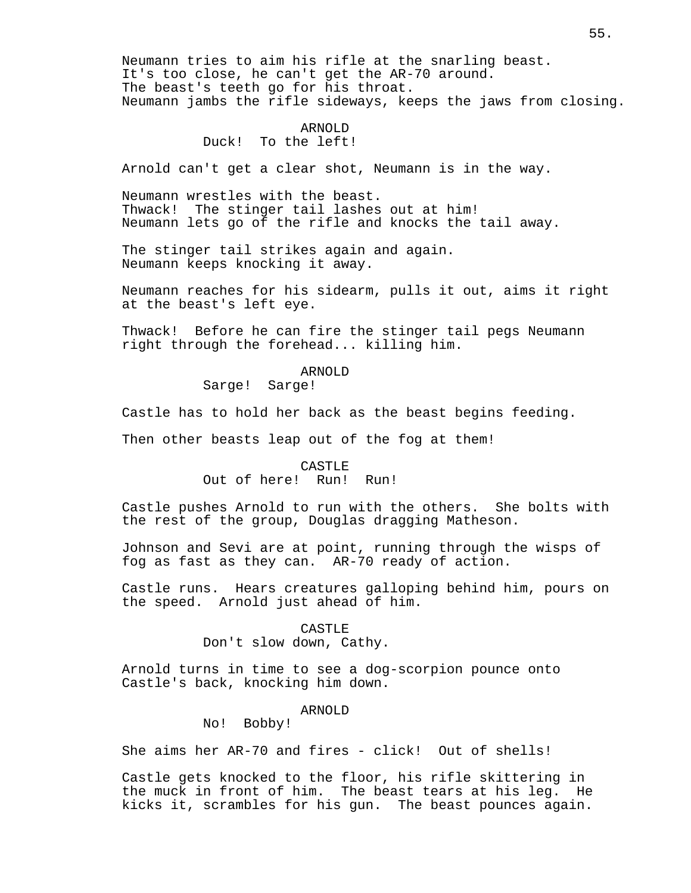Neumann tries to aim his rifle at the snarling beast.
It's too close, he can't get the AR-70 around.
The beast's teeth go for his throat.
Neumann jambs the rifle sideways, keeps the jaws from closing.

ARNOLD
Duck! To the left!

Arnold can't get a clear shot, Neumann is in the way.

Neumann wrestles with the beast.
Thwack! The stinger tail lashes out at him!
Neumann lets go of the rifle and knocks the tail away.

The stinger tail strikes again and again.
Neumann keeps knocking it away.

Neumann reaches for his sidearm, pulls it out, aims it right at the beast's left eye.

Thwack! Before he can fire the stinger tail pegs Neumann right through the forehead... killing him.

ARNOLD
Sarge! Sarge!

Castle has to hold her back as the beast begins feeding.

Then other beasts leap out of the fog at them!

CASTLE
Out of here! Run! Run!

Castle pushes Arnold to run with the others. She bolts with the rest of the group, Douglas dragging Matheson.

Johnson and Sevi are at point, running through the wisps of fog as fast as they can. AR-70 ready of action.

Castle runs. Hears creatures galloping behind him, pours on the speed. Arnold just ahead of him.

CASTLE
Don't slow down, Cathy.

Arnold turns in time to see a dog-scorpion pounce onto Castle's back, knocking him down.

ARNOLD
No! Bobby!

She aims her AR-70 and fires - click! Out of shells!

Castle gets knocked to the floor, his rifle skittering in the muck in front of him. The beast tears at his leg. He kicks it, scrambles for his gun. The beast pounces again.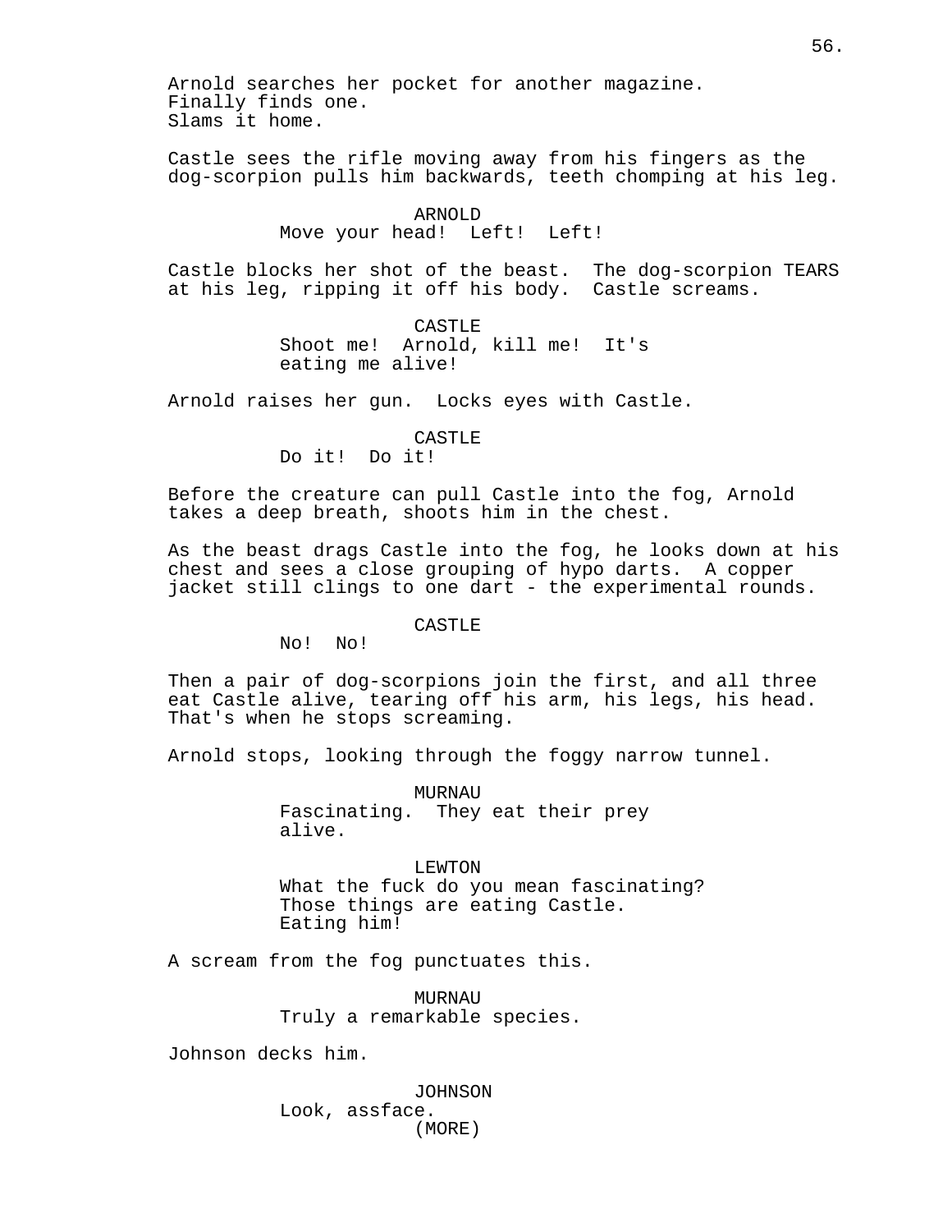Arnold searches her pocket for another magazine.
Finally finds one.
Slams it home.

Castle sees the rifle moving away from his fingers as the dog-scorpion pulls him backwards, teeth chomping at his leg.

ARNOLD
Move your head! Left! Left!

Castle blocks her shot of the beast. The dog-scorpion TEARS at his leg, ripping it off his body. Castle screams.

CASTLE
Shoot me! Arnold, kill me! It's eating me alive!

Arnold raises her gun. Locks eyes with Castle.

CASTLE
Do it! Do it!

Before the creature can pull Castle into the fog, Arnold takes a deep breath, shoots him in the chest.

As the beast drags Castle into the fog, he looks down at his chest and sees a close grouping of hypo darts. A copper jacket still clings to one dart - the experimental rounds.

CASTLE
No! No!

Then a pair of dog-scorpions join the first, and all three eat Castle alive, tearing off his arm, his legs, his head. That's when he stops screaming.

Arnold stops, looking through the foggy narrow tunnel.

MURNAU
Fascinating. They eat their prey alive.

LEWTON
What the fuck do you mean fascinating? Those things are eating Castle. Eating him!

A scream from the fog punctuates this.

MURNAU
Truly a remarkable species.

Johnson decks him.

JOHNSON
Look, assface.
(MORE)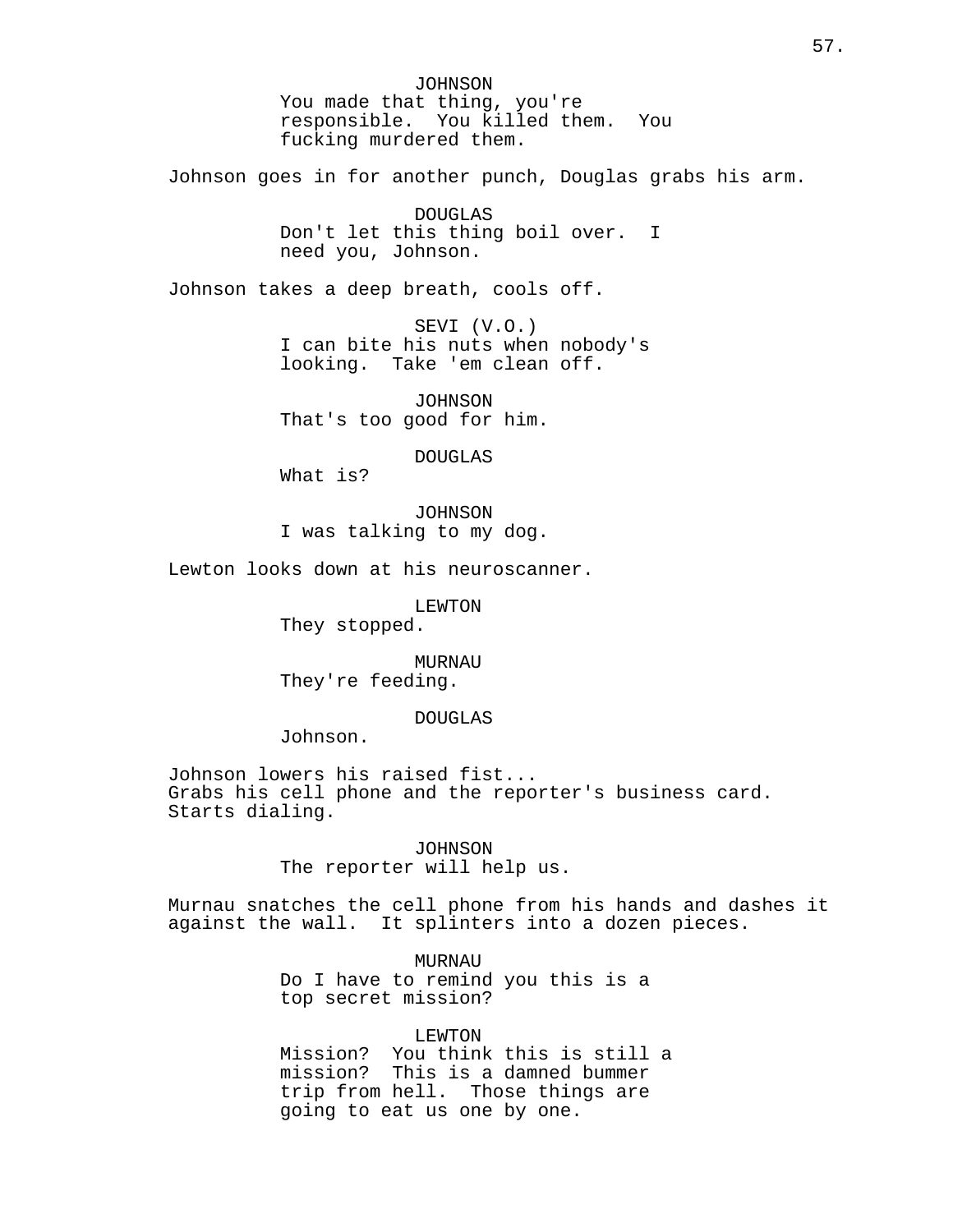JOHNSON
You made that thing, you're responsible. You killed them. You fucking murdered them.

Johnson goes in for another punch, Douglas grabs his arm.

DOUGLAS
Don't let this thing boil over. I need you, Johnson.

Johnson takes a deep breath, cools off.

SEVI (V.O.)
I can bite his nuts when nobody's looking. Take 'em clean off.

JOHNSON
That's too good for him.

DOUGLAS
What is?

JOHNSON
I was talking to my dog.

Lewton looks down at his neuroscanner.

LEWTON
They stopped.

MURNAU
They're feeding.

DOUGLAS
Johnson.

Johnson lowers his raised fist...
Grabs his cell phone and the reporter's business card.
Starts dialing.

JOHNSON
The reporter will help us.

Murnau snatches the cell phone from his hands and dashes it against the wall. It splinters into a dozen pieces.

MURNAU
Do I have to remind you this is a top secret mission?

LEWTON
Mission? You think this is still a mission? This is a damned bummer trip from hell. Those things are going to eat us one by one.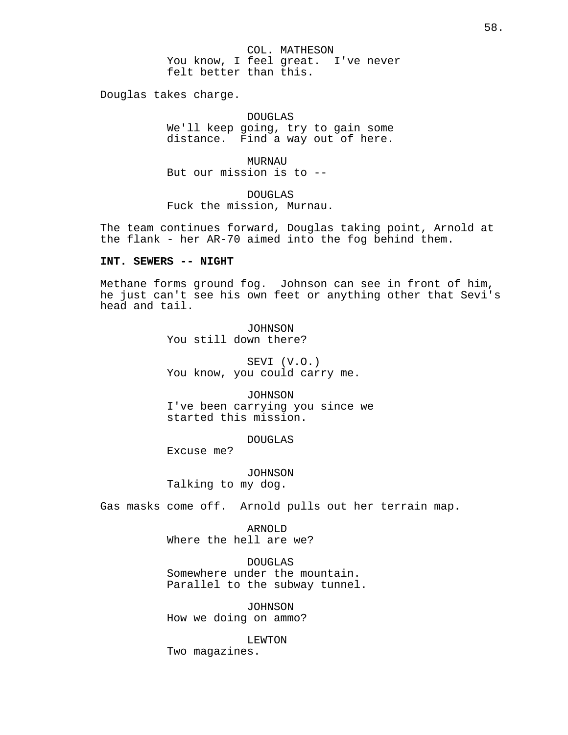COL. MATHESON
You know, I feel great. I've never felt better than this.

Douglas takes charge.

DOUGLAS
We'll keep going, try to gain some distance. Find a way out of here.

MURNAU
But our mission is to --

DOUGLAS
Fuck the mission, Murnau.

The team continues forward, Douglas taking point, Arnold at the flank - her AR-70 aimed into the fog behind them.

**INT. SEWERS -- NIGHT**

Methane forms ground fog. Johnson can see in front of him, he just can't see his own feet or anything other that Sevi's head and tail.

JOHNSON
You still down there?

SEVI (V.O.)
You know, you could carry me.

JOHNSON
I've been carrying you since we started this mission.

DOUGLAS
Excuse me?

JOHNSON
Talking to my dog.

Gas masks come off. Arnold pulls out her terrain map.

ARNOLD
Where the hell are we?

DOUGLAS
Somewhere under the mountain. Parallel to the subway tunnel.

JOHNSON
How we doing on ammo?

LEWTON
Two magazines.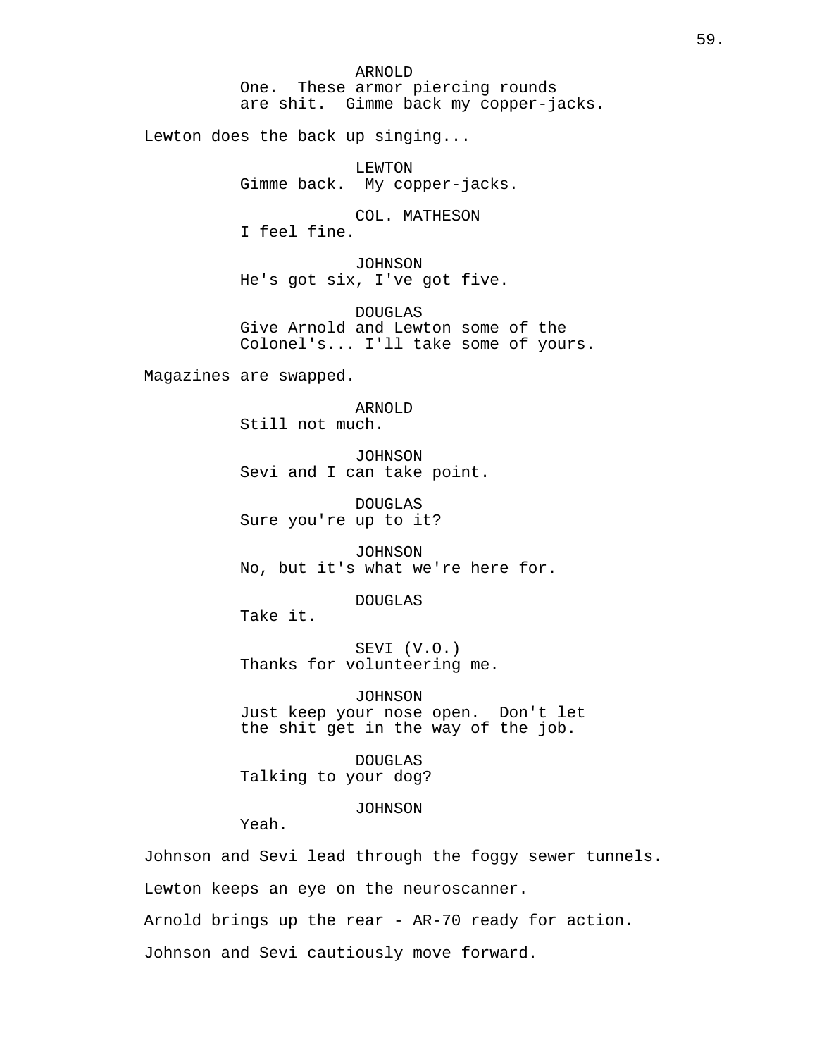ARNOLD
One. These armor piercing rounds are shit. Gimme back my copper-jacks.

Lewton does the back up singing...

LEWTON
Gimme back. My copper-jacks.

COL. MATHESON
I feel fine.

JOHNSON
He's got six, I've got five.

DOUGLAS
Give Arnold and Lewton some of the Colonel's... I'll take some of yours.

Magazines are swapped.

ARNOLD
Still not much.

JOHNSON
Sevi and I can take point.

DOUGLAS
Sure you're up to it?

JOHNSON
No, but it's what we're here for.

DOUGLAS
Take it.

SEVI (V.O.)
Thanks for volunteering me.

JOHNSON
Just keep your nose open. Don't let the shit get in the way of the job.

DOUGLAS
Talking to your dog?

JOHNSON
Yeah.

Johnson and Sevi lead through the foggy sewer tunnels.

Lewton keeps an eye on the neuroscanner.

Arnold brings up the rear - AR-70 ready for action.

Johnson and Sevi cautiously move forward.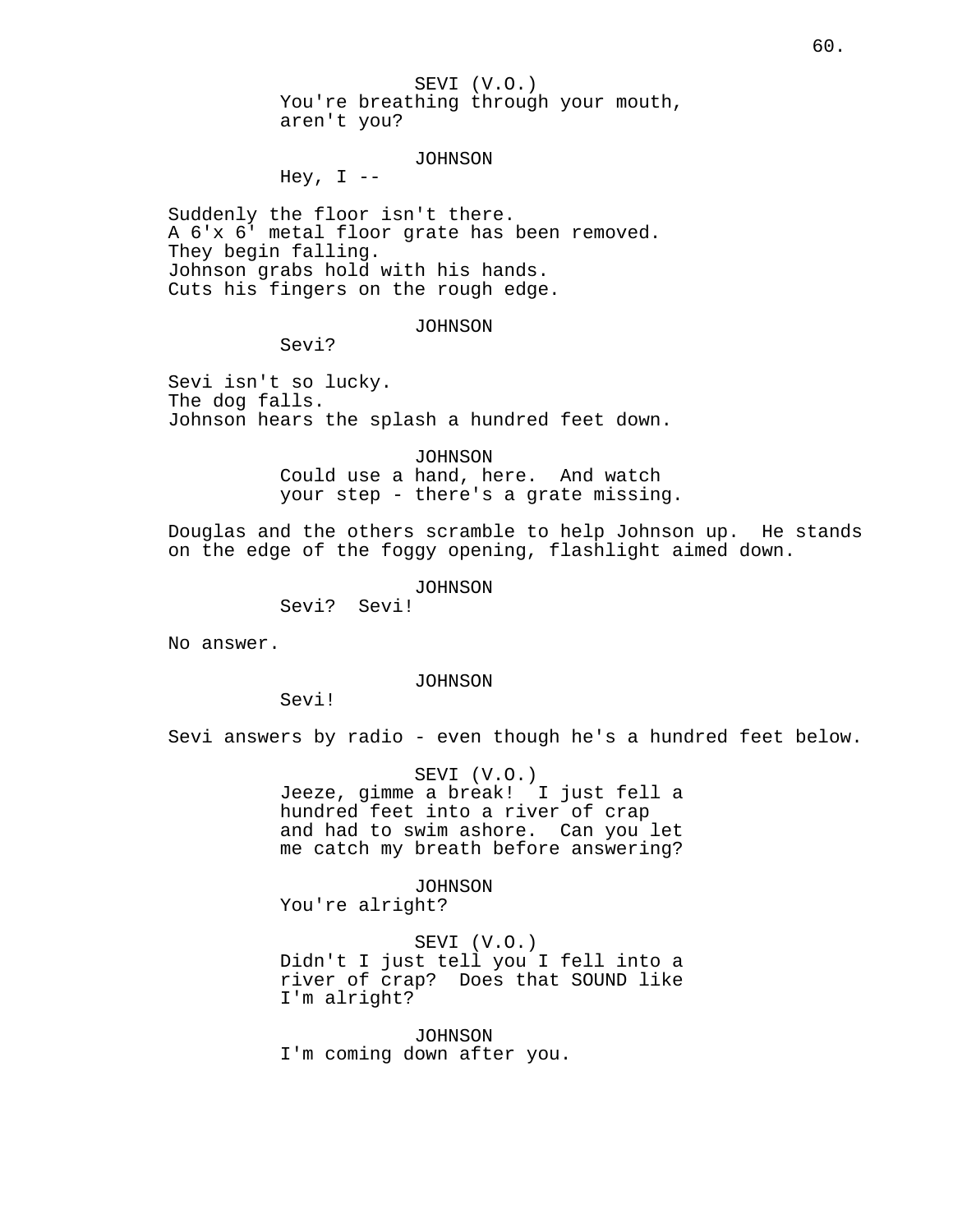SEVI (V.O.)
You're breathing through your mouth, aren't you?

JOHNSON
Hey, I --

Suddenly the floor isn't there.
A 6'x 6' metal floor grate has been removed.
They begin falling.
Johnson grabs hold with his hands.
Cuts his fingers on the rough edge.

JOHNSON
Sevi?

Sevi isn't so lucky.
The dog falls.
Johnson hears the splash a hundred feet down.

JOHNSON
Could use a hand, here. And watch your step - there's a grate missing.

Douglas and the others scramble to help Johnson up. He stands on the edge of the foggy opening, flashlight aimed down.

JOHNSON
Sevi? Sevi!

No answer.

JOHNSON
Sevi!

Sevi answers by radio - even though he's a hundred feet below.

SEVI (V.O.)
Jeeze, gimme a break! I just fell a hundred feet into a river of crap and had to swim ashore. Can you let me catch my breath before answering?

JOHNSON
You're alright?

SEVI (V.O.)
Didn't I just tell you I fell into a river of crap? Does that SOUND like I'm alright?

JOHNSON
I'm coming down after you.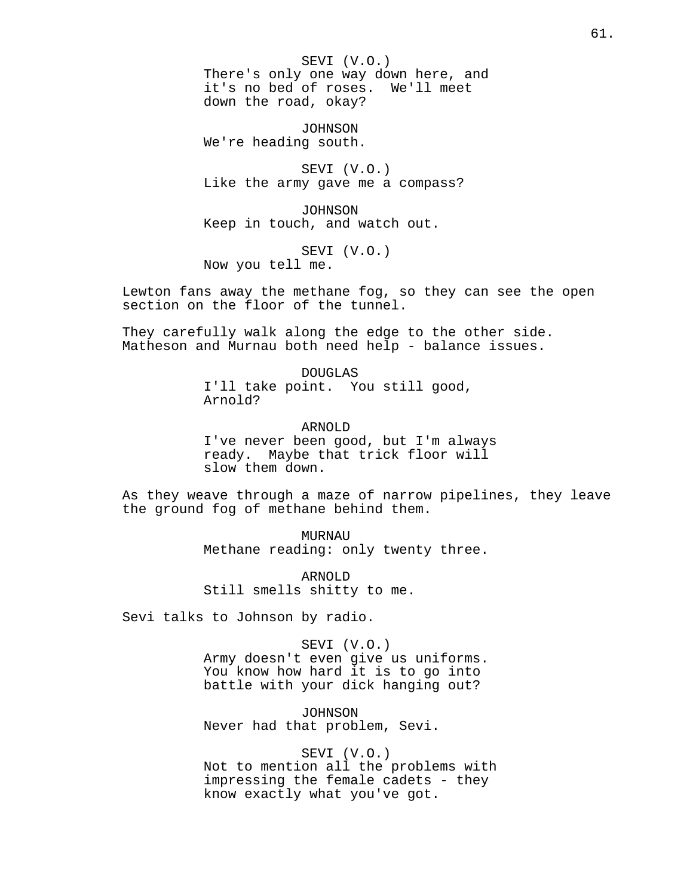SEVI (V.O.)
There's only one way down here, and it's no bed of roses. We'll meet down the road, okay?

JOHNSON
We're heading south.

SEVI (V.O.)
Like the army gave me a compass?

JOHNSON
Keep in touch, and watch out.

SEVI (V.O.)
Now you tell me.

Lewton fans away the methane fog, so they can see the open section on the floor of the tunnel.

They carefully walk along the edge to the other side. Matheson and Murnau both need help - balance issues.

DOUGLAS
I'll take point. You still good, Arnold?

ARNOLD
I've never been good, but I'm always ready. Maybe that trick floor will slow them down.

As they weave through a maze of narrow pipelines, they leave the ground fog of methane behind them.

MURNAU
Methane reading: only twenty three.

ARNOLD
Still smells shitty to me.

Sevi talks to Johnson by radio.

SEVI (V.O.)
Army doesn't even give us uniforms. You know how hard it is to go into battle with your dick hanging out?

JOHNSON
Never had that problem, Sevi.

SEVI (V.O.)
Not to mention all the problems with impressing the female cadets - they know exactly what you've got.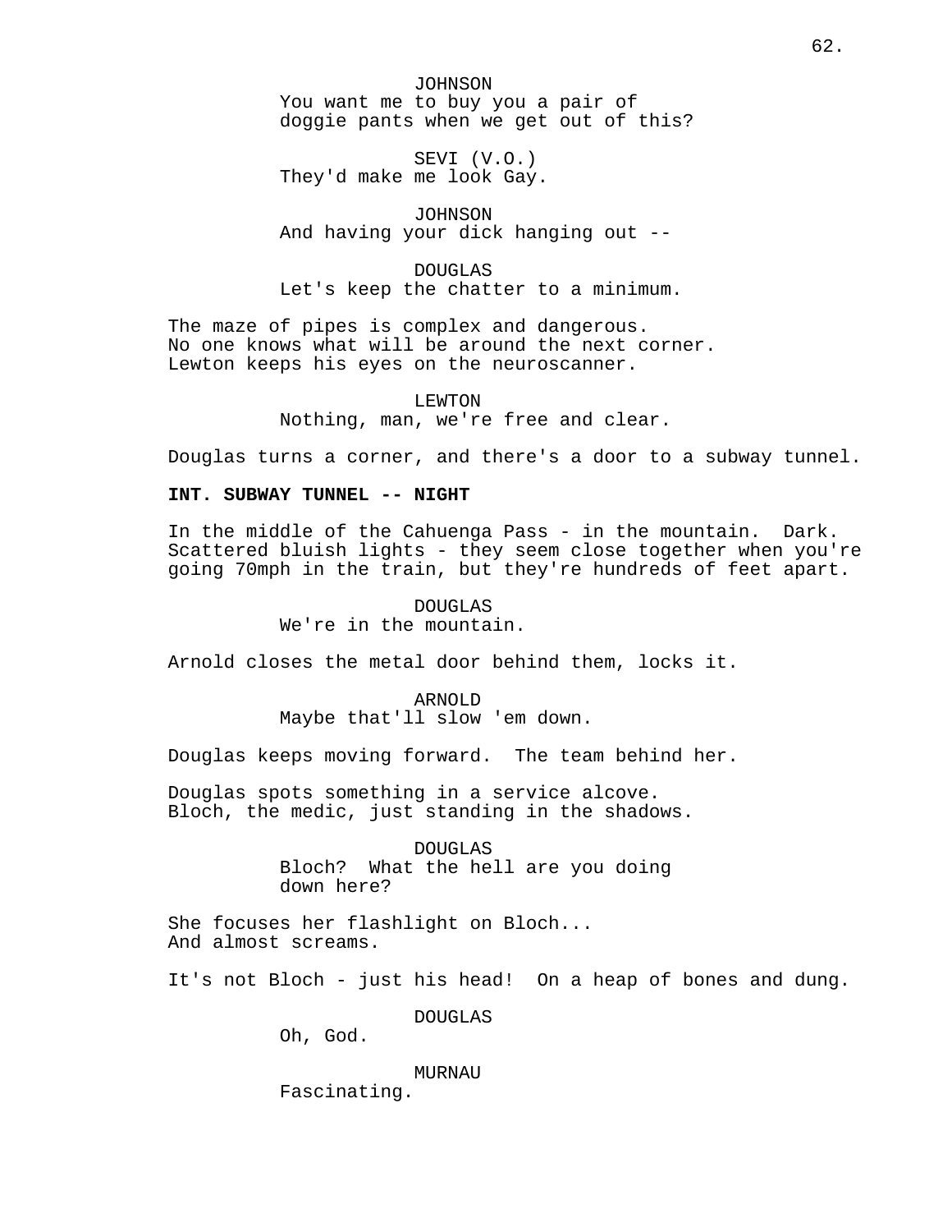JOHNSON
You want me to buy you a pair of
doggie pants when we get out of this?

SEVI (V.O.)
They'd make me look Gay.

JOHNSON
And having your dick hanging out --

DOUGLAS
Let's keep the chatter to a minimum.

The maze of pipes is complex and dangerous.
No one knows what will be around the next corner.
Lewton keeps his eyes on the neuroscanner.

LEWTON
Nothing, man, we're free and clear.

Douglas turns a corner, and there's a door to a subway tunnel.

**INT. SUBWAY TUNNEL -- NIGHT**

In the middle of the Cahuenga Pass - in the mountain. Dark.
Scattered bluish lights - they seem close together when you're
going 70mph in the train, but they're hundreds of feet apart.

DOUGLAS
We're in the mountain.

Arnold closes the metal door behind them, locks it.

ARNOLD
Maybe that'll slow 'em down.

Douglas keeps moving forward. The team behind her.

Douglas spots something in a service alcove.
Bloch, the medic, just standing in the shadows.

DOUGLAS
Bloch? What the hell are you doing
down here?

She focuses her flashlight on Bloch...
And almost screams.

It's not Bloch - just his head! On a heap of bones and dung.

DOUGLAS
Oh, God.

MURNAU
Fascinating.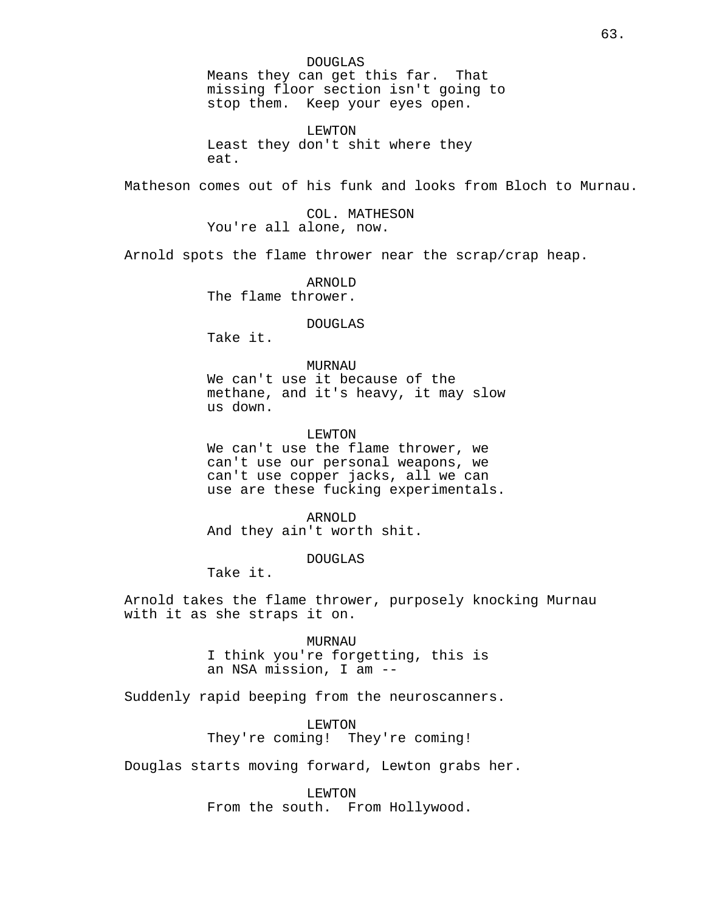DOUGLAS
Means they can get this far. That missing floor section isn't going to stop them. Keep your eyes open.

LEWTON
Least they don't shit where they eat.

Matheson comes out of his funk and looks from Bloch to Murnau.

COL. MATHESON
You're all alone, now.

Arnold spots the flame thrower near the scrap/crap heap.

ARNOLD
The flame thrower.

DOUGLAS
Take it.

MURNAU
We can't use it because of the methane, and it's heavy, it may slow us down.

LEWTON
We can't use the flame thrower, we can't use our personal weapons, we can't use copper jacks, all we can use are these fucking experimentals.

ARNOLD
And they ain't worth shit.

DOUGLAS
Take it.

Arnold takes the flame thrower, purposely knocking Murnau with it as she straps it on.

MURNAU
I think you're forgetting, this is an NSA mission, I am --

Suddenly rapid beeping from the neuroscanners.

LEWTON
They're coming! They're coming!

Douglas starts moving forward, Lewton grabs her.

LEWTON
From the south. From Hollywood.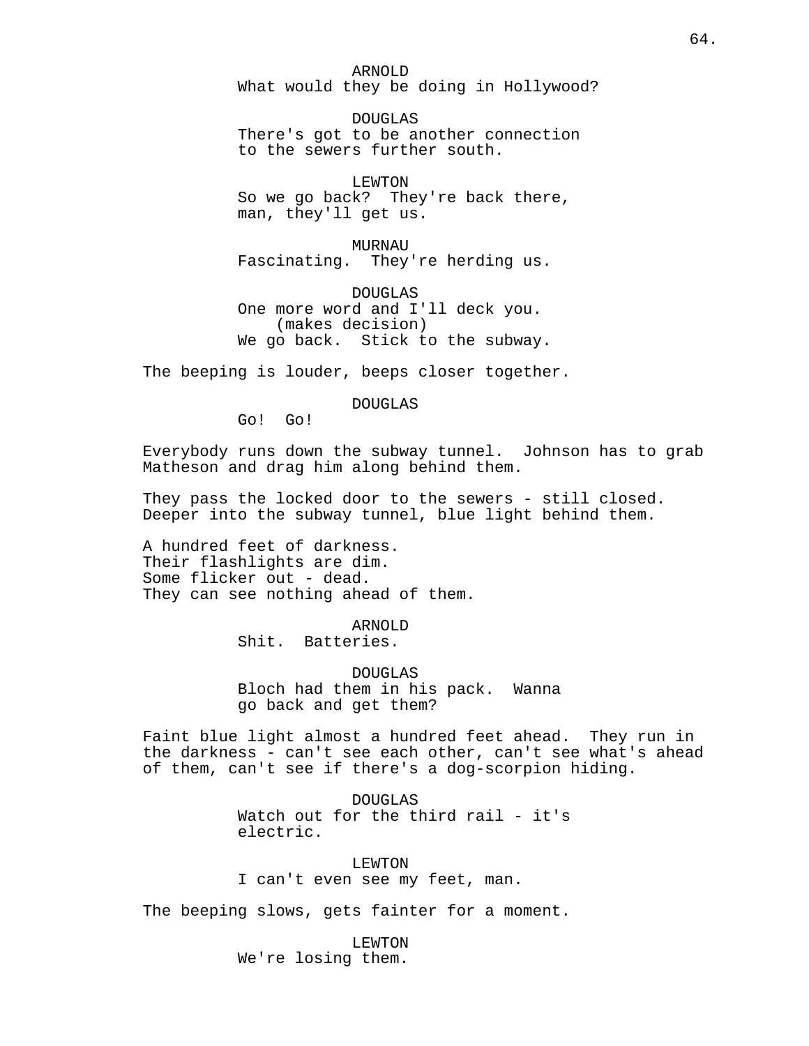ARNOLD
What would they be doing in Hollywood?

DOUGLAS
There's got to be another connection to the sewers further south.

LEWTON
So we go back? They're back there, man, they'll get us.

MURNAU
Fascinating. They're herding us.

DOUGLAS
One more word and I'll deck you.
(makes decision)
We go back. Stick to the subway.

The beeping is louder, beeps closer together.

DOUGLAS
Go! Go!

Everybody runs down the subway tunnel. Johnson has to grab Matheson and drag him along behind them.

They pass the locked door to the sewers - still closed. Deeper into the subway tunnel, blue light behind them.

A hundred feet of darkness.
Their flashlights are dim.
Some flicker out - dead.
They can see nothing ahead of them.

ARNOLD
Shit. Batteries.

DOUGLAS
Bloch had them in his pack. Wanna go back and get them?

Faint blue light almost a hundred feet ahead. They run in the darkness - can't see each other, can't see what's ahead of them, can't see if there's a dog-scorpion hiding.

DOUGLAS
Watch out for the third rail - it's electric.

LEWTON
I can't even see my feet, man.

The beeping slows, gets fainter for a moment.

LEWTON
We're losing them.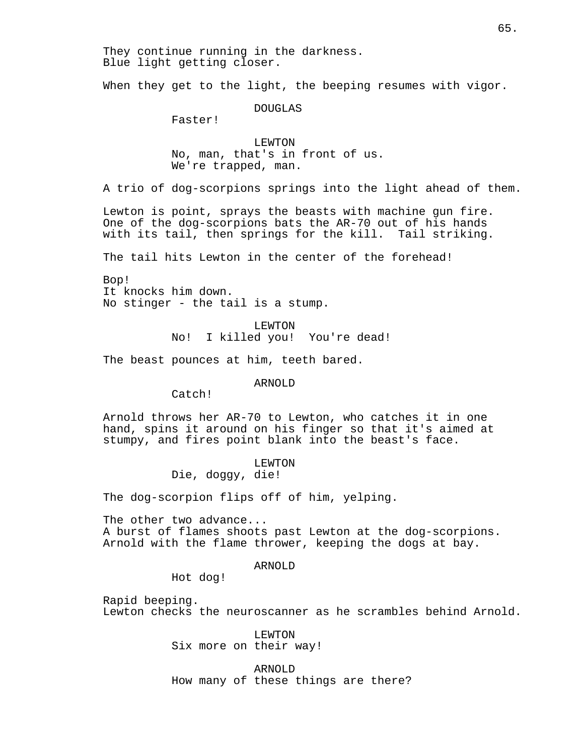They continue running in the darkness.
Blue light getting closer.

When they get to the light, the beeping resumes with vigor.

DOUGLAS
Faster!

LEWTON
No, man, that's in front of us.
We're trapped, man.

A trio of dog-scorpions springs into the light ahead of them.

Lewton is point, sprays the beasts with machine gun fire.
One of the dog-scorpions bats the AR-70 out of his hands with its tail, then springs for the kill. Tail striking.

The tail hits Lewton in the center of the forehead!

Bop!
It knocks him down.
No stinger - the tail is a stump.

LEWTON
No! I killed you! You're dead!

The beast pounces at him, teeth bared.

ARNOLD
Catch!

Arnold throws her AR-70 to Lewton, who catches it in one hand, spins it around on his finger so that it's aimed at stumpy, and fires point blank into the beast's face.

LEWTON
Die, doggy, die!

The dog-scorpion flips off of him, yelping.

The other two advance...
A burst of flames shoots past Lewton at the dog-scorpions.
Arnold with the flame thrower, keeping the dogs at bay.

ARNOLD
Hot dog!

Rapid beeping.
Lewton checks the neuroscanner as he scrambles behind Arnold.

LEWTON
Six more on their way!

ARNOLD
How many of these things are there?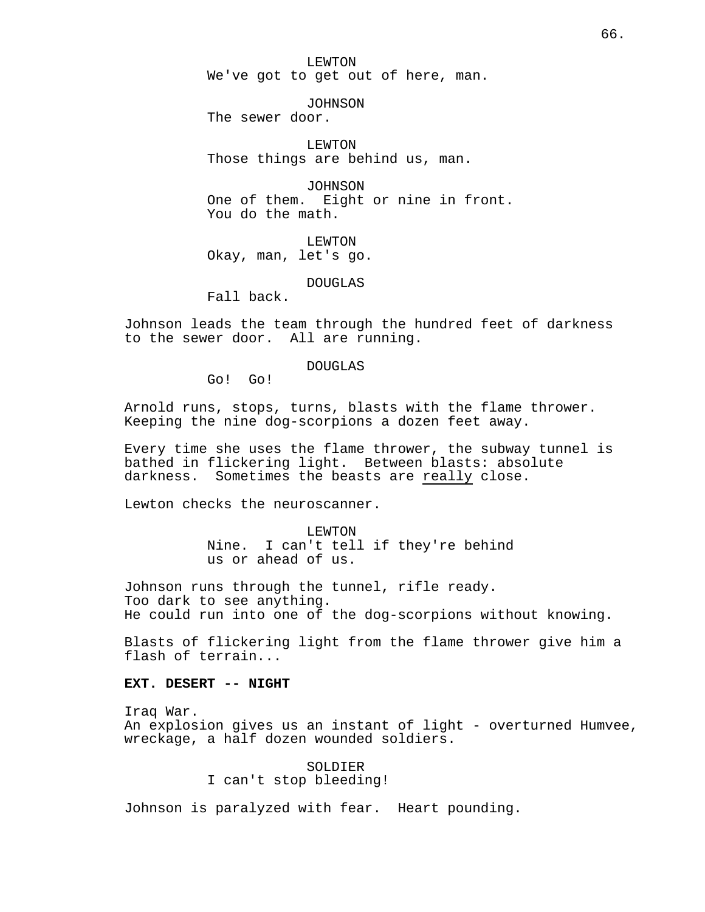LEWTON
We've got to get out of here, man.

JOHNSON
The sewer door.

LEWTON
Those things are behind us, man.

JOHNSON
One of them. Eight or nine in front.
You do the math.

LEWTON
Okay, man, let's go.

DOUGLAS
Fall back.

Johnson leads the team through the hundred feet of darkness to the sewer door. All are running.

DOUGLAS
Go! Go!

Arnold runs, stops, turns, blasts with the flame thrower. Keeping the nine dog-scorpions a dozen feet away.

Every time she uses the flame thrower, the subway tunnel is bathed in flickering light. Between blasts: absolute darkness. Sometimes the beasts are <u>really</u> close.

Lewton checks the neuroscanner.

LEWTON
Nine. I can't tell if they're behind
us or ahead of us.

Johnson runs through the tunnel, rifle ready.
Too dark to see anything.
He could run into one of the dog-scorpions without knowing.

Blasts of flickering light from the flame thrower give him a flash of terrain...

**EXT. DESERT -- NIGHT**

Iraq War.
An explosion gives us an instant of light - overturned Humvee, wreckage, a half dozen wounded soldiers.

SOLDIER
I can't stop bleeding!

Johnson is paralyzed with fear. Heart pounding.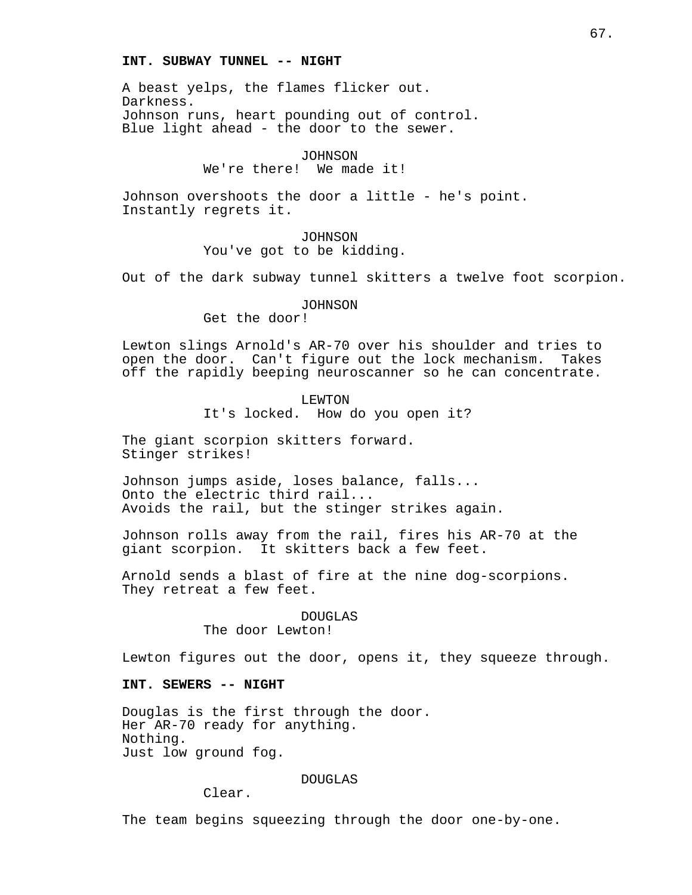**INT. SUBWAY TUNNEL -- NIGHT**

A beast yelps, the flames flicker out.
Darkness.
Johnson runs, heart pounding out of control.
Blue light ahead - the door to the sewer.

JOHNSON
We're there! We made it!

Johnson overshoots the door a little - he's point.
Instantly regrets it.

JOHNSON
You've got to be kidding.

Out of the dark subway tunnel skitters a twelve foot scorpion.

JOHNSON
Get the door!

Lewton slings Arnold's AR-70 over his shoulder and tries to open the door. Can't figure out the lock mechanism. Takes off the rapidly beeping neuroscanner so he can concentrate.

LEWTON
It's locked. How do you open it?

The giant scorpion skitters forward.
Stinger strikes!

Johnson jumps aside, loses balance, falls...
Onto the electric third rail...
Avoids the rail, but the stinger strikes again.

Johnson rolls away from the rail, fires his AR-70 at the giant scorpion. It skitters back a few feet.

Arnold sends a blast of fire at the nine dog-scorpions.
They retreat a few feet.

DOUGLAS
The door Lewton!

Lewton figures out the door, opens it, they squeeze through.

**INT. SEWERS -- NIGHT**

Douglas is the first through the door.
Her AR-70 ready for anything.
Nothing.
Just low ground fog.

DOUGLAS
Clear.

The team begins squeezing through the door one-by-one.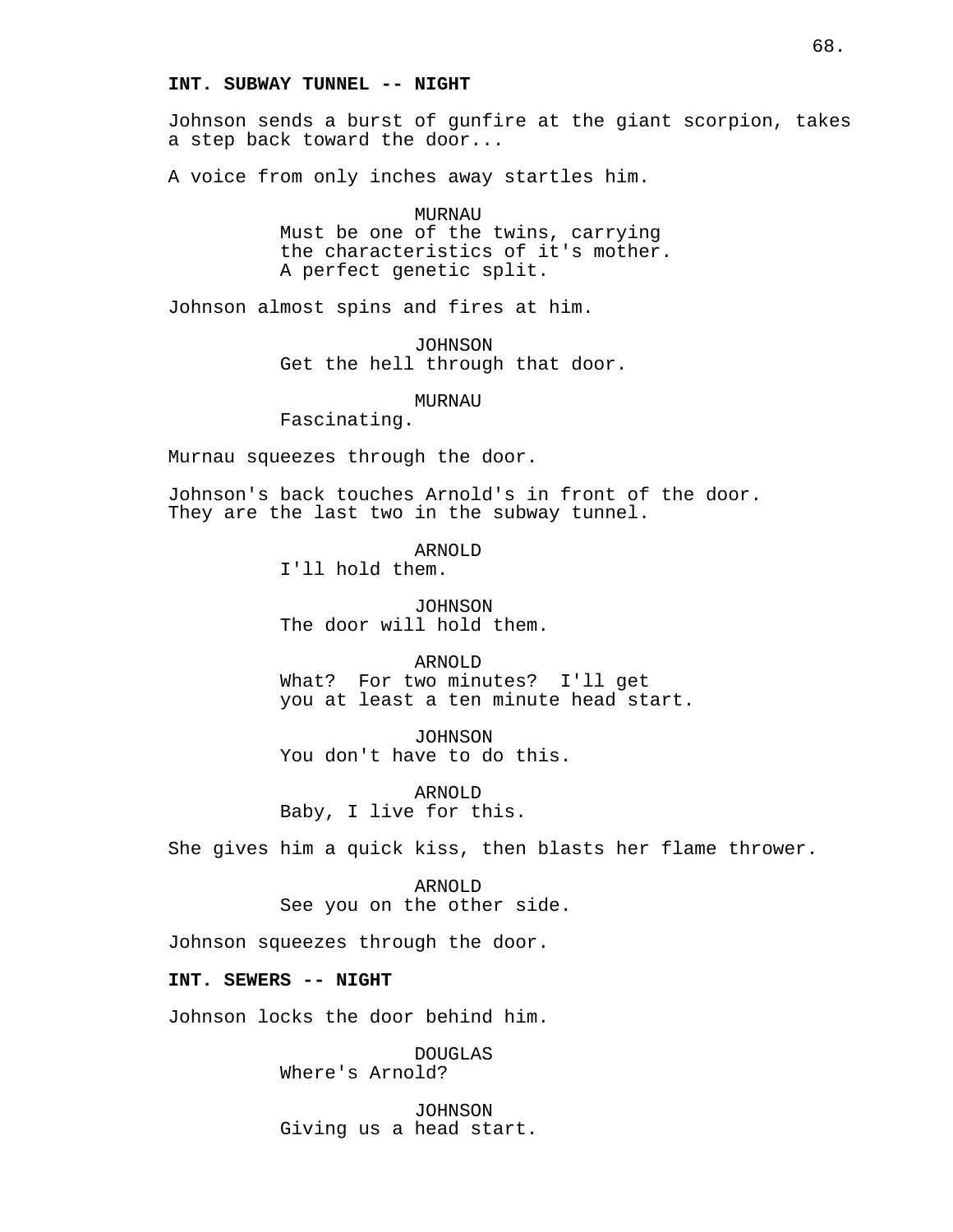**INT. SUBWAY TUNNEL -- NIGHT**

Johnson sends a burst of gunfire at the giant scorpion, takes a step back toward the door...

A voice from only inches away startles him.

MURNAU
Must be one of the twins, carrying the characteristics of it's mother. A perfect genetic split.

Johnson almost spins and fires at him.

JOHNSON
Get the hell through that door.

MURNAU
Fascinating.

Murnau squeezes through the door.

Johnson's back touches Arnold's in front of the door. They are the last two in the subway tunnel.

ARNOLD
I'll hold them.

JOHNSON
The door will hold them.

ARNOLD
What? For two minutes? I'll get you at least a ten minute head start.

JOHNSON
You don't have to do this.

ARNOLD
Baby, I live for this.

She gives him a quick kiss, then blasts her flame thrower.

ARNOLD
See you on the other side.

Johnson squeezes through the door.

**INT. SEWERS -- NIGHT**

Johnson locks the door behind him.

DOUGLAS
Where's Arnold?

JOHNSON
Giving us a head start.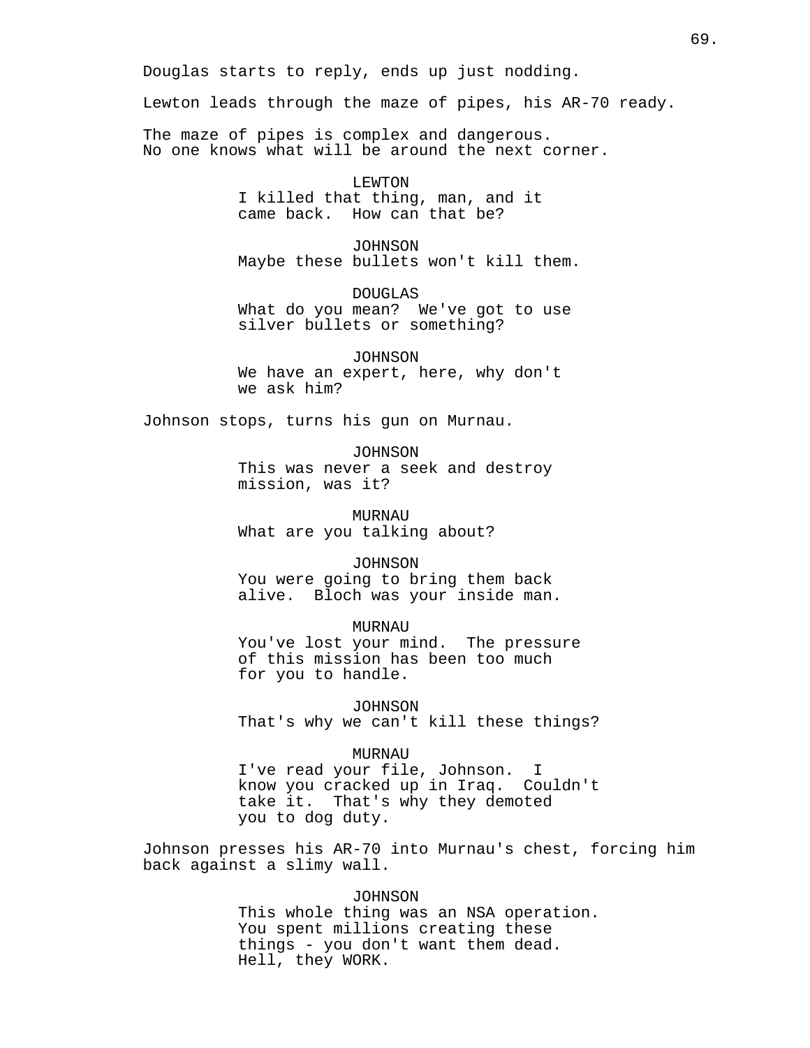Douglas starts to reply, ends up just nodding.

Lewton leads through the maze of pipes, his AR-70 ready.

The maze of pipes is complex and dangerous.
No one knows what will be around the next corner.

LEWTON
I killed that thing, man, and it came back. How can that be?

JOHNSON
Maybe these bullets won't kill them.

DOUGLAS
What do you mean? We've got to use silver bullets or something?

JOHNSON
We have an expert, here, why don't we ask him?

Johnson stops, turns his gun on Murnau.

JOHNSON
This was never a seek and destroy mission, was it?

MURNAU
What are you talking about?

JOHNSON
You were going to bring them back alive. Bloch was your inside man.

MURNAU
You've lost your mind. The pressure of this mission has been too much for you to handle.

JOHNSON
That's why we can't kill these things?

MURNAU
I've read your file, Johnson. I know you cracked up in Iraq. Couldn't take it. That's why they demoted you to dog duty.

Johnson presses his AR-70 into Murnau's chest, forcing him back against a slimy wall.

JOHNSON
This whole thing was an NSA operation. You spent millions creating these things - you don't want them dead. Hell, they WORK.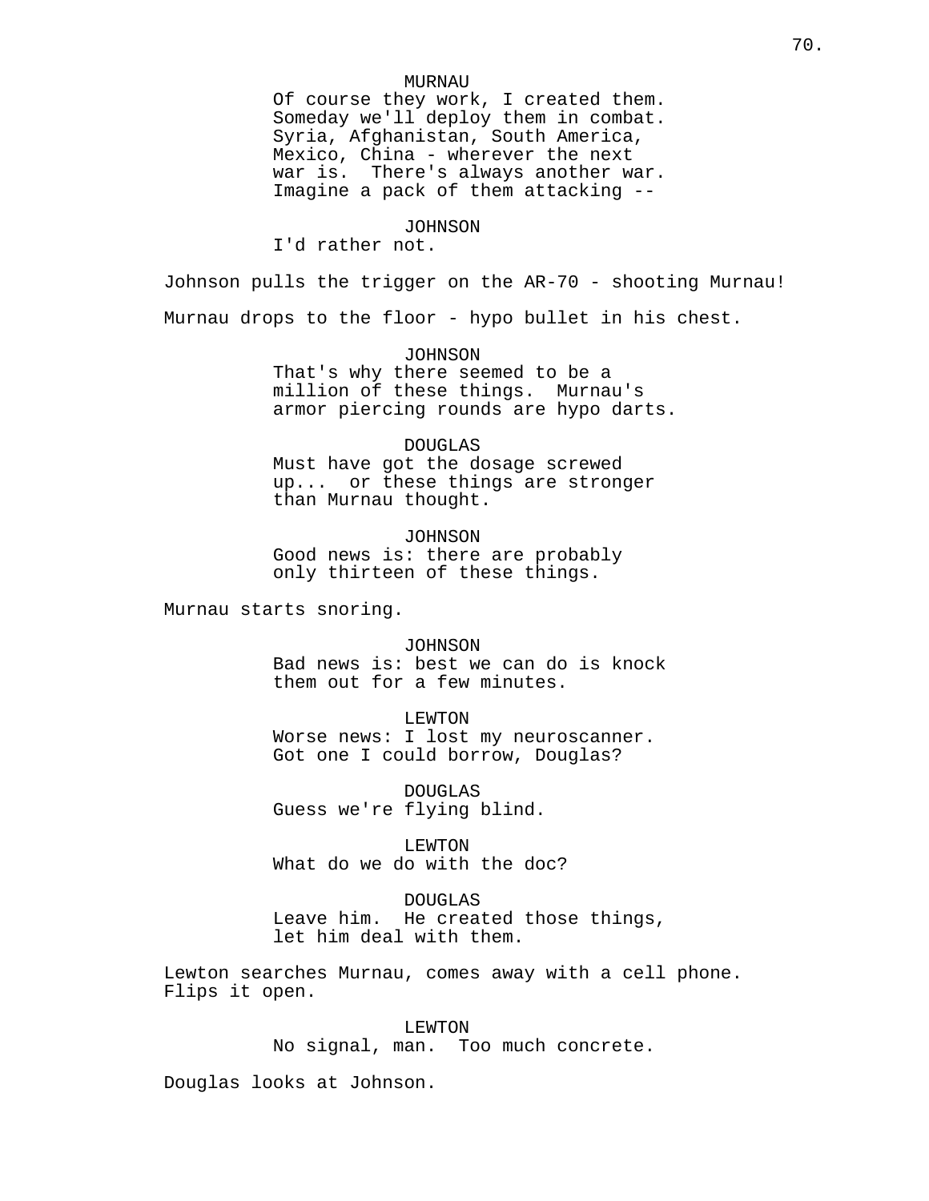MURNAU
Of course they work, I created them. Someday we'll deploy them in combat. Syria, Afghanistan, South America, Mexico, China - wherever the next war is. There's always another war. Imagine a pack of them attacking --

JOHNSON
I'd rather not.

Johnson pulls the trigger on the AR-70 - shooting Murnau!

Murnau drops to the floor - hypo bullet in his chest.

JOHNSON
That's why there seemed to be a million of these things. Murnau's armor piercing rounds are hypo darts.

DOUGLAS
Must have got the dosage screwed up... or these things are stronger than Murnau thought.

JOHNSON
Good news is: there are probably only thirteen of these things.

Murnau starts snoring.

JOHNSON
Bad news is: best we can do is knock them out for a few minutes.

LEWTON
Worse news: I lost my neuroscanner. Got one I could borrow, Douglas?

DOUGLAS
Guess we're flying blind.

LEWTON
What do we do with the doc?

DOUGLAS
Leave him. He created those things, let him deal with them.

Lewton searches Murnau, comes away with a cell phone. Flips it open.

LEWTON
No signal, man. Too much concrete.

Douglas looks at Johnson.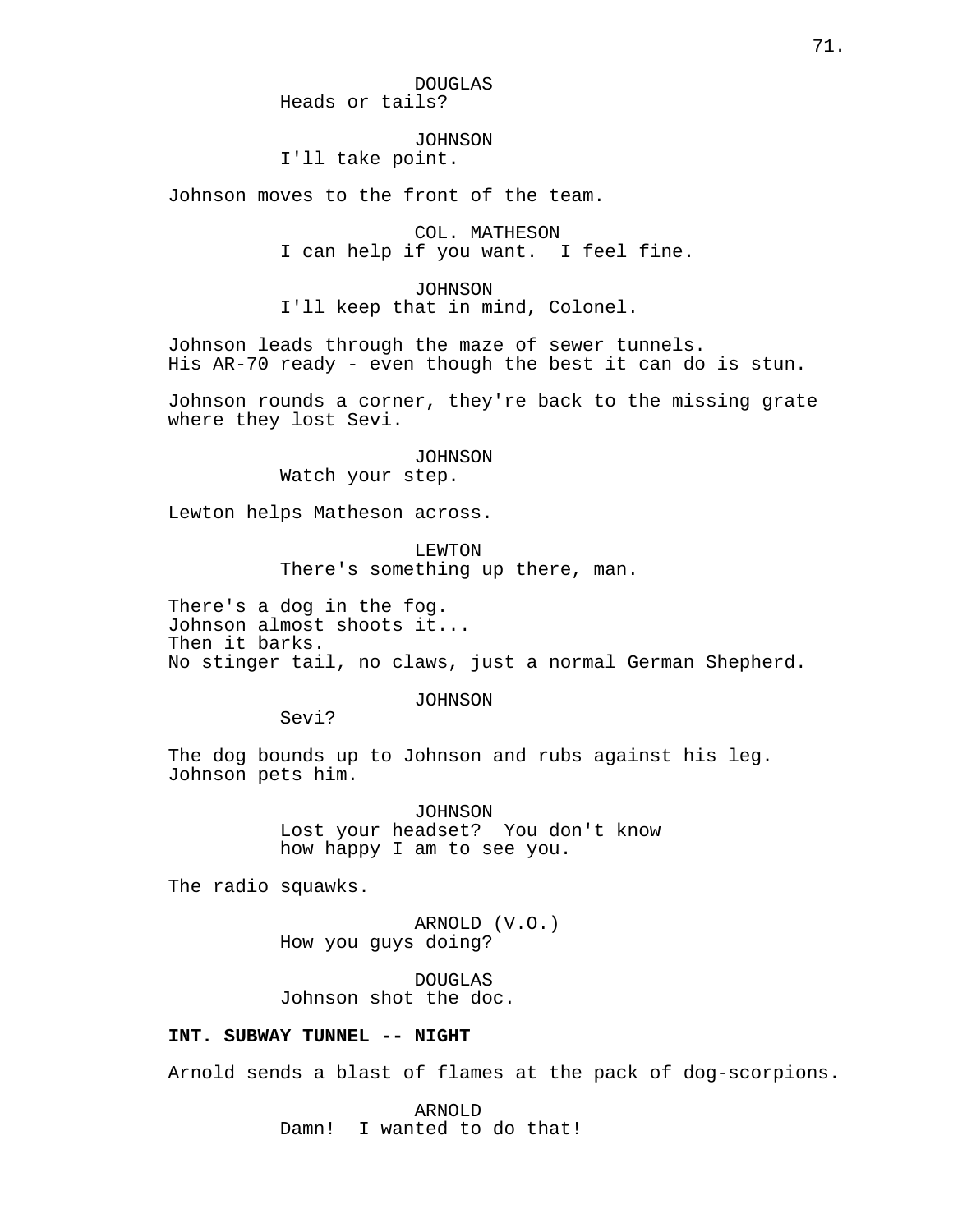DOUGLAS
Heads or tails?

JOHNSON
I'll take point.

Johnson moves to the front of the team.

COL. MATHESON
I can help if you want.  I feel fine.

JOHNSON
I'll keep that in mind, Colonel.

Johnson leads through the maze of sewer tunnels.
His AR-70 ready - even though the best it can do is stun.

Johnson rounds a corner, they're back to the missing grate where they lost Sevi.

JOHNSON
Watch your step.

Lewton helps Matheson across.

LEWTON
There's something up there, man.

There's a dog in the fog.
Johnson almost shoots it...
Then it barks.
No stinger tail, no claws, just a normal German Shepherd.

JOHNSON
Sevi?

The dog bounds up to Johnson and rubs against his leg.
Johnson pets him.

JOHNSON
Lost your headset?  You don't know how happy I am to see you.

The radio squawks.

ARNOLD (V.O.)
How you guys doing?

DOUGLAS
Johnson shot the doc.

**INT. SUBWAY TUNNEL -- NIGHT**

Arnold sends a blast of flames at the pack of dog-scorpions.

ARNOLD
Damn!  I wanted to do that!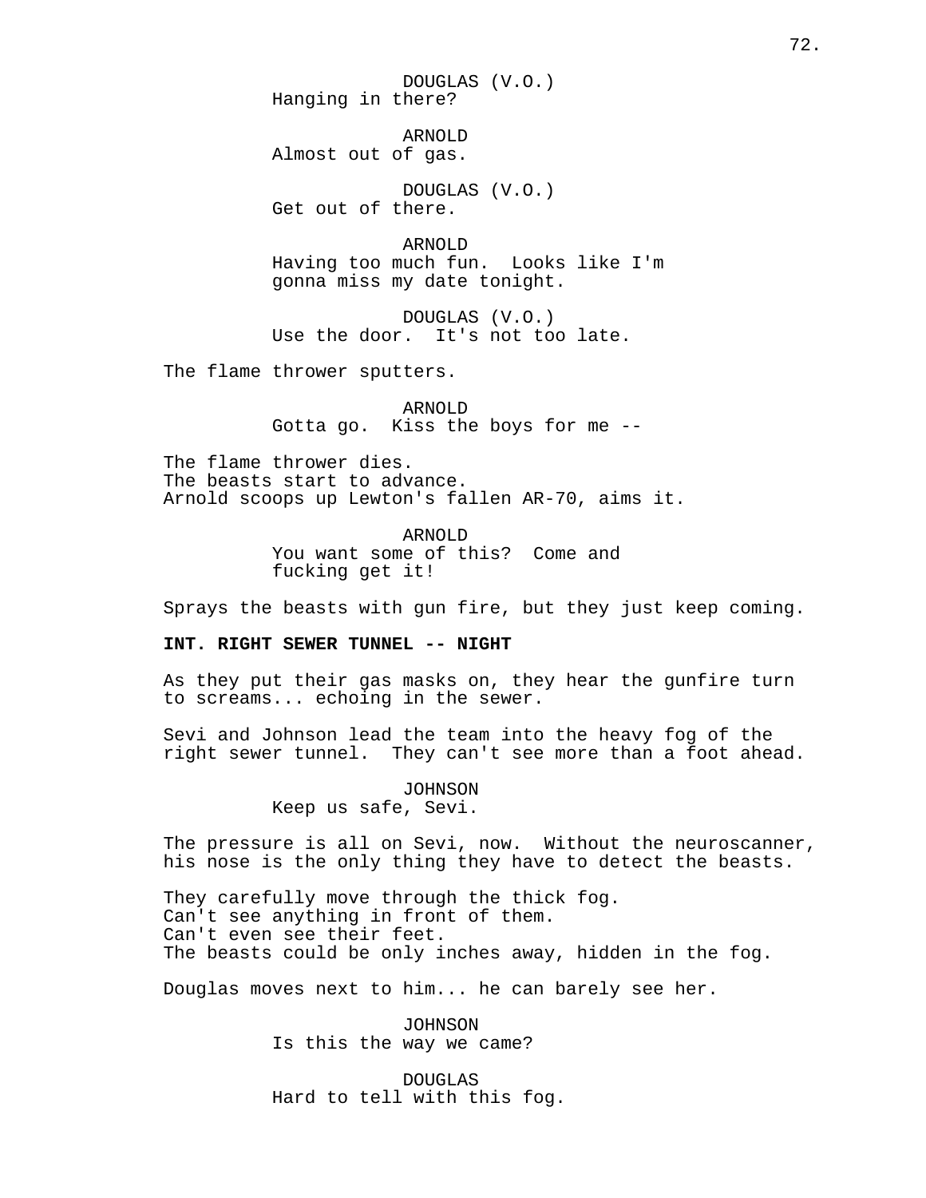DOUGLAS (V.O.)
Hanging in there?

ARNOLD
Almost out of gas.

DOUGLAS (V.O.)
Get out of there.

ARNOLD
Having too much fun. Looks like I'm gonna miss my date tonight.

DOUGLAS (V.O.)
Use the door. It's not too late.

The flame thrower sputters.

ARNOLD
Gotta go. Kiss the boys for me --

The flame thrower dies.
The beasts start to advance.
Arnold scoops up Lewton's fallen AR-70, aims it.

ARNOLD
You want some of this? Come and fucking get it!

Sprays the beasts with gun fire, but they just keep coming.

**INT. RIGHT SEWER TUNNEL -- NIGHT**

As they put their gas masks on, they hear the gunfire turn to screams... echoing in the sewer.

Sevi and Johnson lead the team into the heavy fog of the right sewer tunnel. They can't see more than a foot ahead.

JOHNSON
Keep us safe, Sevi.

The pressure is all on Sevi, now. Without the neuroscanner, his nose is the only thing they have to detect the beasts.

They carefully move through the thick fog.
Can't see anything in front of them.
Can't even see their feet.
The beasts could be only inches away, hidden in the fog.

Douglas moves next to him... he can barely see her.

JOHNSON
Is this the way we came?

DOUGLAS
Hard to tell with this fog.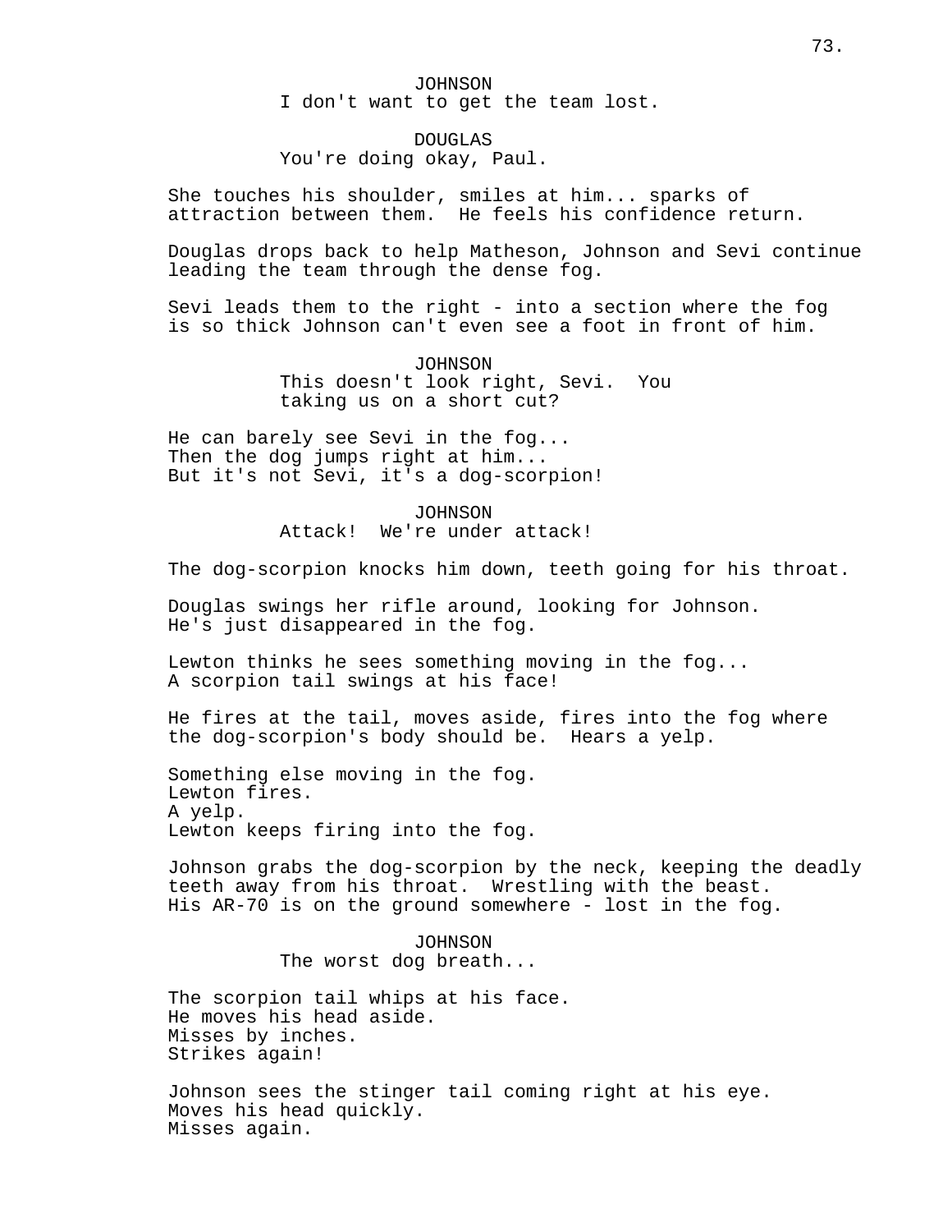JOHNSON
I don't want to get the team lost.

DOUGLAS
You're doing okay, Paul.

She touches his shoulder, smiles at him... sparks of attraction between them. He feels his confidence return.

Douglas drops back to help Matheson, Johnson and Sevi continue leading the team through the dense fog.

Sevi leads them to the right - into a section where the fog is so thick Johnson can't even see a foot in front of him.

JOHNSON
This doesn't look right, Sevi. You taking us on a short cut?

He can barely see Sevi in the fog...
Then the dog jumps right at him...
But it's not Sevi, it's a dog-scorpion!

JOHNSON
Attack! We're under attack!

The dog-scorpion knocks him down, teeth going for his throat.

Douglas swings her rifle around, looking for Johnson.
He's just disappeared in the fog.

Lewton thinks he sees something moving in the fog...
A scorpion tail swings at his face!

He fires at the tail, moves aside, fires into the fog where the dog-scorpion's body should be. Hears a yelp.

Something else moving in the fog.
Lewton fires.
A yelp.
Lewton keeps firing into the fog.

Johnson grabs the dog-scorpion by the neck, keeping the deadly teeth away from his throat. Wrestling with the beast.
His AR-70 is on the ground somewhere - lost in the fog.

JOHNSON
The worst dog breath...

The scorpion tail whips at his face.
He moves his head aside.
Misses by inches.
Strikes again!

Johnson sees the stinger tail coming right at his eye.
Moves his head quickly.
Misses again.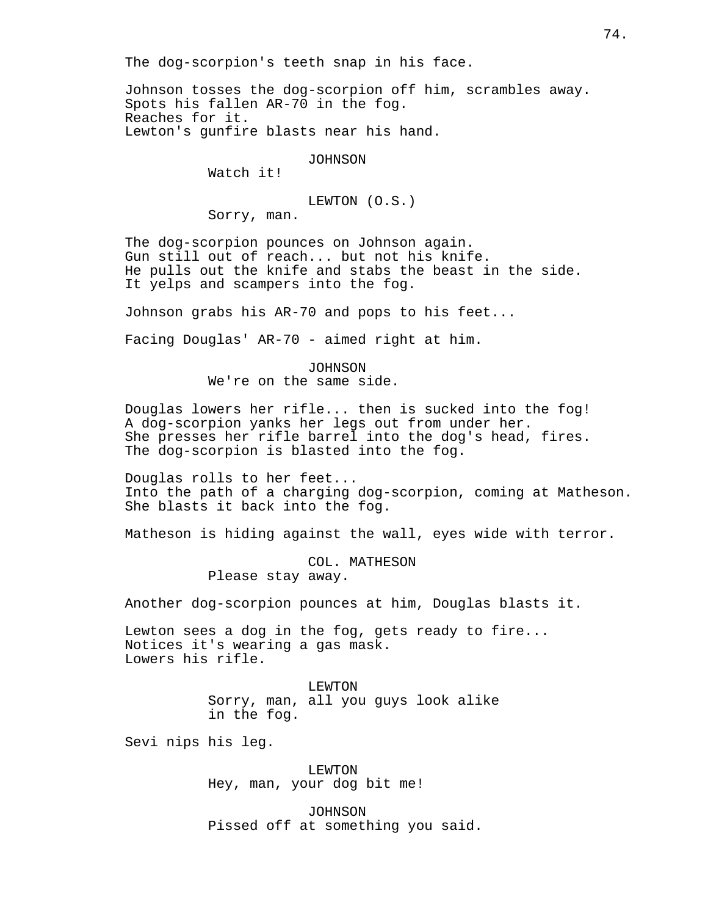The dog-scorpion's teeth snap in his face.

Johnson tosses the dog-scorpion off him, scrambles away.
Spots his fallen AR-70 in the fog.
Reaches for it.
Lewton's gunfire blasts near his hand.

JOHNSON
Watch it!

LEWTON (O.S.)
Sorry, man.

The dog-scorpion pounces on Johnson again.
Gun still out of reach... but not his knife.
He pulls out the knife and stabs the beast in the side.
It yelps and scampers into the fog.

Johnson grabs his AR-70 and pops to his feet...

Facing Douglas' AR-70 - aimed right at him.

JOHNSON
We're on the same side.

Douglas lowers her rifle... then is sucked into the fog!
A dog-scorpion yanks her legs out from under her.
She presses her rifle barrel into the dog's head, fires.
The dog-scorpion is blasted into the fog.

Douglas rolls to her feet...
Into the path of a charging dog-scorpion, coming at Matheson.
She blasts it back into the fog.

Matheson is hiding against the wall, eyes wide with terror.

COL. MATHESON
Please stay away.

Another dog-scorpion pounces at him, Douglas blasts it.

Lewton sees a dog in the fog, gets ready to fire...
Notices it's wearing a gas mask.
Lowers his rifle.

LEWTON
Sorry, man, all you guys look alike
in the fog.

Sevi nips his leg.

LEWTON
Hey, man, your dog bit me!

JOHNSON
Pissed off at something you said.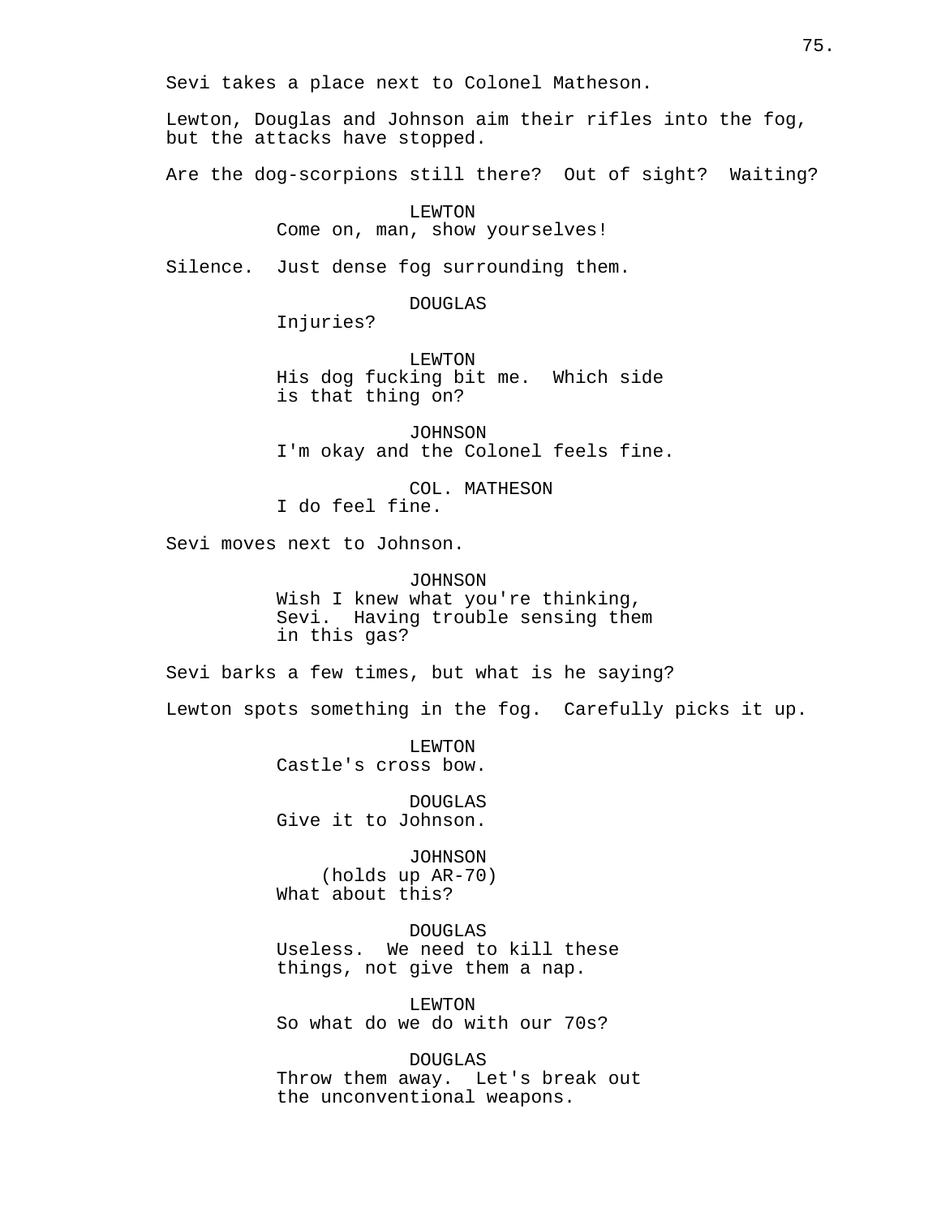Sevi takes a place next to Colonel Matheson.

Lewton, Douglas and Johnson aim their rifles into the fog, but the attacks have stopped.

Are the dog-scorpions still there? Out of sight? Waiting?

LEWTON
Come on, man, show yourselves!

Silence. Just dense fog surrounding them.

DOUGLAS
Injuries?

LEWTON
His dog fucking bit me. Which side is that thing on?

JOHNSON
I'm okay and the Colonel feels fine.

COL. MATHESON
I do feel fine.

Sevi moves next to Johnson.

JOHNSON
Wish I knew what you're thinking, Sevi. Having trouble sensing them in this gas?

Sevi barks a few times, but what is he saying?

Lewton spots something in the fog. Carefully picks it up.

LEWTON
Castle's cross bow.

DOUGLAS
Give it to Johnson.

JOHNSON
(holds up AR-70)
What about this?

DOUGLAS
Useless. We need to kill these things, not give them a nap.

LEWTON
So what do we do with our 70s?

DOUGLAS
Throw them away. Let's break out the unconventional weapons.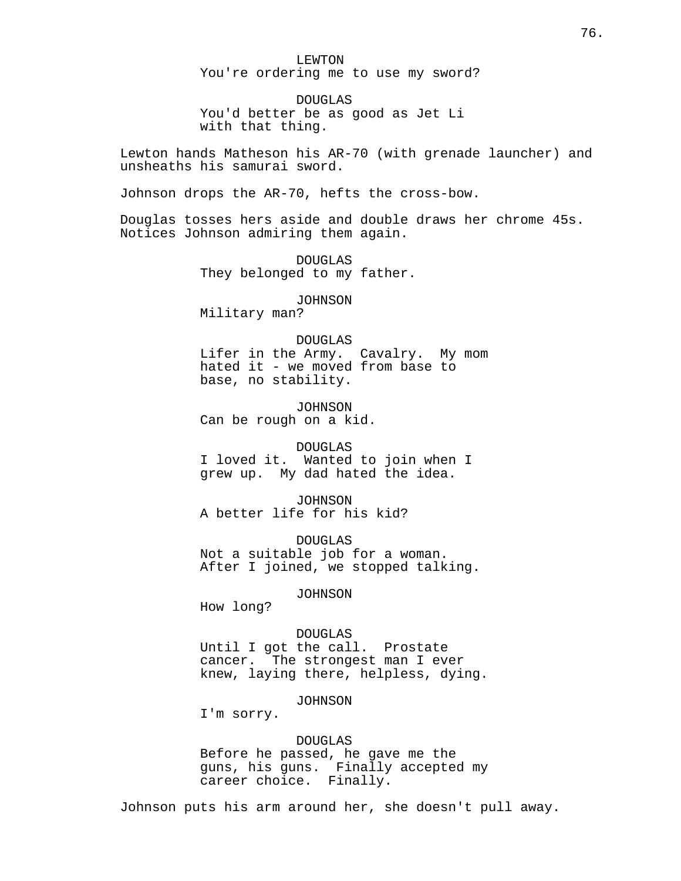LEWTON
You're ordering me to use my sword?

DOUGLAS
You'd better be as good as Jet Li
with that thing.

Lewton hands Matheson his AR-70 (with grenade launcher) and unsheaths his samurai sword.

Johnson drops the AR-70, hefts the cross-bow.

Douglas tosses hers aside and double draws her chrome 45s. Notices Johnson admiring them again.

DOUGLAS
They belonged to my father.

JOHNSON
Military man?

DOUGLAS
Lifer in the Army. Cavalry. My mom
hated it - we moved from base to
base, no stability.

JOHNSON
Can be rough on a kid.

DOUGLAS
I loved it. Wanted to join when I
grew up. My dad hated the idea.

JOHNSON
A better life for his kid?

DOUGLAS
Not a suitable job for a woman.
After I joined, we stopped talking.

JOHNSON
How long?

DOUGLAS
Until I got the call. Prostate
cancer. The strongest man I ever
knew, laying there, helpless, dying.

JOHNSON
I'm sorry.

DOUGLAS
Before he passed, he gave me the
guns, his guns. Finally accepted my
career choice. Finally.

Johnson puts his arm around her, she doesn't pull away.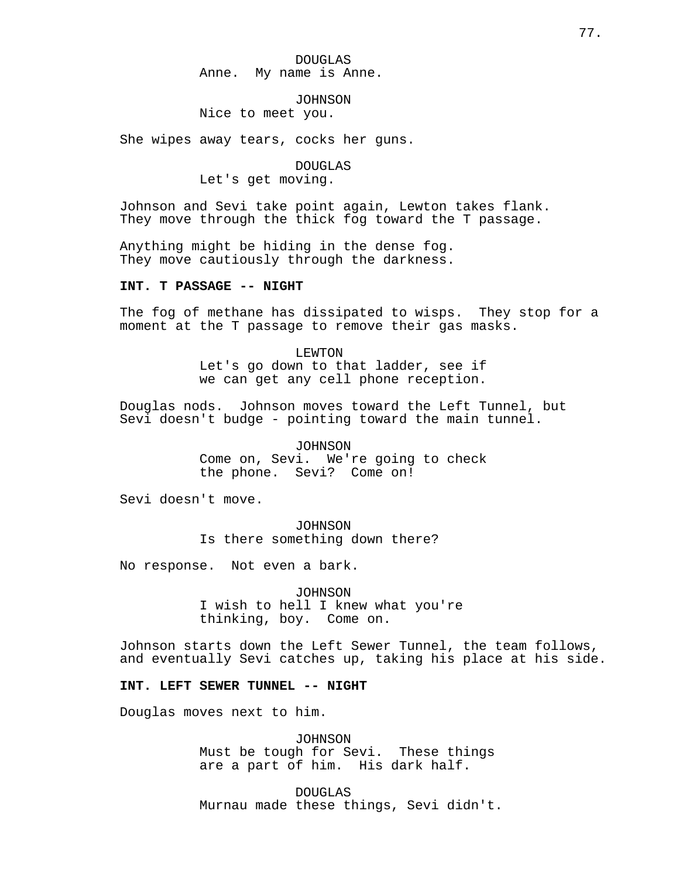DOUGLAS
Anne. My name is Anne.

JOHNSON
Nice to meet you.

She wipes away tears, cocks her guns.

DOUGLAS
Let's get moving.

Johnson and Sevi take point again, Lewton takes flank. They move through the thick fog toward the T passage.

Anything might be hiding in the dense fog. They move cautiously through the darkness.

**INT. T PASSAGE -- NIGHT**

The fog of methane has dissipated to wisps. They stop for a moment at the T passage to remove their gas masks.

LEWTON
Let's go down to that ladder, see if we can get any cell phone reception.

Douglas nods. Johnson moves toward the Left Tunnel, but Sevi doesn't budge - pointing toward the main tunnel.

JOHNSON
Come on, Sevi. We're going to check the phone. Sevi? Come on!

Sevi doesn't move.

JOHNSON
Is there something down there?

No response. Not even a bark.

JOHNSON
I wish to hell I knew what you're thinking, boy. Come on.

Johnson starts down the Left Sewer Tunnel, the team follows, and eventually Sevi catches up, taking his place at his side.

**INT. LEFT SEWER TUNNEL -- NIGHT**

Douglas moves next to him.

JOHNSON
Must be tough for Sevi. These things are a part of him. His dark half.

DOUGLAS
Murnau made these things, Sevi didn't.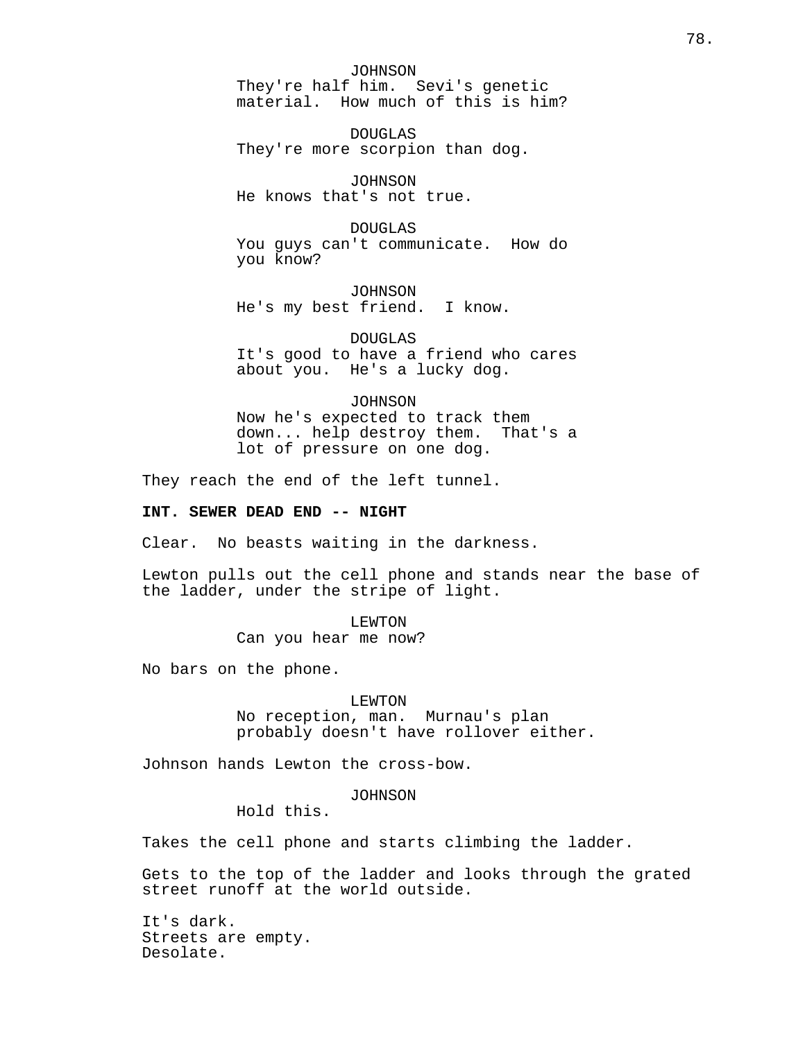JOHNSON
They're half him. Sevi's genetic material. How much of this is him?

DOUGLAS
They're more scorpion than dog.

JOHNSON
He knows that's not true.

DOUGLAS
You guys can't communicate. How do you know?

JOHNSON
He's my best friend. I know.

DOUGLAS
It's good to have a friend who cares about you. He's a lucky dog.

JOHNSON
Now he's expected to track them down... help destroy them. That's a lot of pressure on one dog.

They reach the end of the left tunnel.

**INT. SEWER DEAD END -- NIGHT**

Clear. No beasts waiting in the darkness.

Lewton pulls out the cell phone and stands near the base of the ladder, under the stripe of light.

LEWTON
Can you hear me now?

No bars on the phone.

LEWTON
No reception, man. Murnau's plan probably doesn't have rollover either.

Johnson hands Lewton the cross-bow.

JOHNSON
Hold this.

Takes the cell phone and starts climbing the ladder.

Gets to the top of the ladder and looks through the grated street runoff at the world outside.

It's dark.
Streets are empty.
Desolate.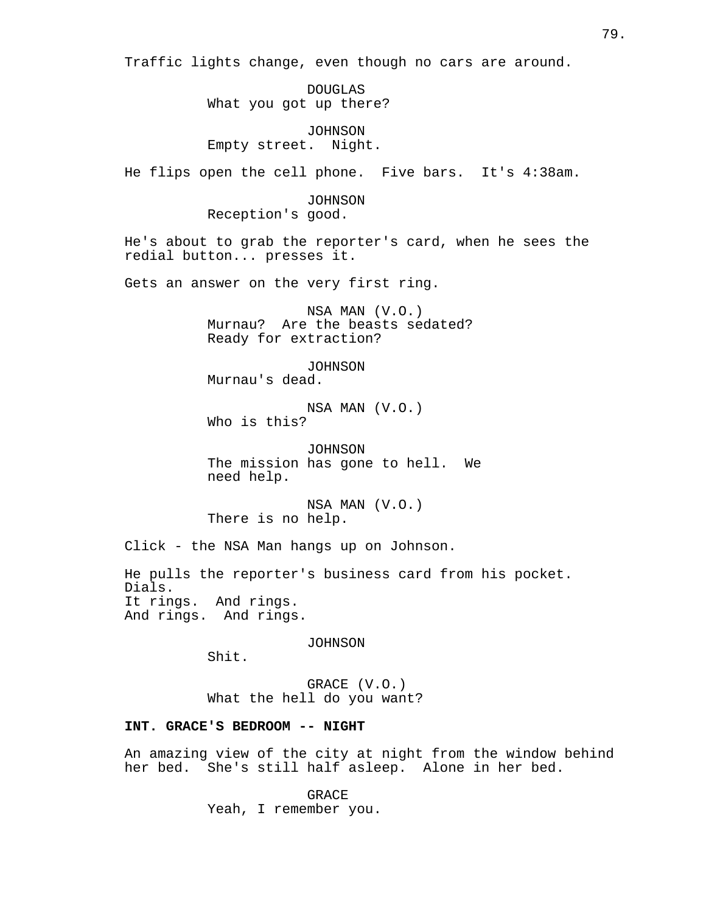Traffic lights change, even though no cars are around.

DOUGLAS
What you got up there?

JOHNSON
Empty street. Night.

He flips open the cell phone. Five bars. It's 4:38am.

JOHNSON
Reception's good.

He's about to grab the reporter's card, when he sees the redial button... presses it.

Gets an answer on the very first ring.

NSA MAN (V.O.)
Murnau? Are the beasts sedated? Ready for extraction?

JOHNSON
Murnau's dead.

NSA MAN (V.O.)
Who is this?

JOHNSON
The mission has gone to hell. We need help.

NSA MAN (V.O.)
There is no help.

Click - the NSA Man hangs up on Johnson.

He pulls the reporter's business card from his pocket.
Dials.
It rings. And rings.
And rings. And rings.

JOHNSON
Shit.

GRACE (V.O.)
What the hell do you want?

**INT. GRACE'S BEDROOM -- NIGHT**

An amazing view of the city at night from the window behind her bed. She's still half asleep. Alone in her bed.

GRACE
Yeah, I remember you.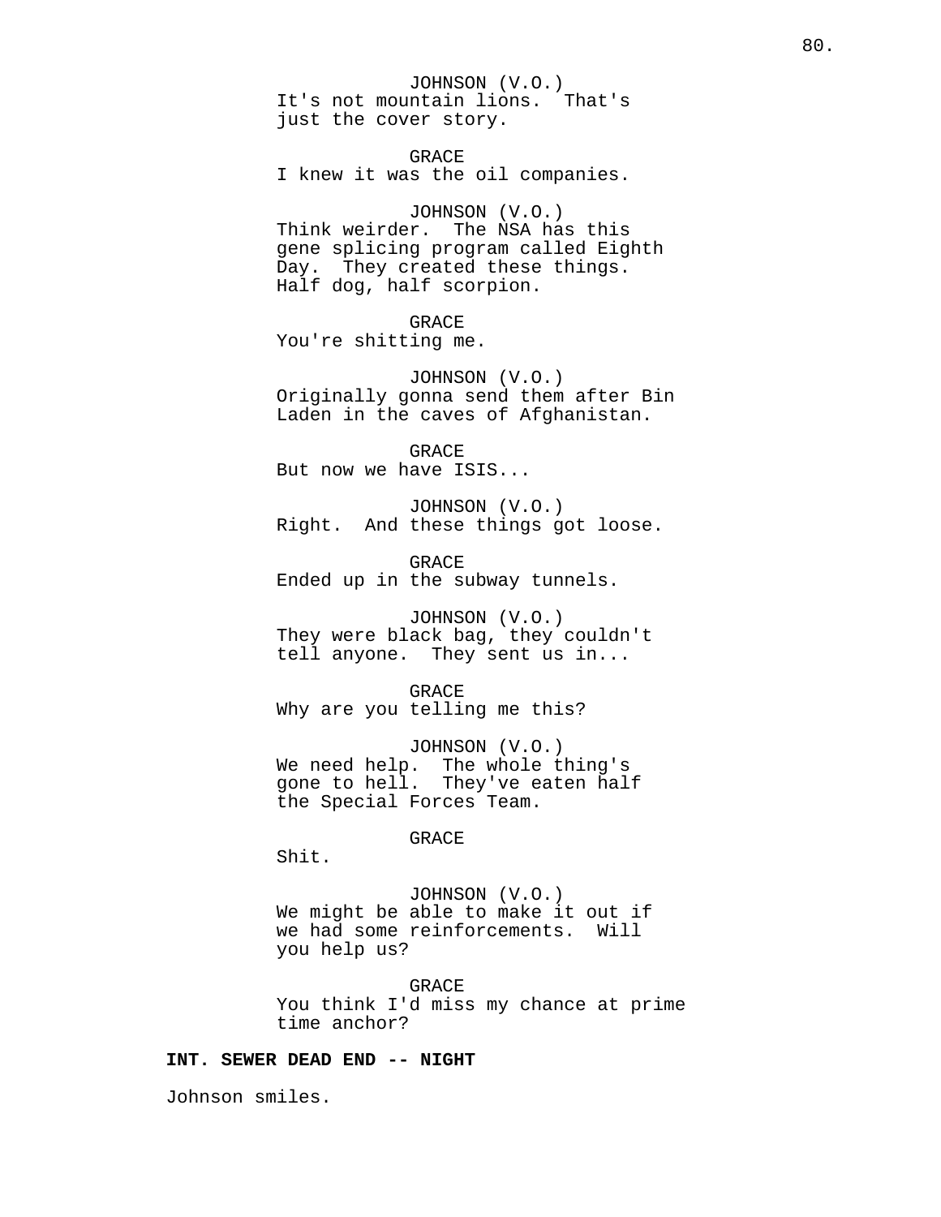JOHNSON (V.O.)
It's not mountain lions.  That's just the cover story.

GRACE
I knew it was the oil companies.

JOHNSON (V.O.)
Think weirder.  The NSA has this gene splicing program called Eighth Day.  They created these things. Half dog, half scorpion.

GRACE
You're shitting me.

JOHNSON (V.O.)
Originally gonna send them after Bin Laden in the caves of Afghanistan.

GRACE
But now we have ISIS...

JOHNSON (V.O.)
Right.  And these things got loose.

GRACE
Ended up in the subway tunnels.

JOHNSON (V.O.)
They were black bag, they couldn't tell anyone.  They sent us in...

GRACE
Why are you telling me this?

JOHNSON (V.O.)
We need help.  The whole thing's gone to hell.  They've eaten half the Special Forces Team.

GRACE
Shit.

JOHNSON (V.O.)
We might be able to make it out if we had some reinforcements.  Will you help us?

GRACE
You think I'd miss my chance at prime time anchor?

**INT. SEWER DEAD END -- NIGHT**

Johnson smiles.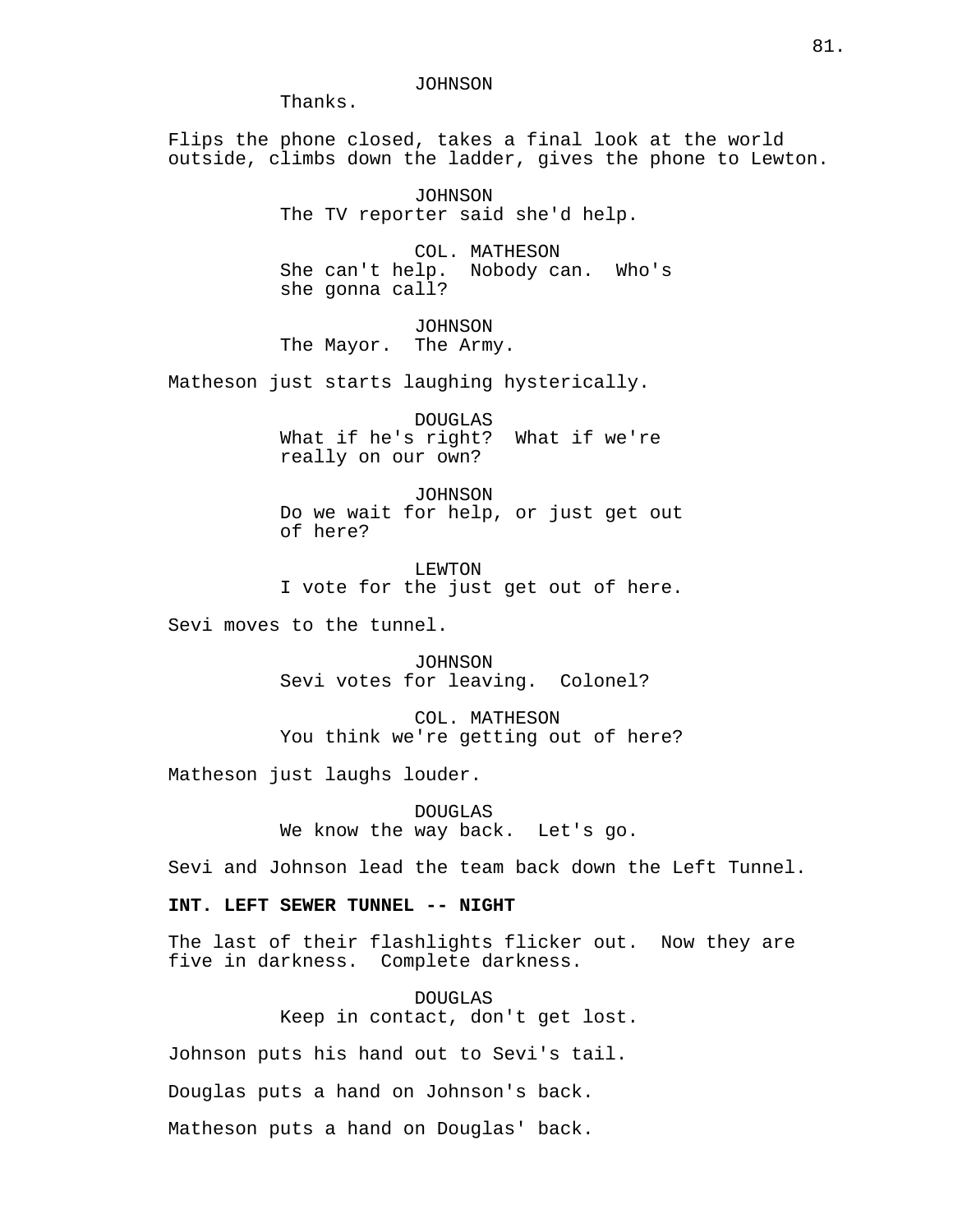JOHNSON
Thanks.

Flips the phone closed, takes a final look at the world outside, climbs down the ladder, gives the phone to Lewton.

JOHNSON
The TV reporter said she'd help.

COL. MATHESON
She can't help. Nobody can. Who's she gonna call?

JOHNSON
The Mayor. The Army.

Matheson just starts laughing hysterically.

DOUGLAS
What if he's right? What if we're really on our own?

JOHNSON
Do we wait for help, or just get out of here?

LEWTON
I vote for the just get out of here.

Sevi moves to the tunnel.

JOHNSON
Sevi votes for leaving. Colonel?

COL. MATHESON
You think we're getting out of here?

Matheson just laughs louder.

DOUGLAS
We know the way back. Let's go.

Sevi and Johnson lead the team back down the Left Tunnel.

**INT. LEFT SEWER TUNNEL -- NIGHT**

The last of their flashlights flicker out. Now they are five in darkness. Complete darkness.

DOUGLAS
Keep in contact, don't get lost.

Johnson puts his hand out to Sevi's tail.

Douglas puts a hand on Johnson's back.

Matheson puts a hand on Douglas' back.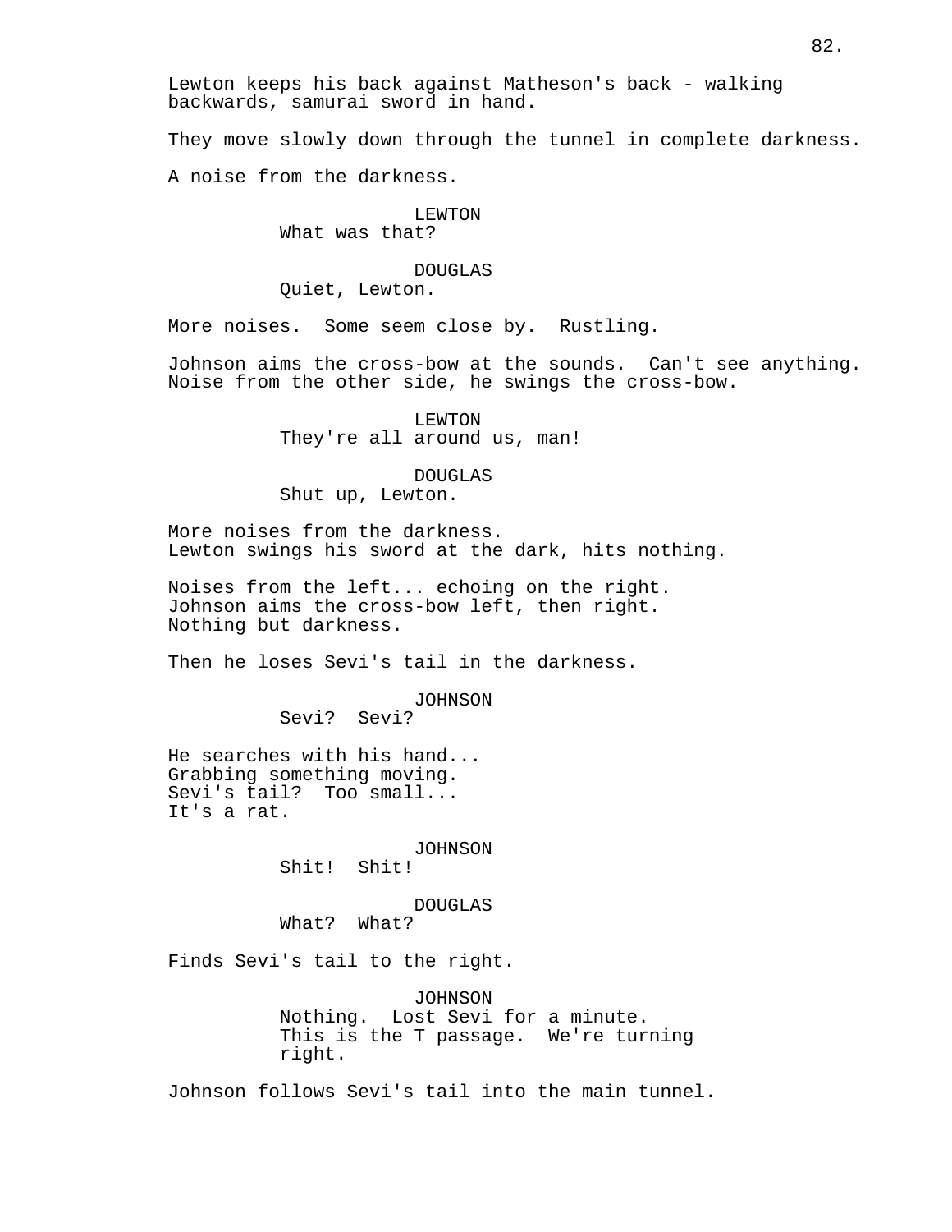Lewton keeps his back against Matheson's back - walking backwards, samurai sword in hand.

They move slowly down through the tunnel in complete darkness.

A noise from the darkness.

LEWTON
What was that?

DOUGLAS
Quiet, Lewton.

More noises. Some seem close by. Rustling.

Johnson aims the cross-bow at the sounds. Can't see anything. Noise from the other side, he swings the cross-bow.

LEWTON
They're all around us, man!

DOUGLAS
Shut up, Lewton.

More noises from the darkness.
Lewton swings his sword at the dark, hits nothing.

Noises from the left... echoing on the right.
Johnson aims the cross-bow left, then right.
Nothing but darkness.

Then he loses Sevi's tail in the darkness.

JOHNSON
Sevi? Sevi?

He searches with his hand...
Grabbing something moving.
Sevi's tail? Too small...
It's a rat.

JOHNSON
Shit! Shit!

DOUGLAS
What? What?

Finds Sevi's tail to the right.

JOHNSON
Nothing. Lost Sevi for a minute.
This is the T passage. We're turning right.

Johnson follows Sevi's tail into the main tunnel.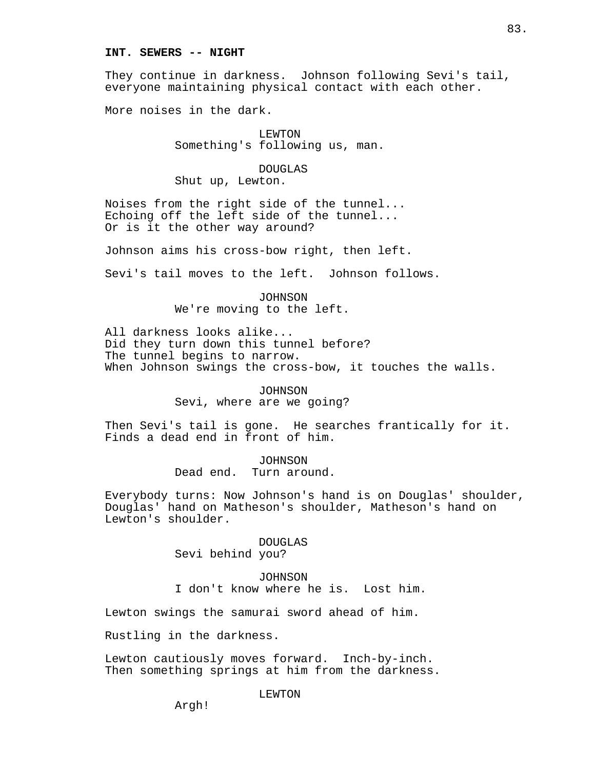**INT. SEWERS -- NIGHT**

They continue in darkness. Johnson following Sevi's tail, everyone maintaining physical contact with each other.

More noises in the dark.

LEWTON
Something's following us, man.

DOUGLAS
Shut up, Lewton.

Noises from the right side of the tunnel...
Echoing off the left side of the tunnel...
Or is it the other way around?

Johnson aims his cross-bow right, then left.

Sevi's tail moves to the left. Johnson follows.

JOHNSON
We're moving to the left.

All darkness looks alike...
Did they turn down this tunnel before?
The tunnel begins to narrow.
When Johnson swings the cross-bow, it touches the walls.

JOHNSON
Sevi, where are we going?

Then Sevi's tail is gone. He searches frantically for it. Finds a dead end in front of him.

JOHNSON
Dead end. Turn around.

Everybody turns: Now Johnson's hand is on Douglas' shoulder, Douglas' hand on Matheson's shoulder, Matheson's hand on Lewton's shoulder.

DOUGLAS
Sevi behind you?

JOHNSON
I don't know where he is. Lost him.

Lewton swings the samurai sword ahead of him.

Rustling in the darkness.

Lewton cautiously moves forward. Inch-by-inch.
Then something springs at him from the darkness.

LEWTON
Argh!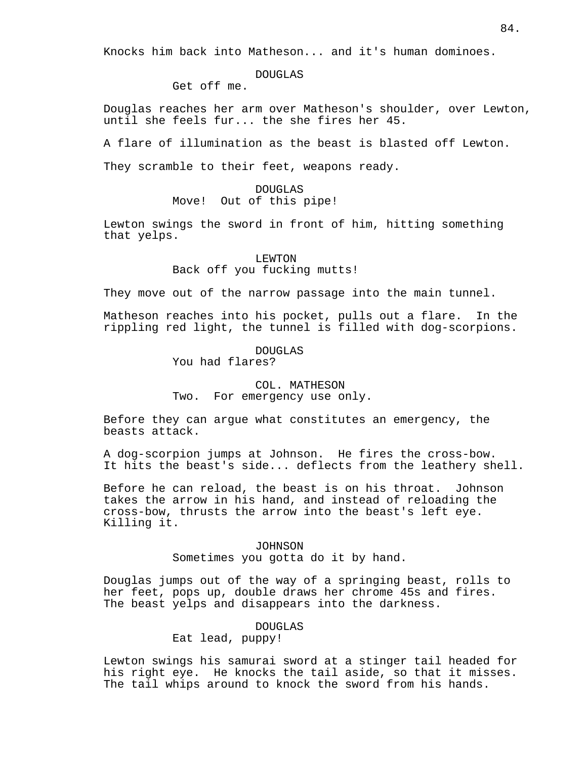Knocks him back into Matheson... and it's human dominoes.

DOUGLAS
Get off me.

Douglas reaches her arm over Matheson's shoulder, over Lewton, until she feels fur... the she fires her 45.

A flare of illumination as the beast is blasted off Lewton.

They scramble to their feet, weapons ready.

DOUGLAS
Move! Out of this pipe!

Lewton swings the sword in front of him, hitting something that yelps.

LEWTON
Back off you fucking mutts!

They move out of the narrow passage into the main tunnel.

Matheson reaches into his pocket, pulls out a flare. In the rippling red light, the tunnel is filled with dog-scorpions.

DOUGLAS
You had flares?

COL. MATHESON
Two. For emergency use only.

Before they can argue what constitutes an emergency, the beasts attack.

A dog-scorpion jumps at Johnson. He fires the cross-bow. It hits the beast's side... deflects from the leathery shell.

Before he can reload, the beast is on his throat. Johnson takes the arrow in his hand, and instead of reloading the cross-bow, thrusts the arrow into the beast's left eye. Killing it.

JOHNSON
Sometimes you gotta do it by hand.

Douglas jumps out of the way of a springing beast, rolls to her feet, pops up, double draws her chrome 45s and fires. The beast yelps and disappears into the darkness.

DOUGLAS
Eat lead, puppy!

Lewton swings his samurai sword at a stinger tail headed for his right eye. He knocks the tail aside, so that it misses. The tail whips around to knock the sword from his hands.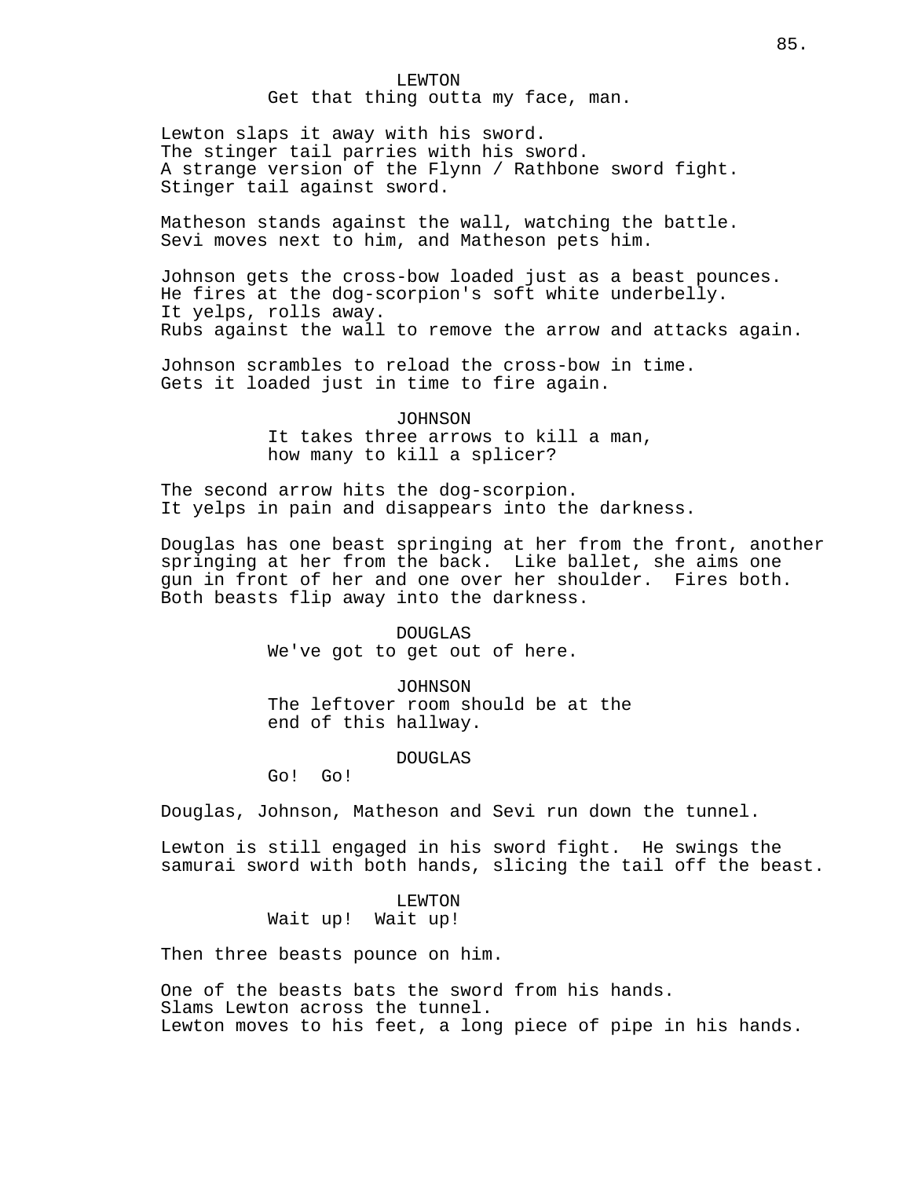LEWTON
Get that thing outta my face, man.

Lewton slaps it away with his sword.
The stinger tail parries with his sword.
A strange version of the Flynn / Rathbone sword fight.
Stinger tail against sword.

Matheson stands against the wall, watching the battle.
Sevi moves next to him, and Matheson pets him.

Johnson gets the cross-bow loaded just as a beast pounces.
He fires at the dog-scorpion's soft white underbelly.
It yelps, rolls away.
Rubs against the wall to remove the arrow and attacks again.

Johnson scrambles to reload the cross-bow in time.
Gets it loaded just in time to fire again.

JOHNSON
It takes three arrows to kill a man,
how many to kill a splicer?

The second arrow hits the dog-scorpion.
It yelps in pain and disappears into the darkness.

Douglas has one beast springing at her from the front, another springing at her from the back. Like ballet, she aims one gun in front of her and one over her shoulder. Fires both.
Both beasts flip away into the darkness.

DOUGLAS
We've got to get out of here.

JOHNSON
The leftover room should be at the
end of this hallway.

DOUGLAS
Go! Go!

Douglas, Johnson, Matheson and Sevi run down the tunnel.

Lewton is still engaged in his sword fight. He swings the samurai sword with both hands, slicing the tail off the beast.

LEWTON
Wait up! Wait up!

Then three beasts pounce on him.

One of the beasts bats the sword from his hands.
Slams Lewton across the tunnel.
Lewton moves to his feet, a long piece of pipe in his hands.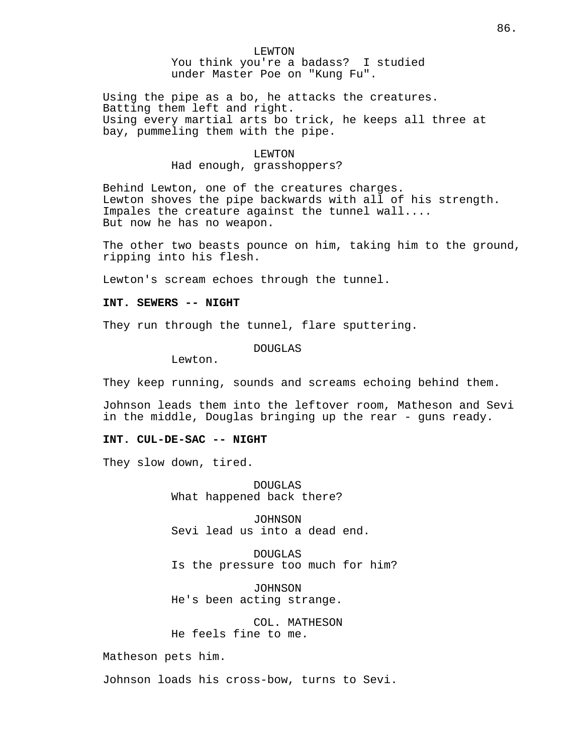LEWTON
You think you're a badass? I studied under Master Poe on "Kung Fu".

Using the pipe as a bo, he attacks the creatures.
Batting them left and right.
Using every martial arts bo trick, he keeps all three at bay, pummeling them with the pipe.

LEWTON
Had enough, grasshoppers?

Behind Lewton, one of the creatures charges.
Lewton shoves the pipe backwards with all of his strength.
Impales the creature against the tunnel wall....
But now he has no weapon.

The other two beasts pounce on him, taking him to the ground, ripping into his flesh.

Lewton's scream echoes through the tunnel.

**INT. SEWERS -- NIGHT**

They run through the tunnel, flare sputtering.

DOUGLAS
Lewton.

They keep running, sounds and screams echoing behind them.

Johnson leads them into the leftover room, Matheson and Sevi in the middle, Douglas bringing up the rear - guns ready.

**INT. CUL-DE-SAC -- NIGHT**

They slow down, tired.

DOUGLAS
What happened back there?

JOHNSON
Sevi lead us into a dead end.

DOUGLAS
Is the pressure too much for him?

JOHNSON
He's been acting strange.

COL. MATHESON
He feels fine to me.

Matheson pets him.

Johnson loads his cross-bow, turns to Sevi.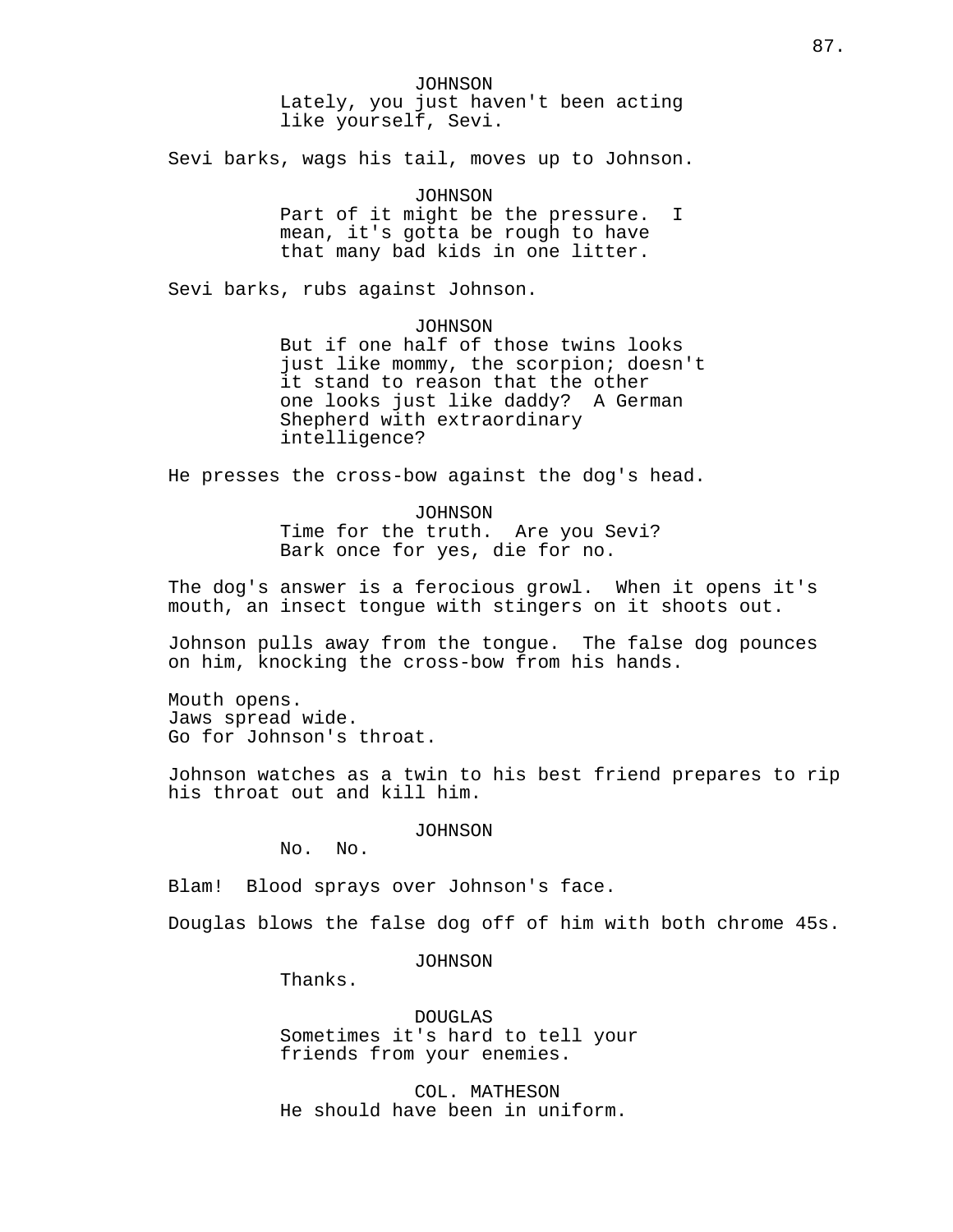JOHNSON
Lately, you just haven't been acting like yourself, Sevi.

Sevi barks, wags his tail, moves up to Johnson.

JOHNSON
Part of it might be the pressure. I mean, it's gotta be rough to have that many bad kids in one litter.

Sevi barks, rubs against Johnson.

JOHNSON
But if one half of those twins looks just like mommy, the scorpion; doesn't it stand to reason that the other one looks just like daddy? A German Shepherd with extraordinary intelligence?

He presses the cross-bow against the dog's head.

JOHNSON
Time for the truth. Are you Sevi? Bark once for yes, die for no.

The dog's answer is a ferocious growl. When it opens it's mouth, an insect tongue with stingers on it shoots out.

Johnson pulls away from the tongue. The false dog pounces on him, knocking the cross-bow from his hands.

Mouth opens.
Jaws spread wide.
Go for Johnson's throat.

Johnson watches as a twin to his best friend prepares to rip his throat out and kill him.

JOHNSON
No. No.

Blam! Blood sprays over Johnson's face.

Douglas blows the false dog off of him with both chrome 45s.

JOHNSON
Thanks.

DOUGLAS
Sometimes it's hard to tell your friends from your enemies.

COL. MATHESON
He should have been in uniform.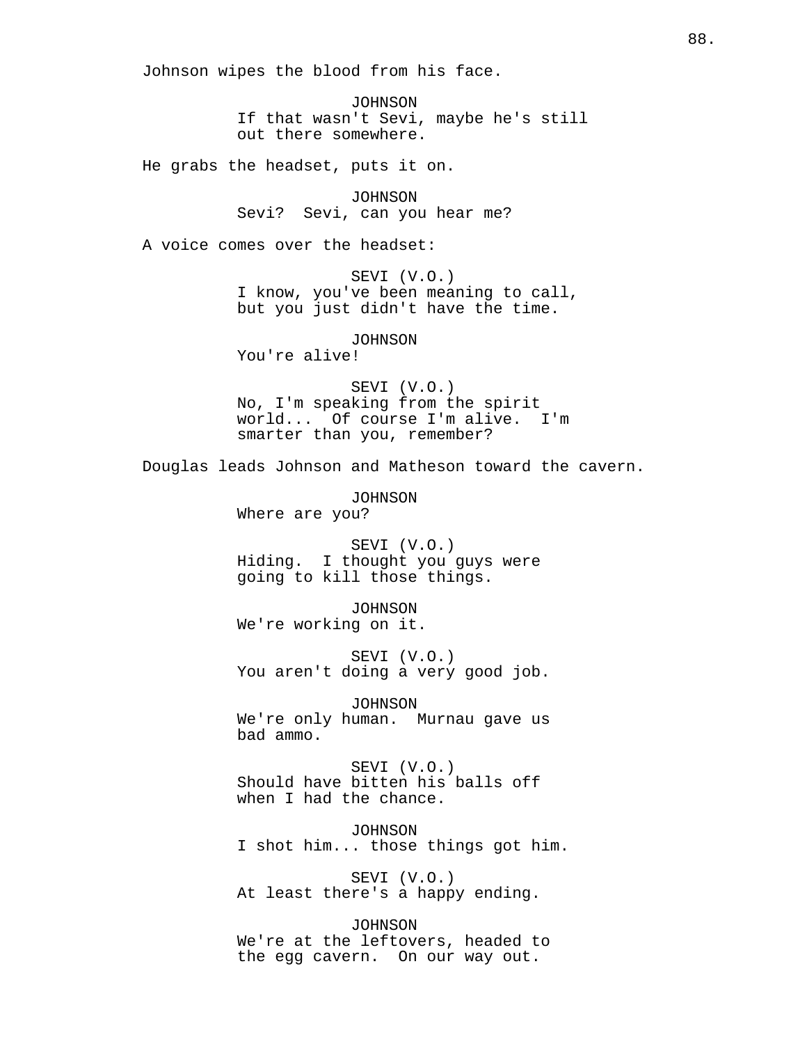Johnson wipes the blood from his face.

JOHNSON
If that wasn't Sevi, maybe he's still out there somewhere.

He grabs the headset, puts it on.

JOHNSON
Sevi? Sevi, can you hear me?

A voice comes over the headset:

SEVI (V.O.)
I know, you've been meaning to call, but you just didn't have the time.

JOHNSON
You're alive!

SEVI (V.O.)
No, I'm speaking from the spirit world... Of course I'm alive. I'm smarter than you, remember?

Douglas leads Johnson and Matheson toward the cavern.

JOHNSON
Where are you?

SEVI (V.O.)
Hiding. I thought you guys were going to kill those things.

JOHNSON
We're working on it.

SEVI (V.O.)
You aren't doing a very good job.

JOHNSON
We're only human. Murnau gave us bad ammo.

SEVI (V.O.)
Should have bitten his balls off when I had the chance.

JOHNSON
I shot him... those things got him.

SEVI (V.O.)
At least there's a happy ending.

JOHNSON
We're at the leftovers, headed to the egg cavern. On our way out.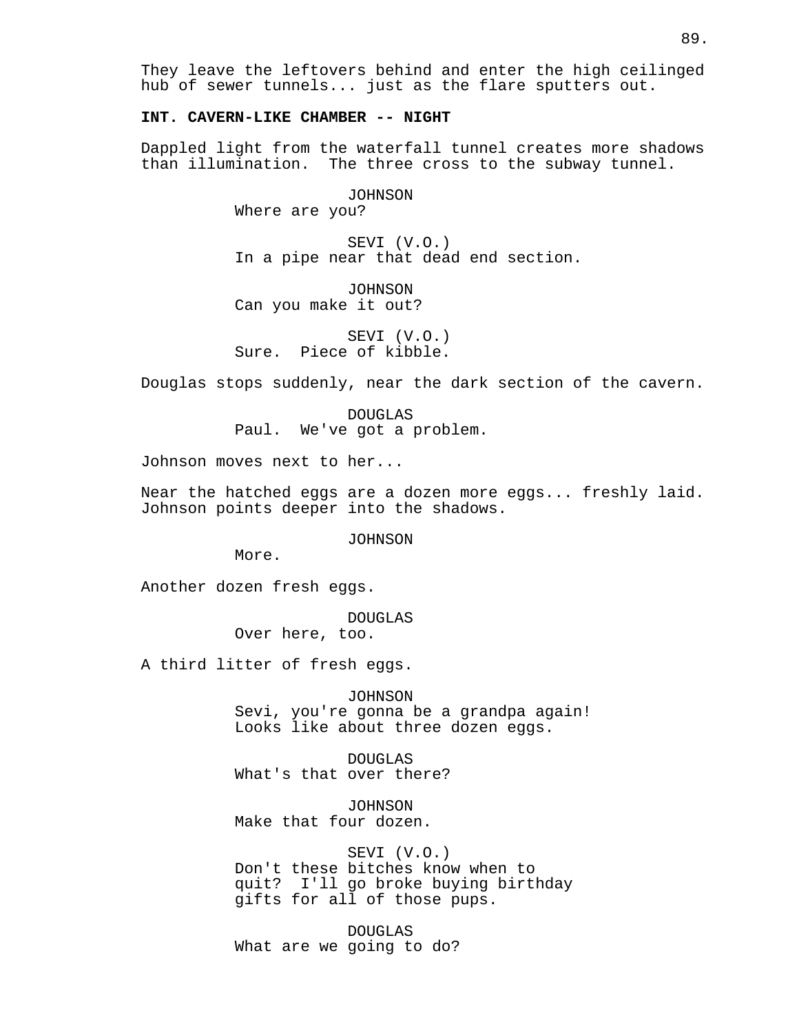They leave the leftovers behind and enter the high ceilinged hub of sewer tunnels... just as the flare sputters out.

**INT. CAVERN-LIKE CHAMBER -- NIGHT**

Dappled light from the waterfall tunnel creates more shadows than illumination. The three cross to the subway tunnel.

JOHNSON
Where are you?

SEVI (V.O.)
In a pipe near that dead end section.

JOHNSON
Can you make it out?

SEVI (V.O.)
Sure. Piece of kibble.

Douglas stops suddenly, near the dark section of the cavern.

DOUGLAS
Paul. We've got a problem.

Johnson moves next to her...

Near the hatched eggs are a dozen more eggs... freshly laid. Johnson points deeper into the shadows.

JOHNSON
More.

Another dozen fresh eggs.

DOUGLAS
Over here, too.

A third litter of fresh eggs.

JOHNSON
Sevi, you're gonna be a grandpa again! Looks like about three dozen eggs.

DOUGLAS
What's that over there?

JOHNSON
Make that four dozen.

SEVI (V.O.)
Don't these bitches know when to quit? I'll go broke buying birthday gifts for all of those pups.

DOUGLAS
What are we going to do?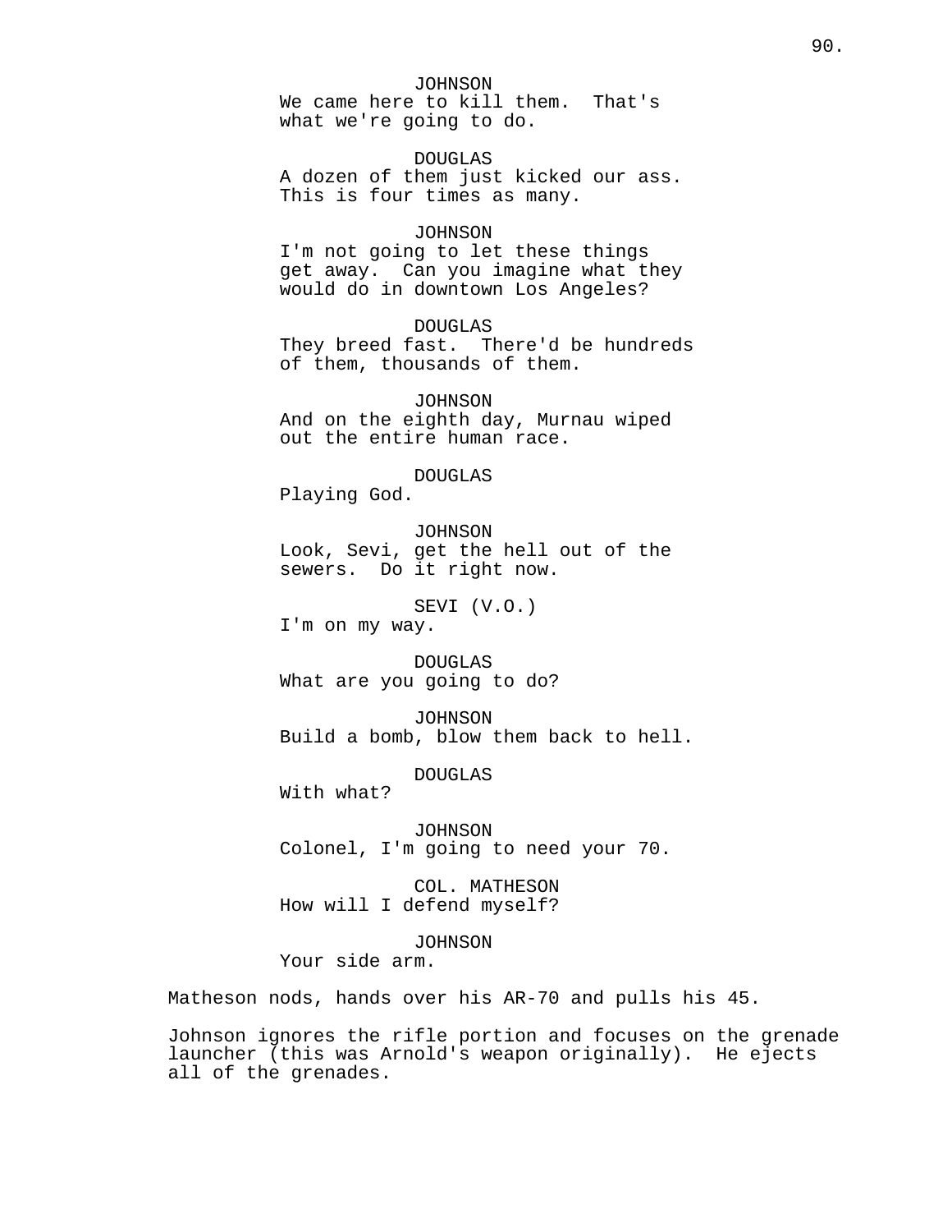JOHNSON
We came here to kill them. That's what we're going to do.

DOUGLAS
A dozen of them just kicked our ass. This is four times as many.

JOHNSON
I'm not going to let these things get away. Can you imagine what they would do in downtown Los Angeles?

DOUGLAS
They breed fast. There'd be hundreds of them, thousands of them.

JOHNSON
And on the eighth day, Murnau wiped out the entire human race.

DOUGLAS
Playing God.

JOHNSON
Look, Sevi, get the hell out of the sewers. Do it right now.

SEVI (V.O.)
I'm on my way.

DOUGLAS
What are you going to do?

JOHNSON
Build a bomb, blow them back to hell.

DOUGLAS
With what?

JOHNSON
Colonel, I'm going to need your 70.

COL. MATHESON
How will I defend myself?

JOHNSON
Your side arm.

Matheson nods, hands over his AR-70 and pulls his 45.

Johnson ignores the rifle portion and focuses on the grenade launcher (this was Arnold's weapon originally). He ejects all of the grenades.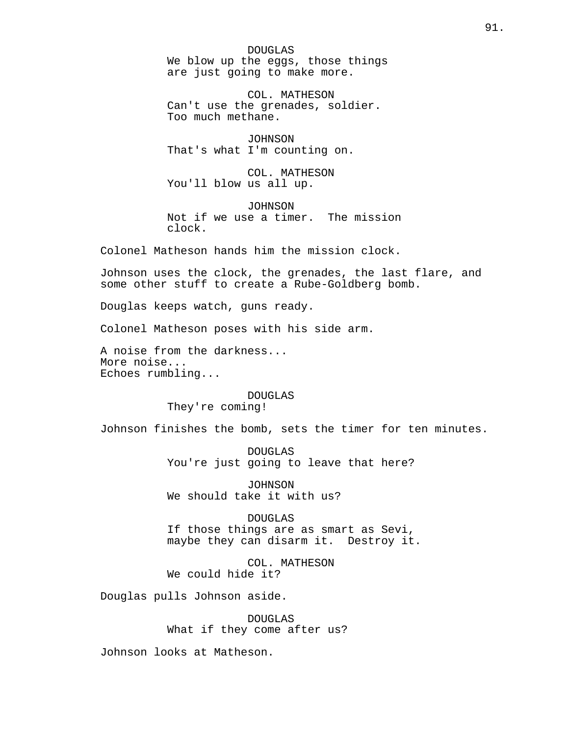DOUGLAS
We blow up the eggs, those things are just going to make more.

COL. MATHESON
Can't use the grenades, soldier. Too much methane.

JOHNSON
That's what I'm counting on.

COL. MATHESON
You'll blow us all up.

JOHNSON
Not if we use a timer.  The mission clock.

Colonel Matheson hands him the mission clock.

Johnson uses the clock, the grenades, the last flare, and some other stuff to create a Rube-Goldberg bomb.

Douglas keeps watch, guns ready.

Colonel Matheson poses with his side arm.

A noise from the darkness...
More noise...
Echoes rumbling...

DOUGLAS
They're coming!

Johnson finishes the bomb, sets the timer for ten minutes.

DOUGLAS
You're just going to leave that here?

JOHNSON
We should take it with us?

DOUGLAS
If those things are as smart as Sevi, maybe they can disarm it.  Destroy it.

COL. MATHESON
We could hide it?

Douglas pulls Johnson aside.

DOUGLAS
What if they come after us?

Johnson looks at Matheson.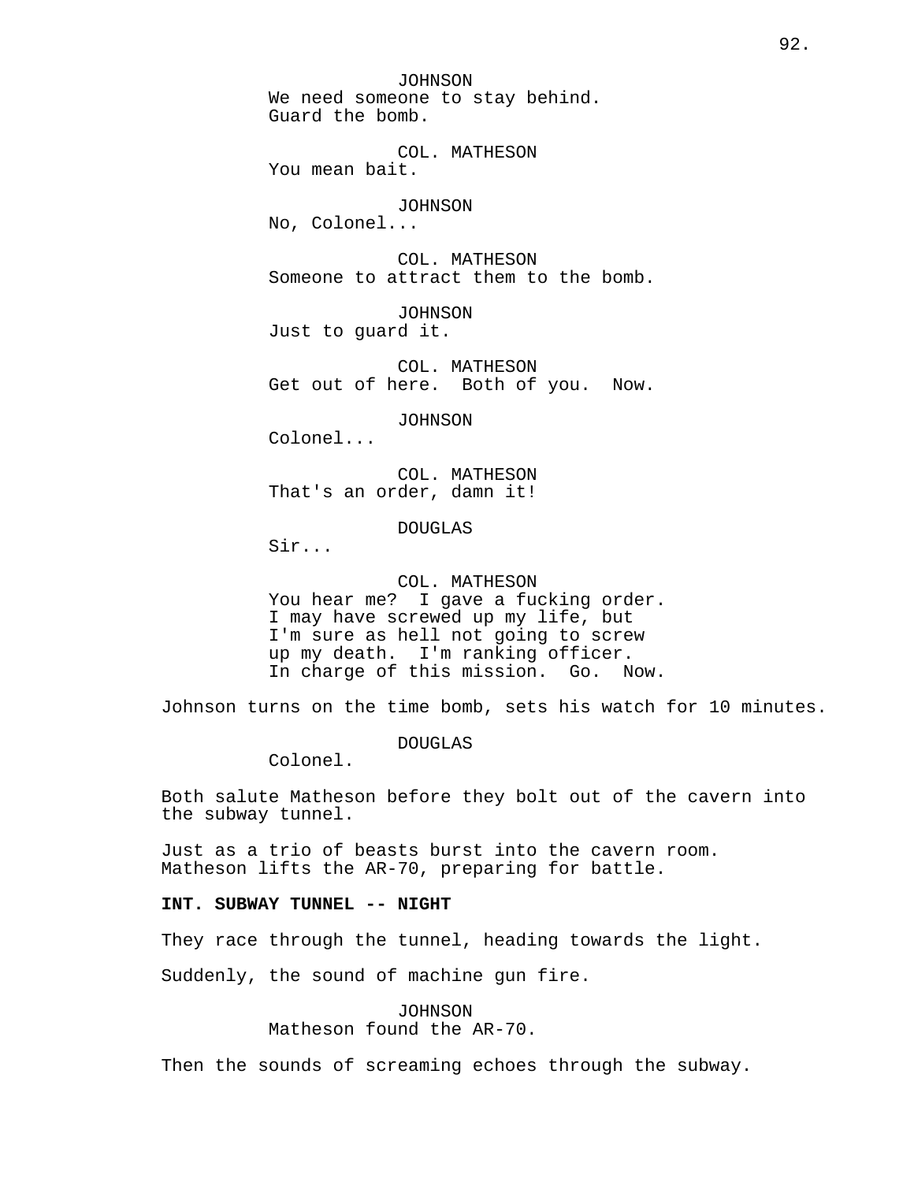JOHNSON
We need someone to stay behind.
Guard the bomb.

COL. MATHESON
You mean bait.

JOHNSON
No, Colonel...

COL. MATHESON
Someone to attract them to the bomb.

JOHNSON
Just to guard it.

COL. MATHESON
Get out of here. Both of you. Now.

JOHNSON
Colonel...

COL. MATHESON
That's an order, damn it!

DOUGLAS
Sir...

COL. MATHESON
You hear me? I gave a fucking order.
I may have screwed up my life, but
I'm sure as hell not going to screw
up my death. I'm ranking officer.
In charge of this mission. Go. Now.

Johnson turns on the time bomb, sets his watch for 10 minutes.

DOUGLAS
Colonel.

Both salute Matheson before they bolt out of the cavern into the subway tunnel.

Just as a trio of beasts burst into the cavern room.
Matheson lifts the AR-70, preparing for battle.

**INT. SUBWAY TUNNEL -- NIGHT**

They race through the tunnel, heading towards the light.

Suddenly, the sound of machine gun fire.

JOHNSON
Matheson found the AR-70.

Then the sounds of screaming echoes through the subway.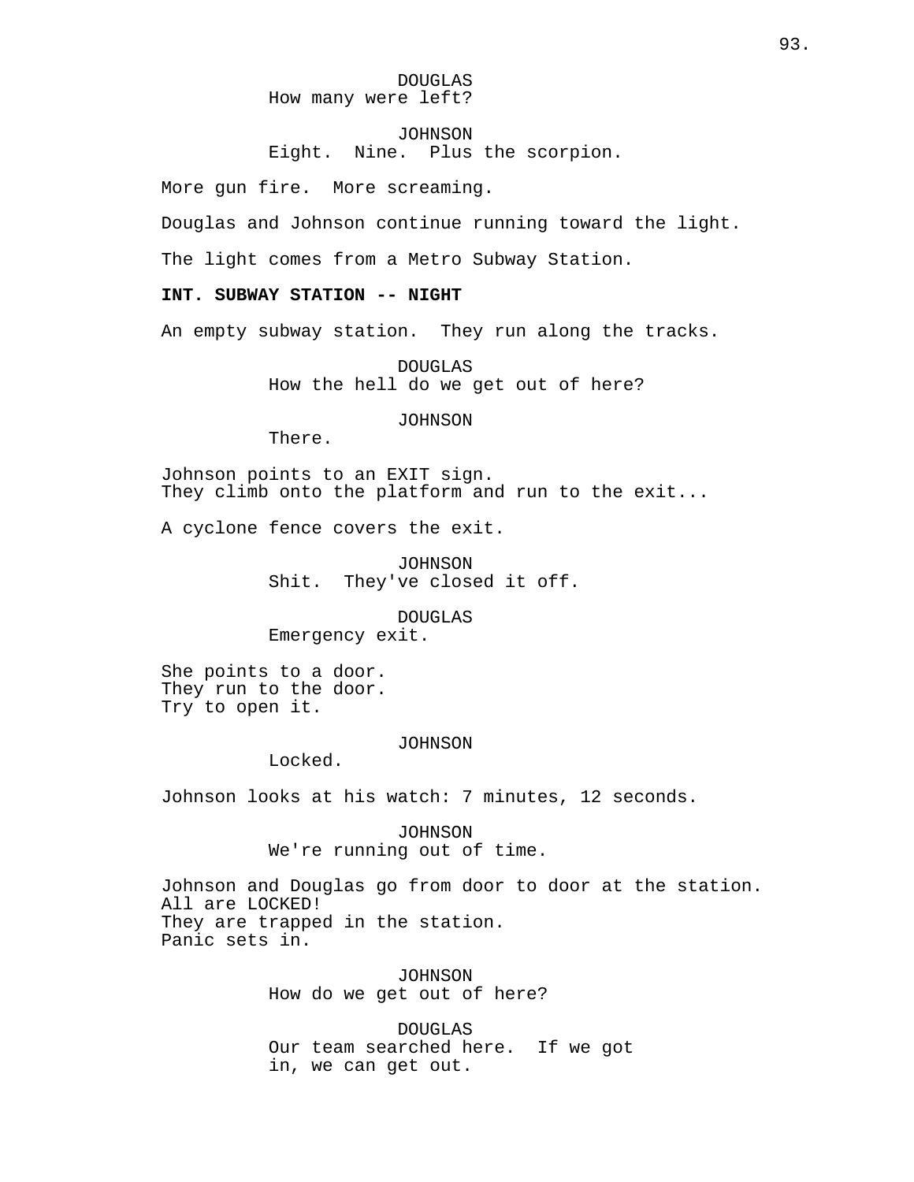DOUGLAS
How many were left?

JOHNSON
Eight. Nine. Plus the scorpion.

More gun fire. More screaming.

Douglas and Johnson continue running toward the light.

The light comes from a Metro Subway Station.

**INT. SUBWAY STATION -- NIGHT**

An empty subway station. They run along the tracks.

DOUGLAS
How the hell do we get out of here?

JOHNSON
There.

Johnson points to an EXIT sign.
They climb onto the platform and run to the exit...

A cyclone fence covers the exit.

JOHNSON
Shit. They've closed it off.

DOUGLAS
Emergency exit.

She points to a door.
They run to the door.
Try to open it.

JOHNSON
Locked.

Johnson looks at his watch: 7 minutes, 12 seconds.

JOHNSON
We're running out of time.

Johnson and Douglas go from door to door at the station.
All are LOCKED!
They are trapped in the station.
Panic sets in.

JOHNSON
How do we get out of here?

DOUGLAS
Our team searched here. If we got
in, we can get out.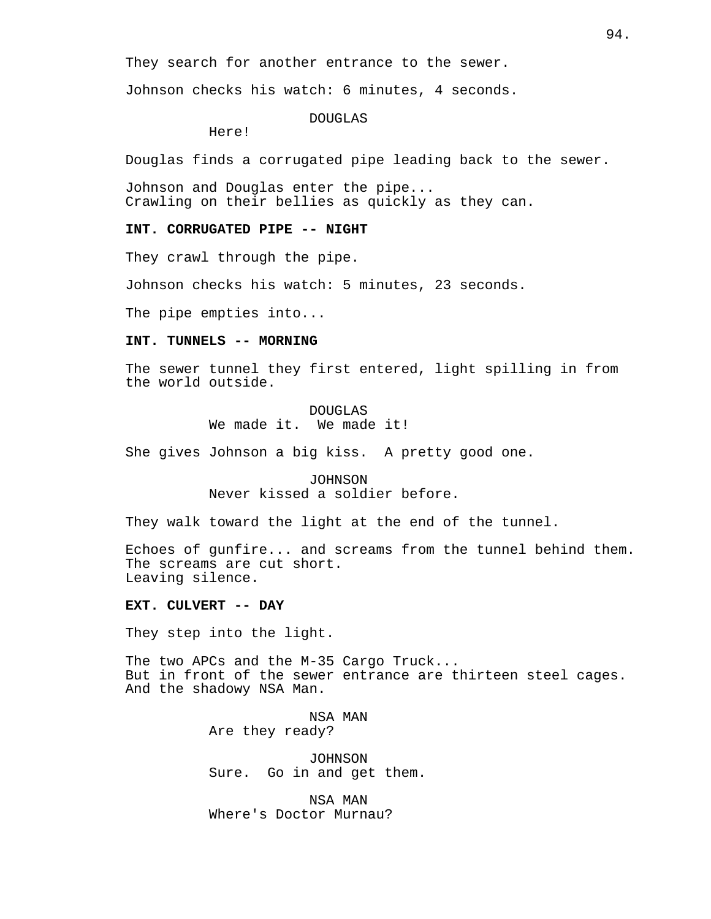They search for another entrance to the sewer.

Johnson checks his watch: 6 minutes, 4 seconds.

DOUGLAS
Here!

Douglas finds a corrugated pipe leading back to the sewer.

Johnson and Douglas enter the pipe...
Crawling on their bellies as quickly as they can.

**INT. CORRUGATED PIPE -- NIGHT**

They crawl through the pipe.

Johnson checks his watch: 5 minutes, 23 seconds.

The pipe empties into...

**INT. TUNNELS -- MORNING**

The sewer tunnel they first entered, light spilling in from the world outside.

DOUGLAS
We made it. We made it!

She gives Johnson a big kiss. A pretty good one.

JOHNSON
Never kissed a soldier before.

They walk toward the light at the end of the tunnel.

Echoes of gunfire... and screams from the tunnel behind them.
The screams are cut short.
Leaving silence.

**EXT. CULVERT -- DAY**

They step into the light.

The two APCs and the M-35 Cargo Truck...
But in front of the sewer entrance are thirteen steel cages.
And the shadowy NSA Man.

NSA MAN
Are they ready?

JOHNSON
Sure. Go in and get them.

NSA MAN
Where's Doctor Murnau?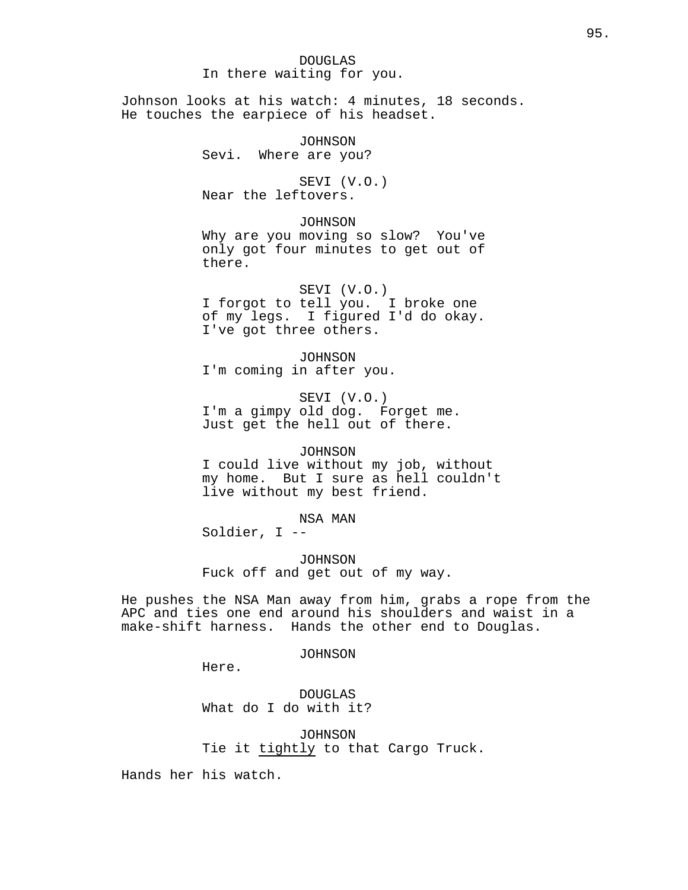DOUGLAS
In there waiting for you.

Johnson looks at his watch: 4 minutes, 18 seconds.
He touches the earpiece of his headset.

JOHNSON
Sevi. Where are you?

SEVI (V.O.)
Near the leftovers.

JOHNSON
Why are you moving so slow? You've only got four minutes to get out of there.

SEVI (V.O.)
I forgot to tell you. I broke one of my legs. I figured I'd do okay. I've got three others.

JOHNSON
I'm coming in after you.

SEVI (V.O.)
I'm a gimpy old dog. Forget me. Just get the hell out of there.

JOHNSON
I could live without my job, without my home. But I sure as hell couldn't live without my best friend.

NSA MAN
Soldier, I --

JOHNSON
Fuck off and get out of my way.

He pushes the NSA Man away from him, grabs a rope from the APC and ties one end around his shoulders and waist in a make-shift harness. Hands the other end to Douglas.

JOHNSON
Here.

DOUGLAS
What do I do with it?

JOHNSON
Tie it _tightly_ to that Cargo Truck.

Hands her his watch.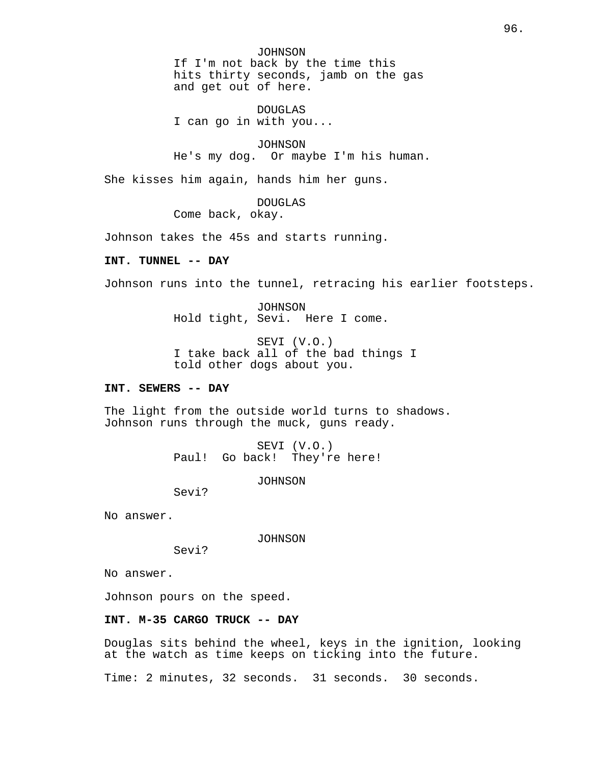JOHNSON
If I'm not back by the time this hits thirty seconds, jamb on the gas and get out of here.

DOUGLAS
I can go in with you...

JOHNSON
He's my dog. Or maybe I'm his human.

She kisses him again, hands him her guns.

DOUGLAS
Come back, okay.

Johnson takes the 45s and starts running.

**INT. TUNNEL -- DAY**

Johnson runs into the tunnel, retracing his earlier footsteps.

JOHNSON
Hold tight, Sevi. Here I come.

SEVI (V.O.)
I take back all of the bad things I told other dogs about you.

**INT. SEWERS -- DAY**

The light from the outside world turns to shadows. Johnson runs through the muck, guns ready.

SEVI (V.O.)
Paul! Go back! They're here!

JOHNSON
Sevi?

No answer.

JOHNSON
Sevi?

No answer.

Johnson pours on the speed.

**INT. M-35 CARGO TRUCK -- DAY**

Douglas sits behind the wheel, keys in the ignition, looking at the watch as time keeps on ticking into the future.

Time: 2 minutes, 32 seconds. 31 seconds. 30 seconds.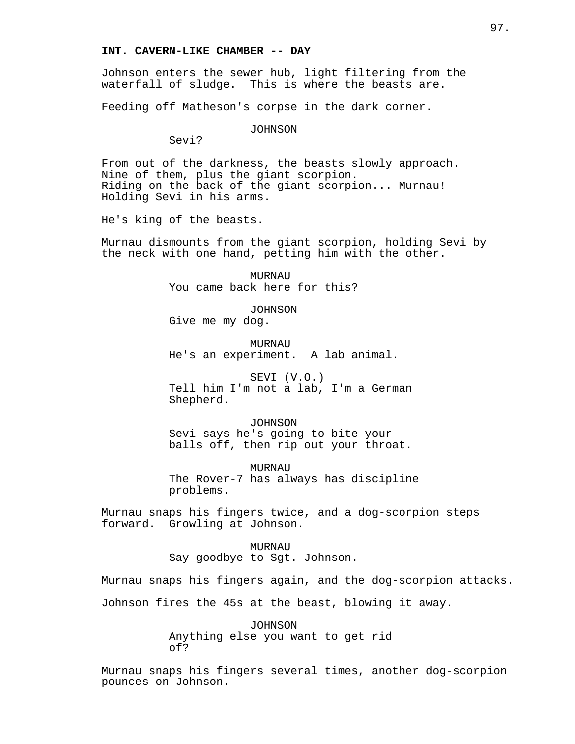**INT. CAVERN-LIKE CHAMBER -- DAY**

Johnson enters the sewer hub, light filtering from the waterfall of sludge. This is where the beasts are.

Feeding off Matheson's corpse in the dark corner.

JOHNSON
Sevi?

From out of the darkness, the beasts slowly approach. Nine of them, plus the giant scorpion. Riding on the back of the giant scorpion... Murnau! Holding Sevi in his arms.

He's king of the beasts.

Murnau dismounts from the giant scorpion, holding Sevi by the neck with one hand, petting him with the other.

MURNAU
You came back here for this?

JOHNSON
Give me my dog.

MURNAU
He's an experiment. A lab animal.

SEVI (V.O.)
Tell him I'm not a lab, I'm a German Shepherd.

JOHNSON
Sevi says he's going to bite your balls off, then rip out your throat.

MURNAU
The Rover-7 has always has discipline problems.

Murnau snaps his fingers twice, and a dog-scorpion steps forward. Growling at Johnson.

MURNAU
Say goodbye to Sgt. Johnson.

Murnau snaps his fingers again, and the dog-scorpion attacks.

Johnson fires the 45s at the beast, blowing it away.

JOHNSON
Anything else you want to get rid of?

Murnau snaps his fingers several times, another dog-scorpion pounces on Johnson.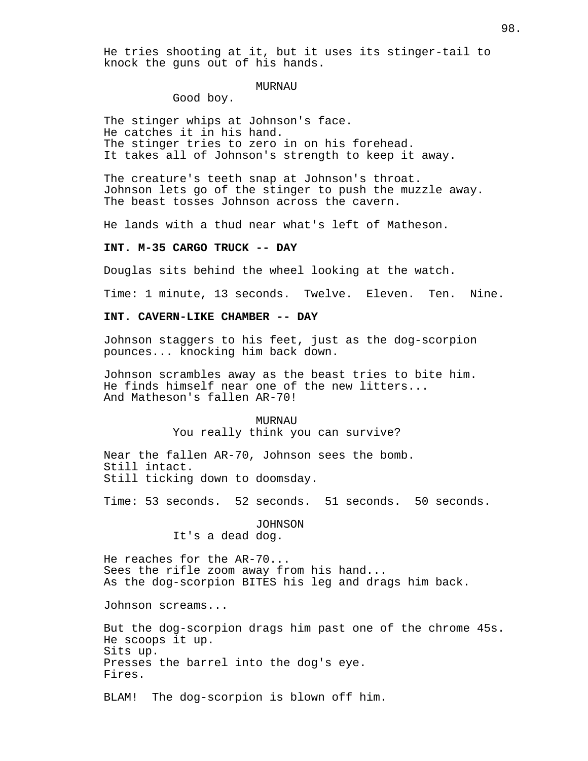He tries shooting at it, but it uses its stinger-tail to knock the guns out of his hands.

MURNAU

Good boy.

The stinger whips at Johnson's face.
He catches it in his hand.
The stinger tries to zero in on his forehead.
It takes all of Johnson's strength to keep it away.

The creature's teeth snap at Johnson's throat.
Johnson lets go of the stinger to push the muzzle away.
The beast tosses Johnson across the cavern.

He lands with a thud near what's left of Matheson.

**INT. M-35 CARGO TRUCK -- DAY**

Douglas sits behind the wheel looking at the watch.

Time: 1 minute, 13 seconds. Twelve. Eleven. Ten. Nine.

**INT. CAVERN-LIKE CHAMBER -- DAY**

Johnson staggers to his feet, just as the dog-scorpion pounces... knocking him back down.

Johnson scrambles away as the beast tries to bite him.
He finds himself near one of the new litters...
And Matheson's fallen AR-70!

MURNAU

You really think you can survive?

Near the fallen AR-70, Johnson sees the bomb.
Still intact.
Still ticking down to doomsday.

Time: 53 seconds. 52 seconds. 51 seconds. 50 seconds.

JOHNSON

It's a dead dog.

He reaches for the AR-70...
Sees the rifle zoom away from his hand...
As the dog-scorpion BITES his leg and drags him back.

Johnson screams...

But the dog-scorpion drags him past one of the chrome 45s.
He scoops it up.
Sits up.
Presses the barrel into the dog's eye.
Fires.

BLAM! The dog-scorpion is blown off him.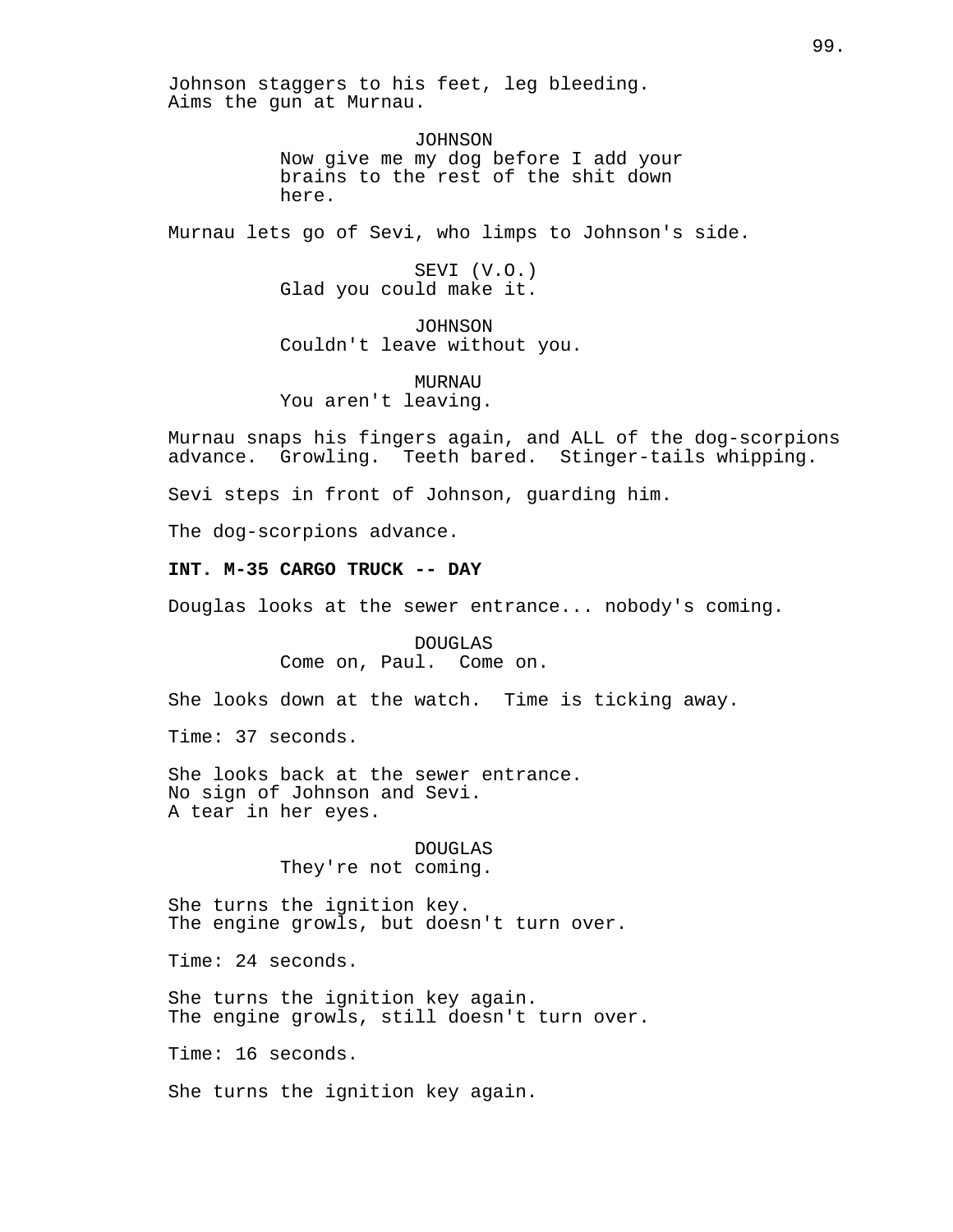Johnson staggers to his feet, leg bleeding.
Aims the gun at Murnau.

JOHNSON
Now give me my dog before I add your brains to the rest of the shit down here.

Murnau lets go of Sevi, who limps to Johnson's side.

SEVI (V.O.)
Glad you could make it.

JOHNSON
Couldn't leave without you.

MURNAU
You aren't leaving.

Murnau snaps his fingers again, and ALL of the dog-scorpions advance. Growling. Teeth bared. Stinger-tails whipping.

Sevi steps in front of Johnson, guarding him.

The dog-scorpions advance.

**INT. M-35 CARGO TRUCK -- DAY**

Douglas looks at the sewer entrance... nobody's coming.

DOUGLAS
Come on, Paul. Come on.

She looks down at the watch. Time is ticking away.

Time: 37 seconds.

She looks back at the sewer entrance.
No sign of Johnson and Sevi.
A tear in her eyes.

DOUGLAS
They're not coming.

She turns the ignition key.
The engine growls, but doesn't turn over.

Time: 24 seconds.

She turns the ignition key again.
The engine growls, still doesn't turn over.

Time: 16 seconds.

She turns the ignition key again.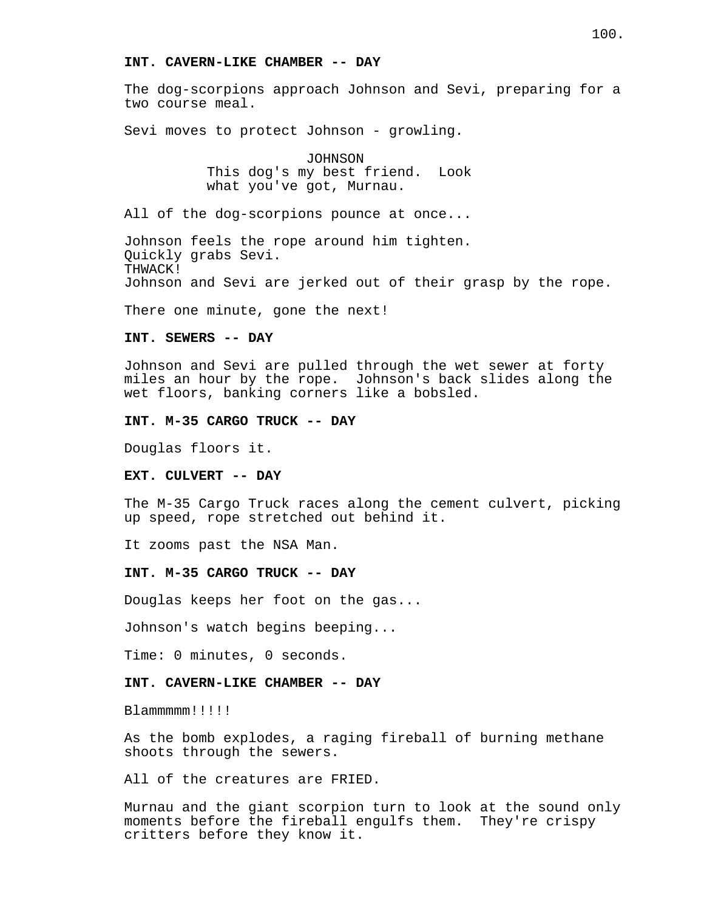**INT. CAVERN-LIKE CHAMBER -- DAY**

The dog-scorpions approach Johnson and Sevi, preparing for a two course meal.

Sevi moves to protect Johnson - growling.

JOHNSON
This dog's my best friend. Look what you've got, Murnau.

All of the dog-scorpions pounce at once...

Johnson feels the rope around him tighten.
Quickly grabs Sevi.
THWACK!
Johnson and Sevi are jerked out of their grasp by the rope.

There one minute, gone the next!

**INT. SEWERS -- DAY**

Johnson and Sevi are pulled through the wet sewer at forty miles an hour by the rope. Johnson's back slides along the wet floors, banking corners like a bobsled.

**INT. M-35 CARGO TRUCK -- DAY**

Douglas floors it.

**EXT. CULVERT -- DAY**

The M-35 Cargo Truck races along the cement culvert, picking up speed, rope stretched out behind it.

It zooms past the NSA Man.

**INT. M-35 CARGO TRUCK -- DAY**

Douglas keeps her foot on the gas...

Johnson's watch begins beeping...

Time: 0 minutes, 0 seconds.

**INT. CAVERN-LIKE CHAMBER -- DAY**

Blammmmm!!!!!

As the bomb explodes, a raging fireball of burning methane shoots through the sewers.

All of the creatures are FRIED.

Murnau and the giant scorpion turn to look at the sound only moments before the fireball engulfs them. They're crispy critters before they know it.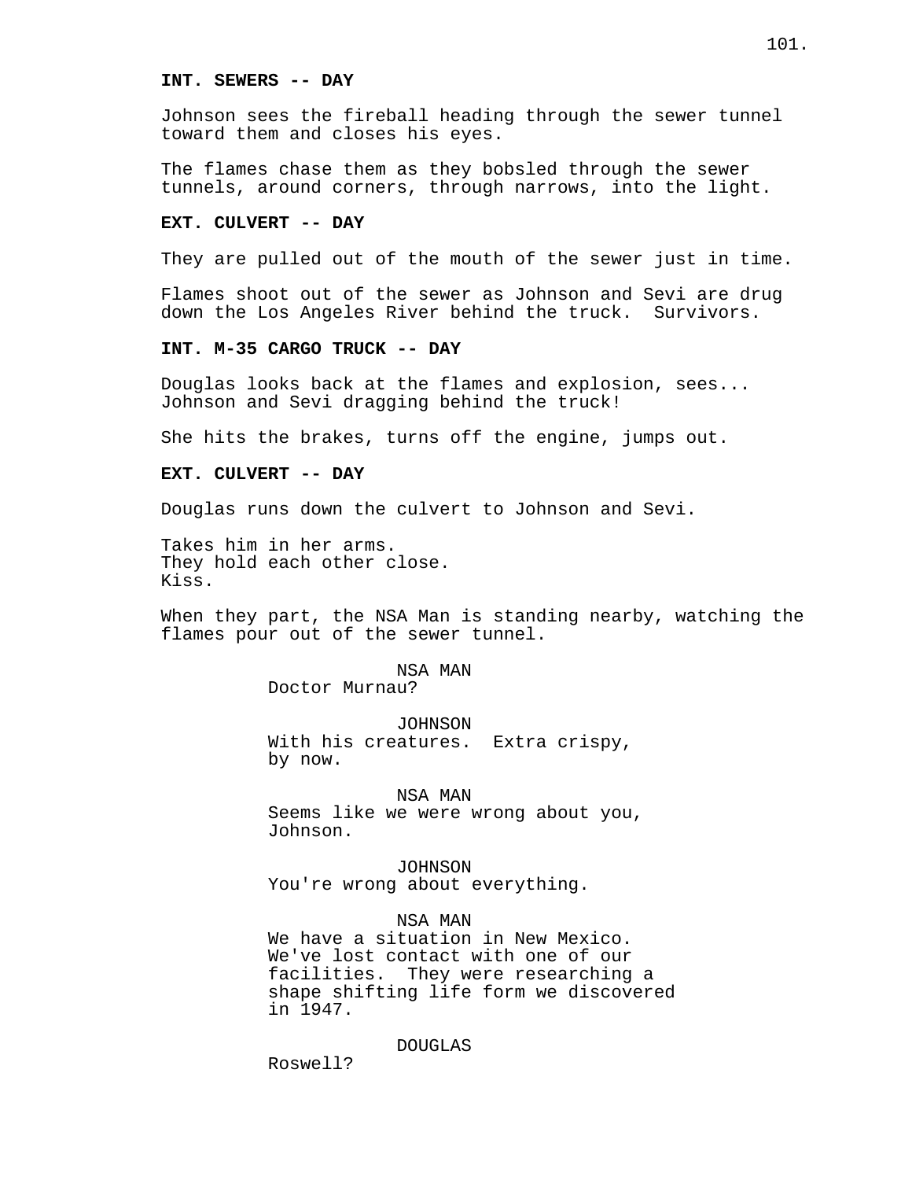**INT. SEWERS -- DAY**

Johnson sees the fireball heading through the sewer tunnel toward them and closes his eyes.

The flames chase them as they bobsled through the sewer tunnels, around corners, through narrows, into the light.

**EXT. CULVERT -- DAY**

They are pulled out of the mouth of the sewer just in time.

Flames shoot out of the sewer as Johnson and Sevi are drug down the Los Angeles River behind the truck. Survivors.

**INT. M-35 CARGO TRUCK -- DAY**

Douglas looks back at the flames and explosion, sees... Johnson and Sevi dragging behind the truck!

She hits the brakes, turns off the engine, jumps out.

**EXT. CULVERT -- DAY**

Douglas runs down the culvert to Johnson and Sevi.

Takes him in her arms.
They hold each other close.
Kiss.

When they part, the NSA Man is standing nearby, watching the flames pour out of the sewer tunnel.

NSA MAN
Doctor Murnau?

JOHNSON
With his creatures. Extra crispy, by now.

NSA MAN
Seems like we were wrong about you, Johnson.

JOHNSON
You're wrong about everything.

NSA MAN
We have a situation in New Mexico. We've lost contact with one of our facilities. They were researching a shape shifting life form we discovered in 1947.

DOUGLAS
Roswell?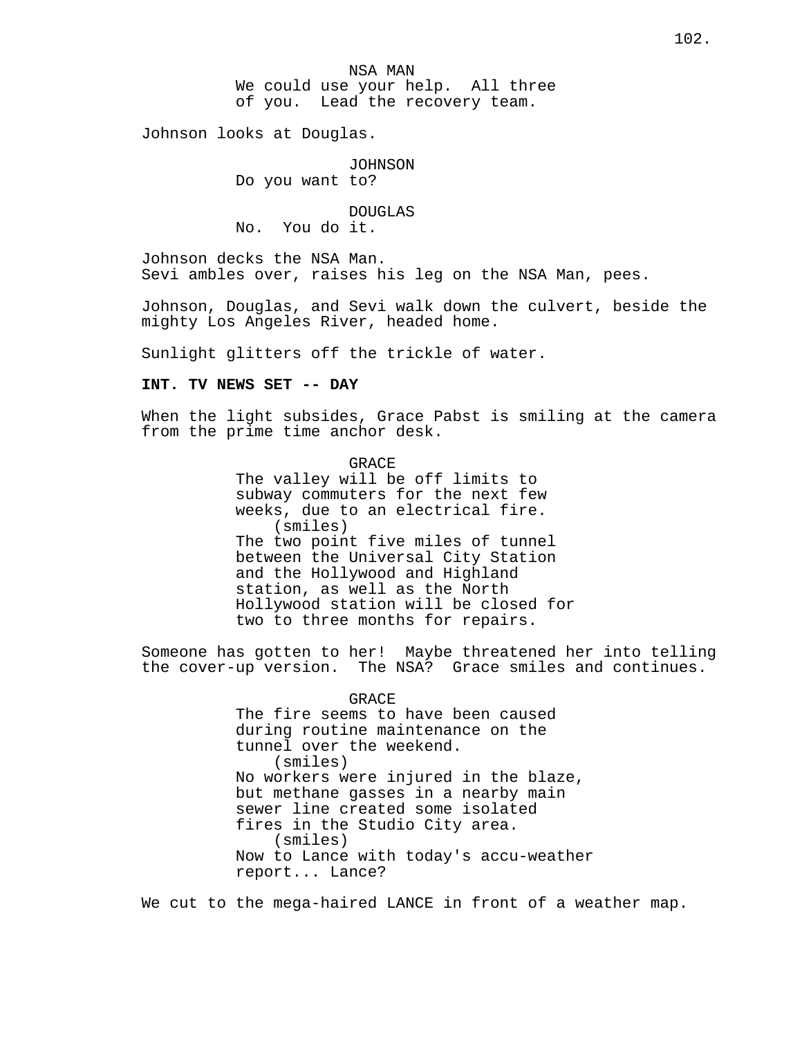NSA MAN
We could use your help. All three of you. Lead the recovery team.

Johnson looks at Douglas.

JOHNSON
Do you want to?

DOUGLAS
No. You do it.

Johnson decks the NSA Man.
Sevi ambles over, raises his leg on the NSA Man, pees.

Johnson, Douglas, and Sevi walk down the culvert, beside the mighty Los Angeles River, headed home.

Sunlight glitters off the trickle of water.

**INT. TV NEWS SET -- DAY**

When the light subsides, Grace Pabst is smiling at the camera from the prime time anchor desk.

GRACE
The valley will be off limits to subway commuters for the next few weeks, due to an electrical fire.
(smiles)
The two point five miles of tunnel between the Universal City Station and the Hollywood and Highland station, as well as the North Hollywood station will be closed for two to three months for repairs.

Someone has gotten to her! Maybe threatened her into telling the cover-up version. The NSA? Grace smiles and continues.

GRACE
The fire seems to have been caused during routine maintenance on the tunnel over the weekend.
(smiles)
No workers were injured in the blaze, but methane gasses in a nearby main sewer line created some isolated fires in the Studio City area.
(smiles)
Now to Lance with today's accu-weather report... Lance?

We cut to the mega-haired LANCE in front of a weather map.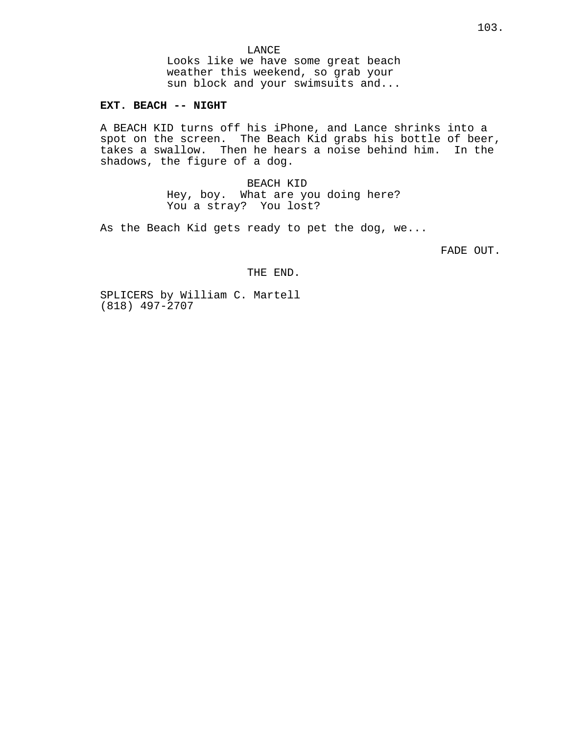LANCE
Looks like we have some great beach weather this weekend, so grab your sun block and your swimsuits and...

**EXT. BEACH -- NIGHT**

A BEACH KID turns off his iPhone, and Lance shrinks into a spot on the screen. The Beach Kid grabs his bottle of beer, takes a swallow. Then he hears a noise behind him. In the shadows, the figure of a dog.

BEACH KID
Hey, boy. What are you doing here? You a stray? You lost?

As the Beach Kid gets ready to pet the dog, we...

FADE OUT.

THE END.

SPLICERS by William C. Martell
(818) 497-2707